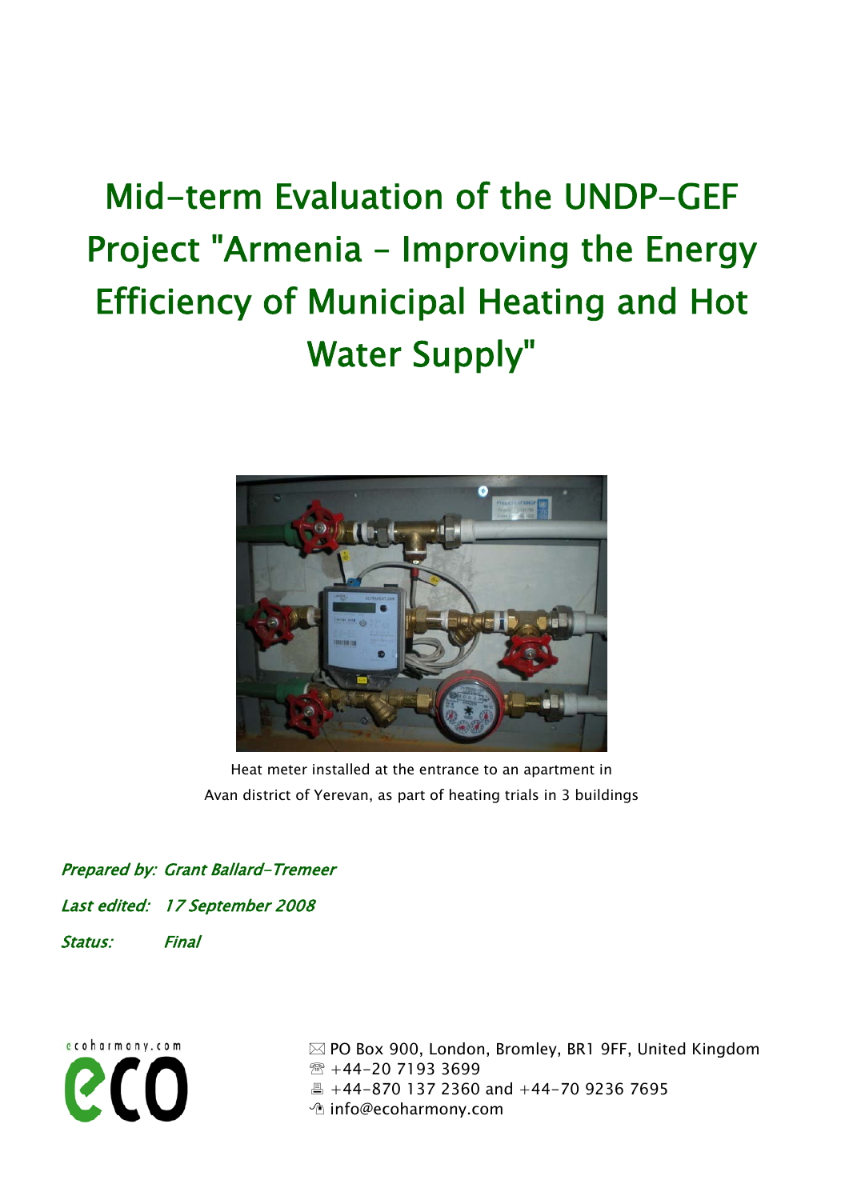# Mid-term Evaluation of the UNDP-GEF Project "Armenia – Improving the Energy Efficiency of Municipal Heating and Hot Water Supply"

Heat meter installed at the entrance to an apartment in Avan district of Yerevan, as part of heating trials in 3 buildings

*Prepared by:* *Grant Ballard-Tremeer*

*Last edited:* *17 September 2008*

*Status:* *Final*

ecoharmony.com

eco

✉ PO Box 900, London, Bromley, BR1 9FF, United Kingdom
☎ +44-20 7193 3699
🖷 +44-870 137 2360 and +44-70 9236 7695
info@ecoharmony.com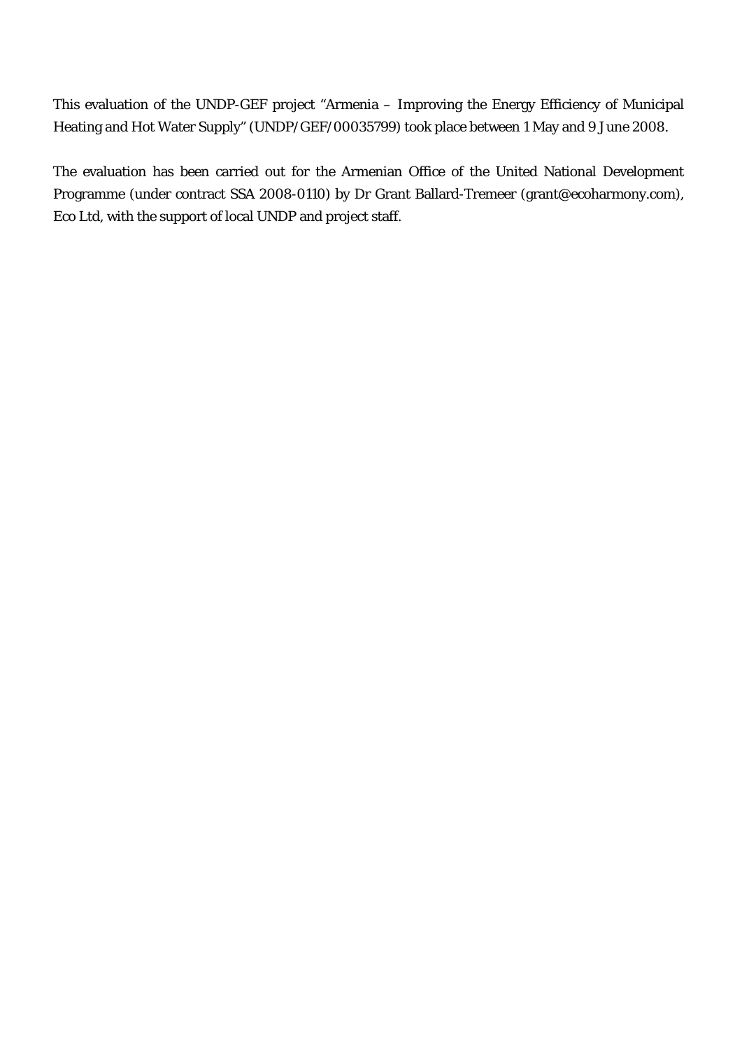This evaluation of the UNDP-GEF project "Armenia – Improving the Energy Efficiency of Municipal Heating and Hot Water Supply" (UNDP/GEF/00035799) took place between 1 May and 9 June 2008.

The evaluation has been carried out for the Armenian Office of the United National Development Programme (under contract SSA 2008-0110) by Dr Grant Ballard-Tremeer (grant@ecoharmony.com), Eco Ltd, with the support of local UNDP and project staff.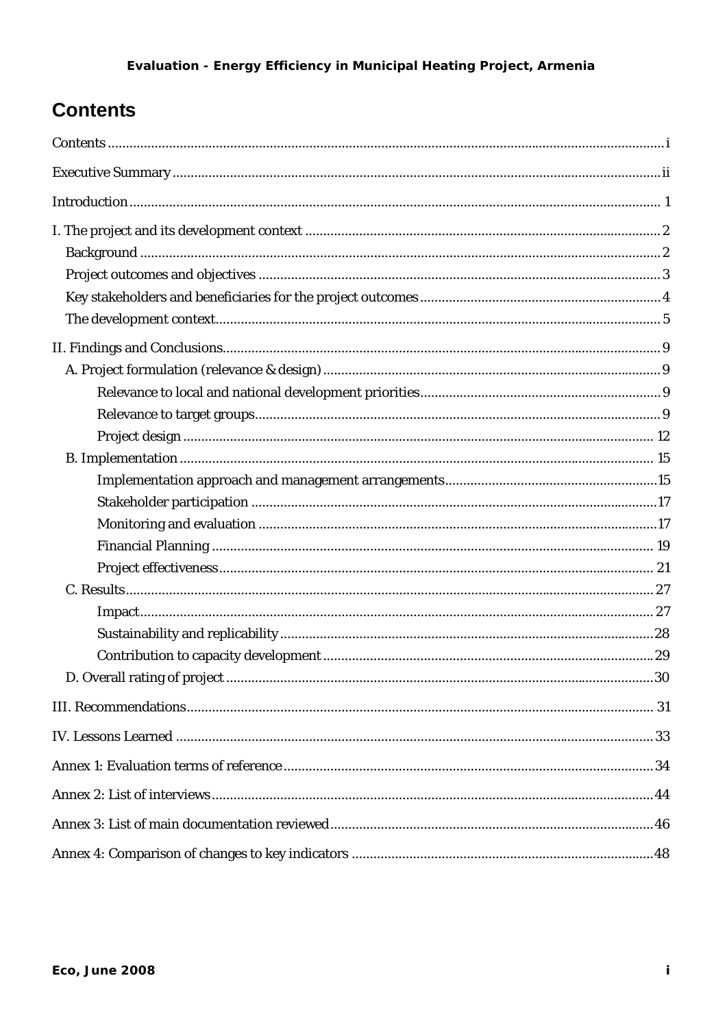# Contents

- Contents ... i
- Executive Summary ... ii
- Introduction ... 1
- I. The project and its development context ... 2
  - Background ... 2
  - Project outcomes and objectives ... 3
  - Key stakeholders and beneficiaries for the project outcomes ... 4
  - The development context ... 5
- II. Findings and Conclusions ... 9
  - A. Project formulation (relevance & design) ... 9
    - Relevance to local and national development priorities ... 9
    - Relevance to target groups ... 9
    - Project design ... 12
  - B. Implementation ... 15
    - Implementation approach and management arrangements ... 15
    - Stakeholder participation ... 17
    - Monitoring and evaluation ... 17
    - Financial Planning ... 19
    - Project effectiveness ... 21
  - C. Results ... 27
    - Impact ... 27
    - Sustainability and replicability ... 28
    - Contribution to capacity development ... 29
  - D. Overall rating of project ... 30
- III. Recommendations ... 31
- IV. Lessons Learned ... 33
- Annex 1: Evaluation terms of reference ... 34
- Annex 2: List of interviews ... 44
- Annex 3: List of main documentation reviewed ... 46
- Annex 4: Comparison of changes to key indicators ... 48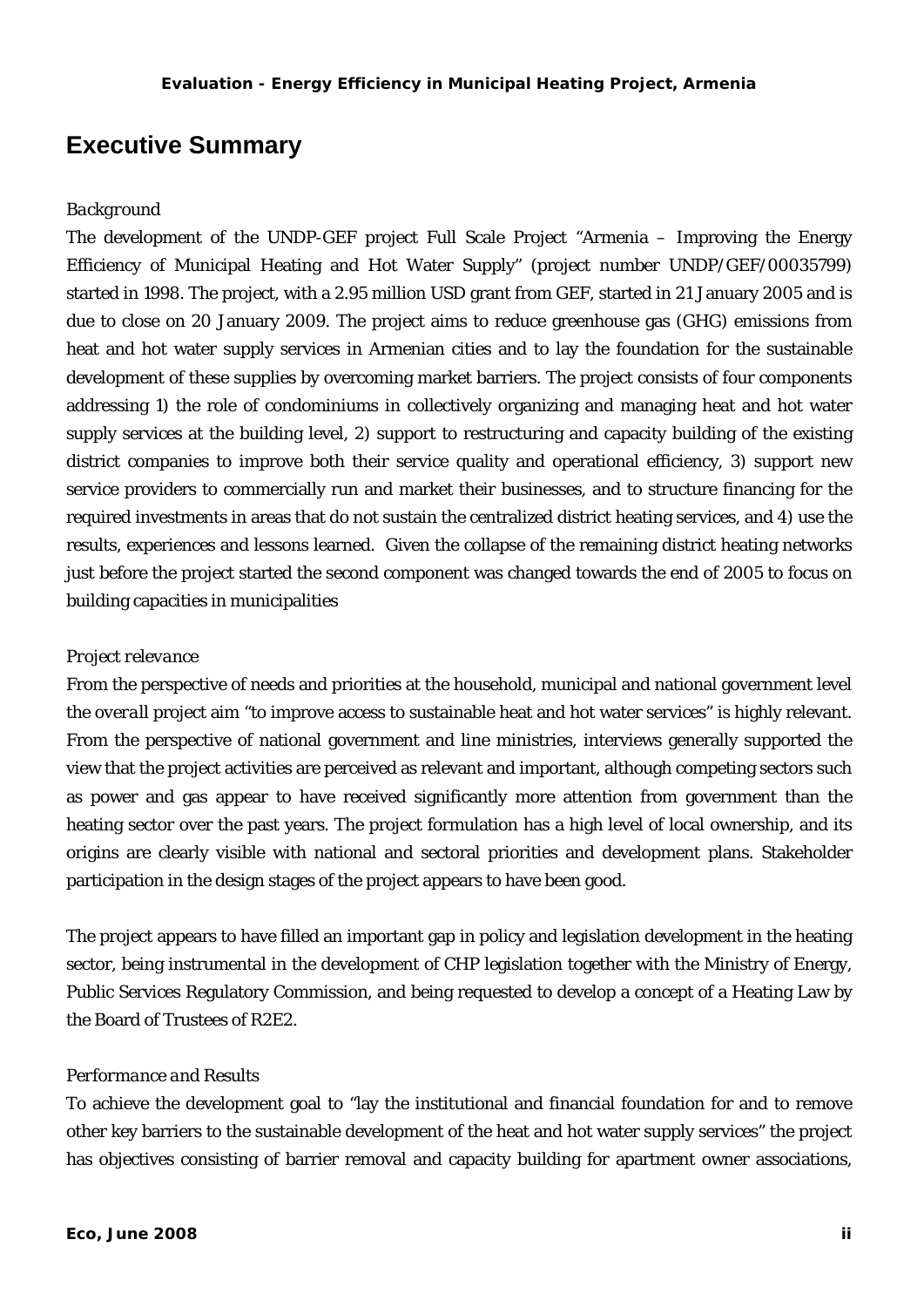## Executive Summary

*Background*

The development of the UNDP-GEF project Full Scale Project "Armenia – Improving the Energy Efficiency of Municipal Heating and Hot Water Supply" (project number UNDP/GEF/00035799) started in 1998. The project, with a 2.95 million USD grant from GEF, started in 21 January 2005 and is due to close on 20 January 2009. The project aims to reduce greenhouse gas (GHG) emissions from heat and hot water supply services in Armenian cities and to lay the foundation for the sustainable development of these supplies by overcoming market barriers. The project consists of four components addressing 1) the role of condominiums in collectively organizing and managing heat and hot water supply services at the building level, 2) support to restructuring and capacity building of the existing district companies to improve both their service quality and operational efficiency, 3) support new service providers to commercially run and market their businesses, and to structure financing for the required investments in areas that do not sustain the centralized district heating services, and 4) use the results, experiences and lessons learned. Given the collapse of the remaining district heating networks just before the project started the second component was changed towards the end of 2005 to focus on building capacities in municipalities

*Project relevance*

From the perspective of needs and priorities at the household, municipal and national government level the overall project aim "to improve access to sustainable heat and hot water services" is highly relevant. From the perspective of national government and line ministries, interviews generally supported the view that the project activities are perceived as relevant and important, although competing sectors such as power and gas appear to have received significantly more attention from government than the heating sector over the past years. The project formulation has a high level of local ownership, and its origins are clearly visible with national and sectoral priorities and development plans. Stakeholder participation in the design stages of the project appears to have been good.

The project appears to have filled an important gap in policy and legislation development in the heating sector, being instrumental in the development of CHP legislation together with the Ministry of Energy, Public Services Regulatory Commission, and being requested to develop a concept of a Heating Law by the Board of Trustees of R2E2.

*Performance and Results*

To achieve the development goal to "lay the institutional and financial foundation for and to remove other key barriers to the sustainable development of the heat and hot water supply services" the project has objectives consisting of barrier removal and capacity building for apartment owner associations,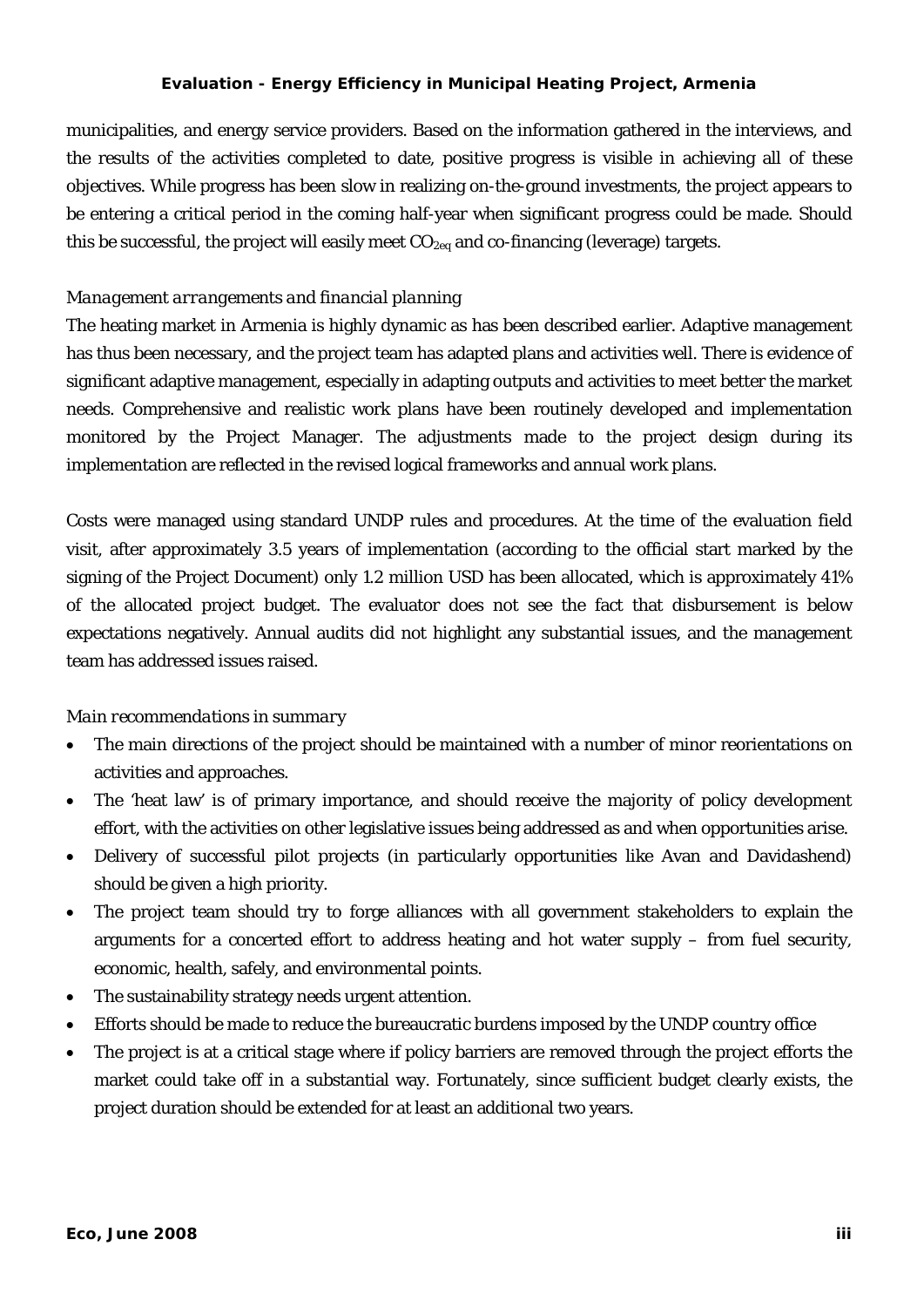municipalities, and energy service providers. Based on the information gathered in the interviews, and the results of the activities completed to date, positive progress is visible in achieving all of these objectives. While progress has been slow in realizing on-the-ground investments, the project appears to be entering a critical period in the coming half-year when significant progress could be made. Should this be successful, the project will easily meet $CO_{2eq}$ and co-financing (leverage) targets.

*Management arrangements and financial planning*

The heating market in Armenia is highly dynamic as has been described earlier. Adaptive management has thus been necessary, and the project team has adapted plans and activities well. There is evidence of significant adaptive management, especially in adapting outputs and activities to meet better the market needs. Comprehensive and realistic work plans have been routinely developed and implementation monitored by the Project Manager. The adjustments made to the project design during its implementation are reflected in the revised logical frameworks and annual work plans.

Costs were managed using standard UNDP rules and procedures. At the time of the evaluation field visit, after approximately 3.5 years of implementation (according to the official start marked by the signing of the Project Document) only 1.2 million USD has been allocated, which is approximately 41% of the allocated project budget. The evaluator does not see the fact that disbursement is below expectations negatively. Annual audits did not highlight any substantial issues, and the management team has addressed issues raised.

*Main recommendations in summary*

- The main directions of the project should be maintained with a number of minor reorientations on activities and approaches.
- The 'heat law' is of primary importance, and should receive the majority of policy development effort, with the activities on other legislative issues being addressed as and when opportunities arise.
- Delivery of successful pilot projects (in particularly opportunities like Avan and Davidashend) should be given a high priority.
- The project team should try to forge alliances with all government stakeholders to explain the arguments for a concerted effort to address heating and hot water supply – from fuel security, economic, health, safely, and environmental points.
- The sustainability strategy needs urgent attention.
- Efforts should be made to reduce the bureaucratic burdens imposed by the UNDP country office
- The project is at a critical stage where if policy barriers are removed through the project efforts the market could take off in a substantial way. Fortunately, since sufficient budget clearly exists, the project duration should be extended for at least an additional two years.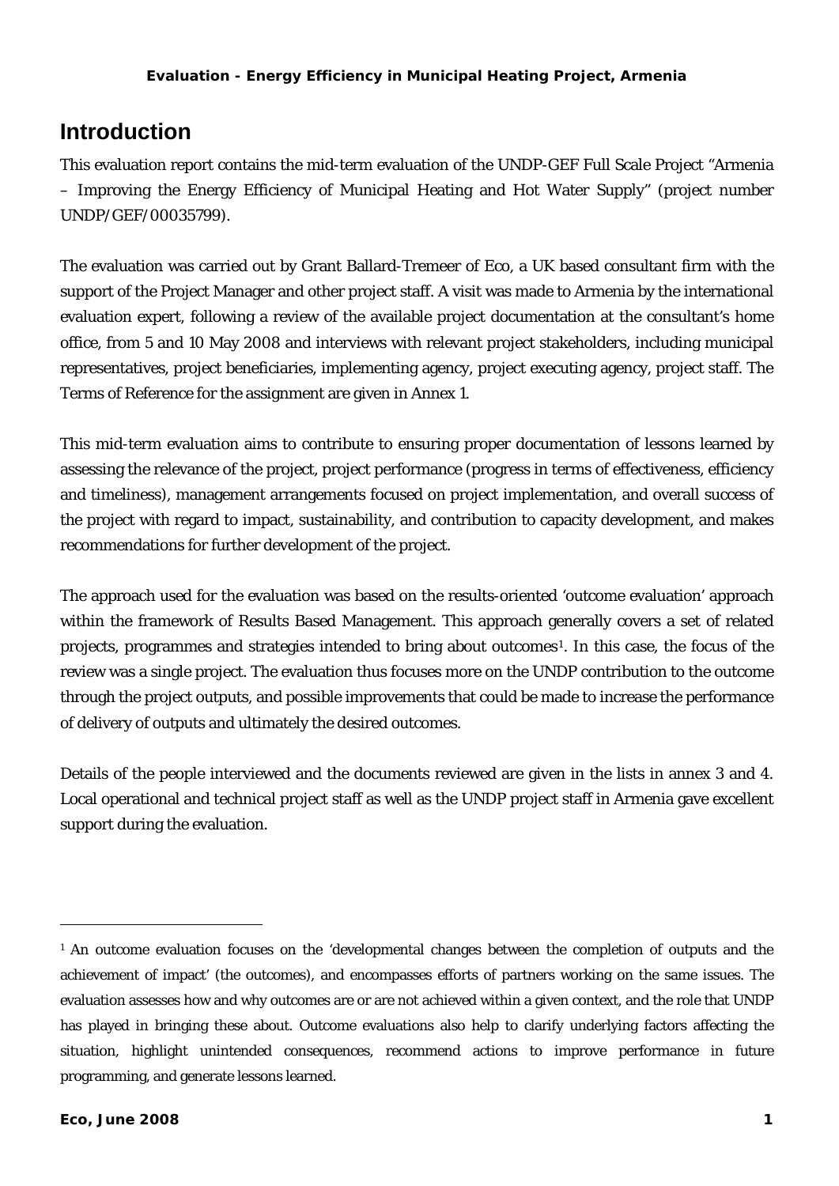# Introduction

This evaluation report contains the mid-term evaluation of the UNDP-GEF Full Scale Project "Armenia – Improving the Energy Efficiency of Municipal Heating and Hot Water Supply" (project number UNDP/GEF/00035799).

The evaluation was carried out by Grant Ballard-Tremeer of Eco, a UK based consultant firm with the support of the Project Manager and other project staff. A visit was made to Armenia by the international evaluation expert, following a review of the available project documentation at the consultant's home office, from 5 and 10 May 2008 and interviews with relevant project stakeholders, including municipal representatives, project beneficiaries, implementing agency, project executing agency, project staff. The Terms of Reference for the assignment are given in Annex 1.

This mid-term evaluation aims to contribute to ensuring proper documentation of lessons learned by assessing the relevance of the project, project performance (progress in terms of effectiveness, efficiency and timeliness), management arrangements focused on project implementation, and overall success of the project with regard to impact, sustainability, and contribution to capacity development, and makes recommendations for further development of the project.

The approach used for the evaluation was based on the results-oriented 'outcome evaluation' approach within the framework of Results Based Management. This approach generally covers a set of related projects, programmes and strategies intended to bring about outcomes[1]. In this case, the focus of the review was a single project. The evaluation thus focuses more on the UNDP contribution to the outcome through the project outputs, and possible improvements that could be made to increase the performance of delivery of outputs and ultimately the desired outcomes.

Details of the people interviewed and the documents reviewed are given in the lists in annex 3 and 4. Local operational and technical project staff as well as the UNDP project staff in Armenia gave excellent support during the evaluation.

[1] An outcome evaluation focuses on the 'developmental changes between the completion of outputs and the achievement of impact' (the outcomes), and encompasses efforts of partners working on the same issues. The evaluation assesses how and why outcomes are or are not achieved within a given context, and the role that UNDP has played in bringing these about. Outcome evaluations also help to clarify underlying factors affecting the situation, highlight unintended consequences, recommend actions to improve performance in future programming, and generate lessons learned.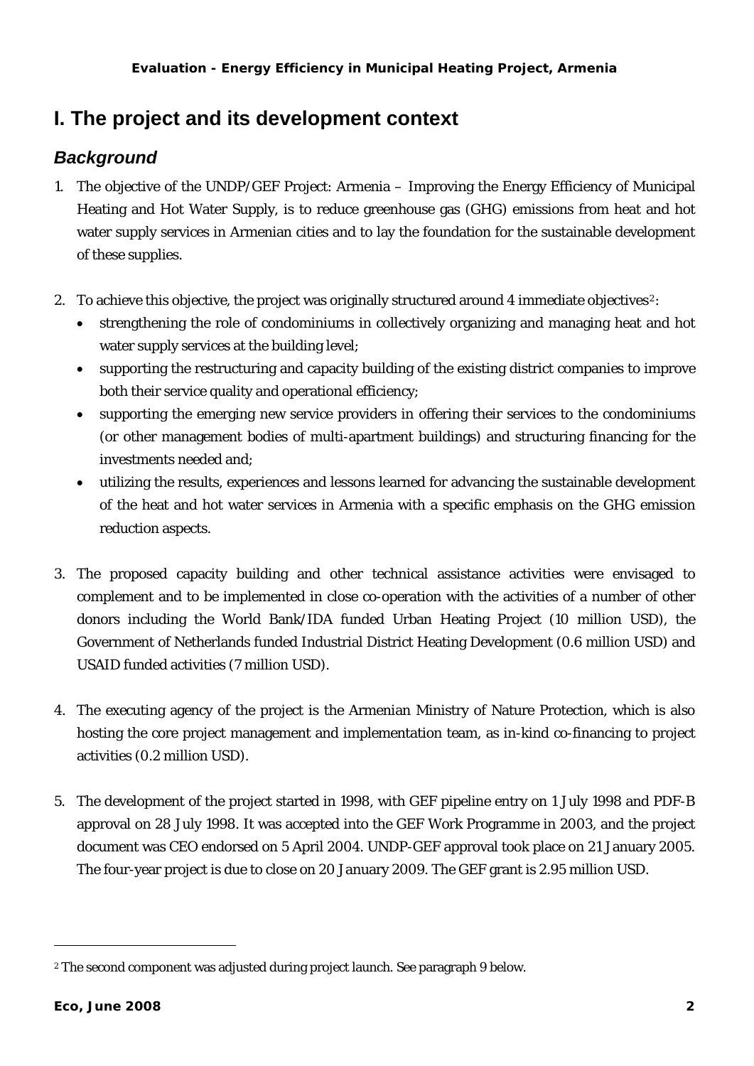# I. The project and its development context

## *Background*

1. The objective of the UNDP/GEF Project: Armenia – Improving the Energy Efficiency of Municipal Heating and Hot Water Supply, is to reduce greenhouse gas (GHG) emissions from heat and hot water supply services in Armenian cities and to lay the foundation for the sustainable development of these supplies.

2. To achieve this objective, the project was originally structured around 4 immediate objectives[2]:
   - strengthening the role of condominiums in collectively organizing and managing heat and hot water supply services at the building level;
   - supporting the restructuring and capacity building of the existing district companies to improve both their service quality and operational efficiency;
   - supporting the emerging new service providers in offering their services to the condominiums (or other management bodies of multi-apartment buildings) and structuring financing for the investments needed and;
   - utilizing the results, experiences and lessons learned for advancing the sustainable development of the heat and hot water services in Armenia with a specific emphasis on the GHG emission reduction aspects.

3. The proposed capacity building and other technical assistance activities were envisaged to complement and to be implemented in close co-operation with the activities of a number of other donors including the World Bank/IDA funded Urban Heating Project (10 million USD), the Government of Netherlands funded Industrial District Heating Development (0.6 million USD) and USAID funded activities (7 million USD).

4. The executing agency of the project is the Armenian Ministry of Nature Protection, which is also hosting the core project management and implementation team, as in-kind co-financing to project activities (0.2 million USD).

5. The development of the project started in 1998, with GEF pipeline entry on 1 July 1998 and PDF-B approval on 28 July 1998. It was accepted into the GEF Work Programme in 2003, and the project document was CEO endorsed on 5 April 2004. UNDP-GEF approval took place on 21 January 2005. The four-year project is due to close on 20 January 2009. The GEF grant is 2.95 million USD.

---

[2] The second component was adjusted during project launch. See paragraph 9 below.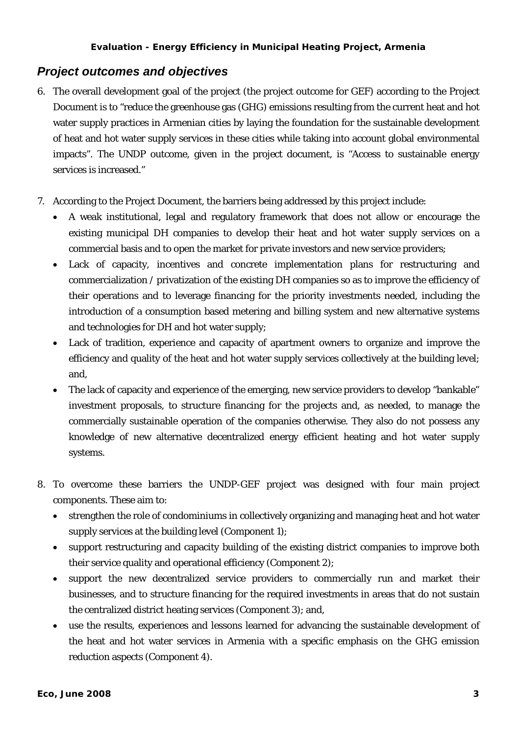## *Project outcomes and objectives*

6. The overall development goal of the project (the project outcome for GEF) according to the Project Document is to "reduce the greenhouse gas (GHG) emissions resulting from the current heat and hot water supply practices in Armenian cities by laying the foundation for the sustainable development of heat and hot water supply services in these cities while taking into account global environmental impacts". The UNDP outcome, given in the project document, is "Access to sustainable energy services is increased."

7. According to the Project Document, the barriers being addressed by this project include:
   - A weak institutional, legal and regulatory framework that does not allow or encourage the existing municipal DH companies to develop their heat and hot water supply services on a commercial basis and to open the market for private investors and new service providers;
   - Lack of capacity, incentives and concrete implementation plans for restructuring and commercialization / privatization of the existing DH companies so as to improve the efficiency of their operations and to leverage financing for the priority investments needed, including the introduction of a consumption based metering and billing system and new alternative systems and technologies for DH and hot water supply;
   - Lack of tradition, experience and capacity of apartment owners to organize and improve the efficiency and quality of the heat and hot water supply services collectively at the building level; and,
   - The lack of capacity and experience of the emerging, new service providers to develop "bankable" investment proposals, to structure financing for the projects and, as needed, to manage the commercially sustainable operation of the companies otherwise. They also do not possess any knowledge of new alternative decentralized energy efficient heating and hot water supply systems.

8. To overcome these barriers the UNDP-GEF project was designed with four main project components. These aim to:
   - strengthen the role of condominiums in collectively organizing and managing heat and hot water supply services at the building level (Component 1);
   - support restructuring and capacity building of the existing district companies to improve both their service quality and operational efficiency (Component 2);
   - support the new decentralized service providers to commercially run and market their businesses, and to structure financing for the required investments in areas that do not sustain the centralized district heating services (Component 3); and,
   - use the results, experiences and lessons learned for advancing the sustainable development of the heat and hot water services in Armenia with a specific emphasis on the GHG emission reduction aspects (Component 4).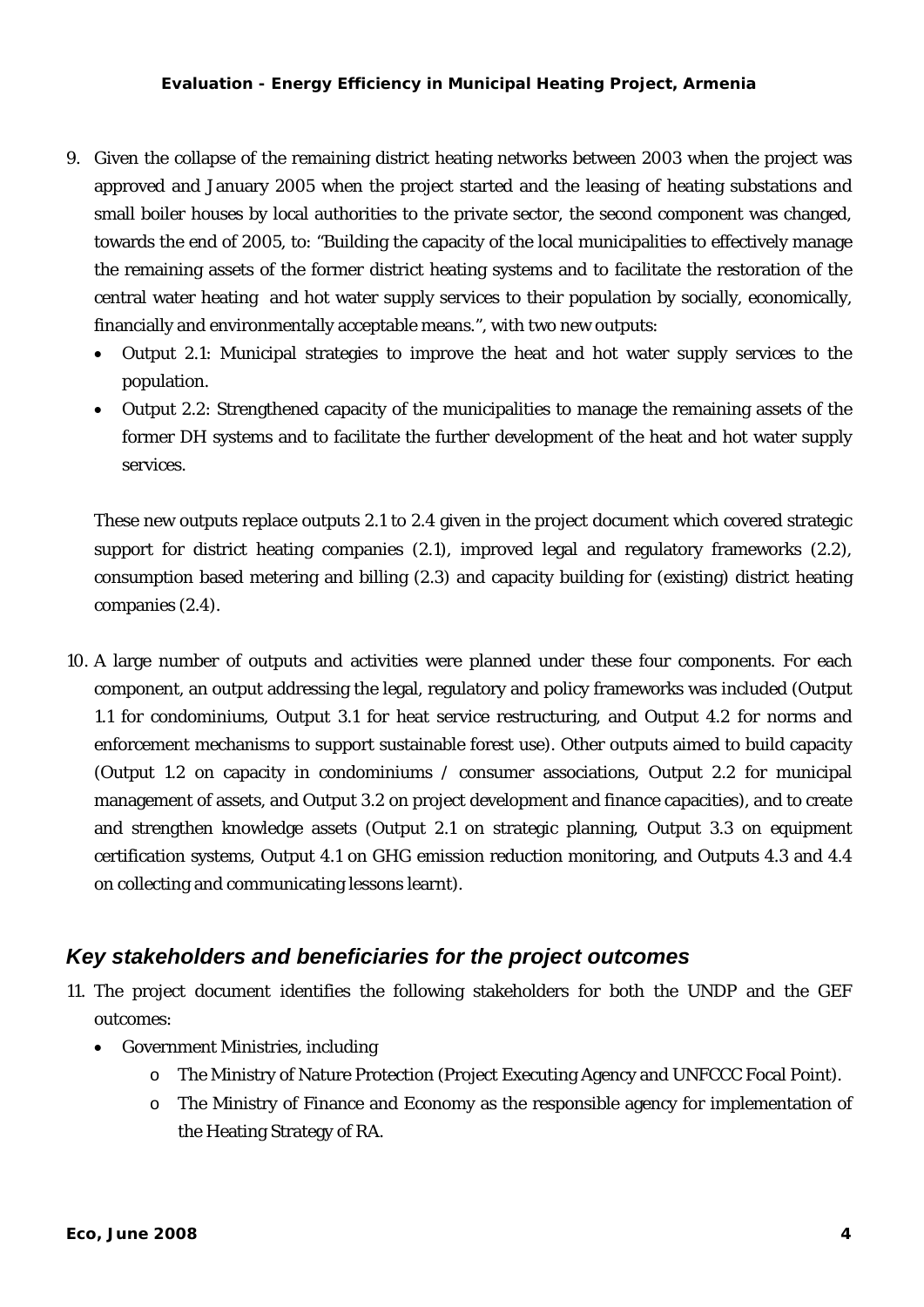9. Given the collapse of the remaining district heating networks between 2003 when the project was approved and January 2005 when the project started and the leasing of heating substations and small boiler houses by local authorities to the private sector, the second component was changed, towards the end of 2005, to: "Building the capacity of the local municipalities to effectively manage the remaining assets of the former district heating systems and to facilitate the restoration of the central water heating and hot water supply services to their population by socially, economically, financially and environmentally acceptable means.", with two new outputs:
   - Output 2.1: Municipal strategies to improve the heat and hot water supply services to the population.
   - Output 2.2: Strengthened capacity of the municipalities to manage the remaining assets of the former DH systems and to facilitate the further development of the heat and hot water supply services.

   These new outputs replace outputs 2.1 to 2.4 given in the project document which covered strategic support for district heating companies (2.1), improved legal and regulatory frameworks (2.2), consumption based metering and billing (2.3) and capacity building for (existing) district heating companies (2.4).

10. A large number of outputs and activities were planned under these four components. For each component, an output addressing the legal, regulatory and policy frameworks was included (Output 1.1 for condominiums, Output 3.1 for heat service restructuring, and Output 4.2 for norms and enforcement mechanisms to support sustainable forest use). Other outputs aimed to build capacity (Output 1.2 on capacity in condominiums / consumer associations, Output 2.2 for municipal management of assets, and Output 3.2 on project development and finance capacities), and to create and strengthen knowledge assets (Output 2.1 on strategic planning, Output 3.3 on equipment certification systems, Output 4.1 on GHG emission reduction monitoring, and Outputs 4.3 and 4.4 on collecting and communicating lessons learnt).

### *Key stakeholders and beneficiaries for the project outcomes*

11. The project document identifies the following stakeholders for both the UNDP and the GEF outcomes:
    - Government Ministries, including
      - The Ministry of Nature Protection (Project Executing Agency and UNFCCC Focal Point).
      - The Ministry of Finance and Economy as the responsible agency for implementation of the Heating Strategy of RA.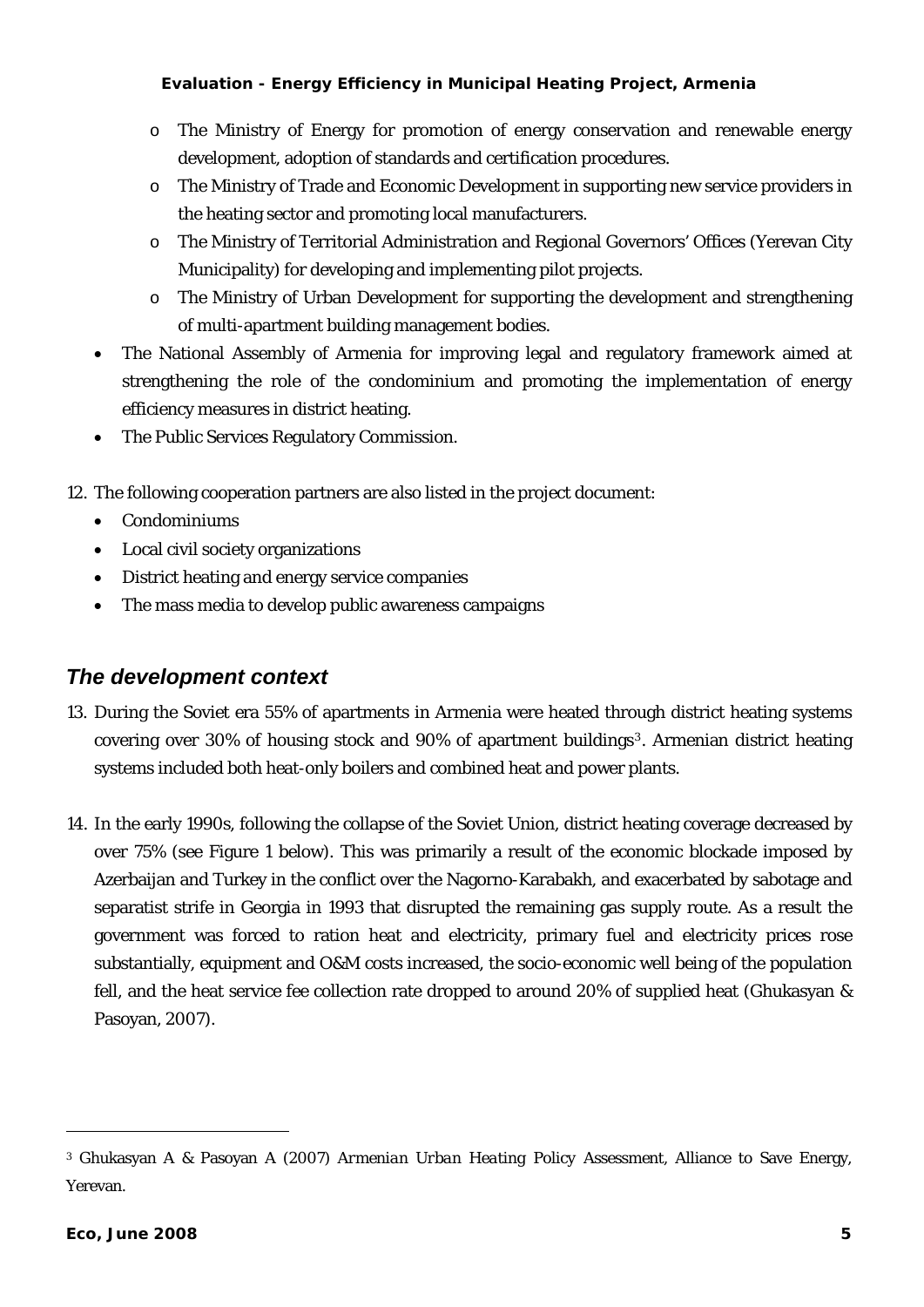- The Ministry of Energy for promotion of energy conservation and renewable energy development, adoption of standards and certification procedures.
    - The Ministry of Trade and Economic Development in supporting new service providers in the heating sector and promoting local manufacturers.
    - The Ministry of Territorial Administration and Regional Governors' Offices (Yerevan City Municipality) for developing and implementing pilot projects.
    - The Ministry of Urban Development for supporting the development and strengthening of multi-apartment building management bodies.
- The National Assembly of Armenia for improving legal and regulatory framework aimed at strengthening the role of the condominium and promoting the implementation of energy efficiency measures in district heating.
- The Public Services Regulatory Commission.

12. The following cooperation partners are also listed in the project document:
    - Condominiums
    - Local civil society organizations
    - District heating and energy service companies
    - The mass media to develop public awareness campaigns

## *The development context*

13. During the Soviet era 55% of apartments in Armenia were heated through district heating systems covering over 30% of housing stock and 90% of apartment buildings[3]. Armenian district heating systems included both heat-only boilers and combined heat and power plants.

14. In the early 1990s, following the collapse of the Soviet Union, district heating coverage decreased by over 75% (see Figure 1 below). This was primarily a result of the economic blockade imposed by Azerbaijan and Turkey in the conflict over the Nagorno-Karabakh, and exacerbated by sabotage and separatist strife in Georgia in 1993 that disrupted the remaining gas supply route. As a result the government was forced to ration heat and electricity, primary fuel and electricity prices rose substantially, equipment and O&M costs increased, the socio-economic well being of the population fell, and the heat service fee collection rate dropped to around 20% of supplied heat (Ghukasyan & Pasoyan, 2007).

[3] Ghukasyan A & Pasoyan A (2007) *Armenian Urban Heating Policy Assessment*, Alliance to Save Energy, Yerevan.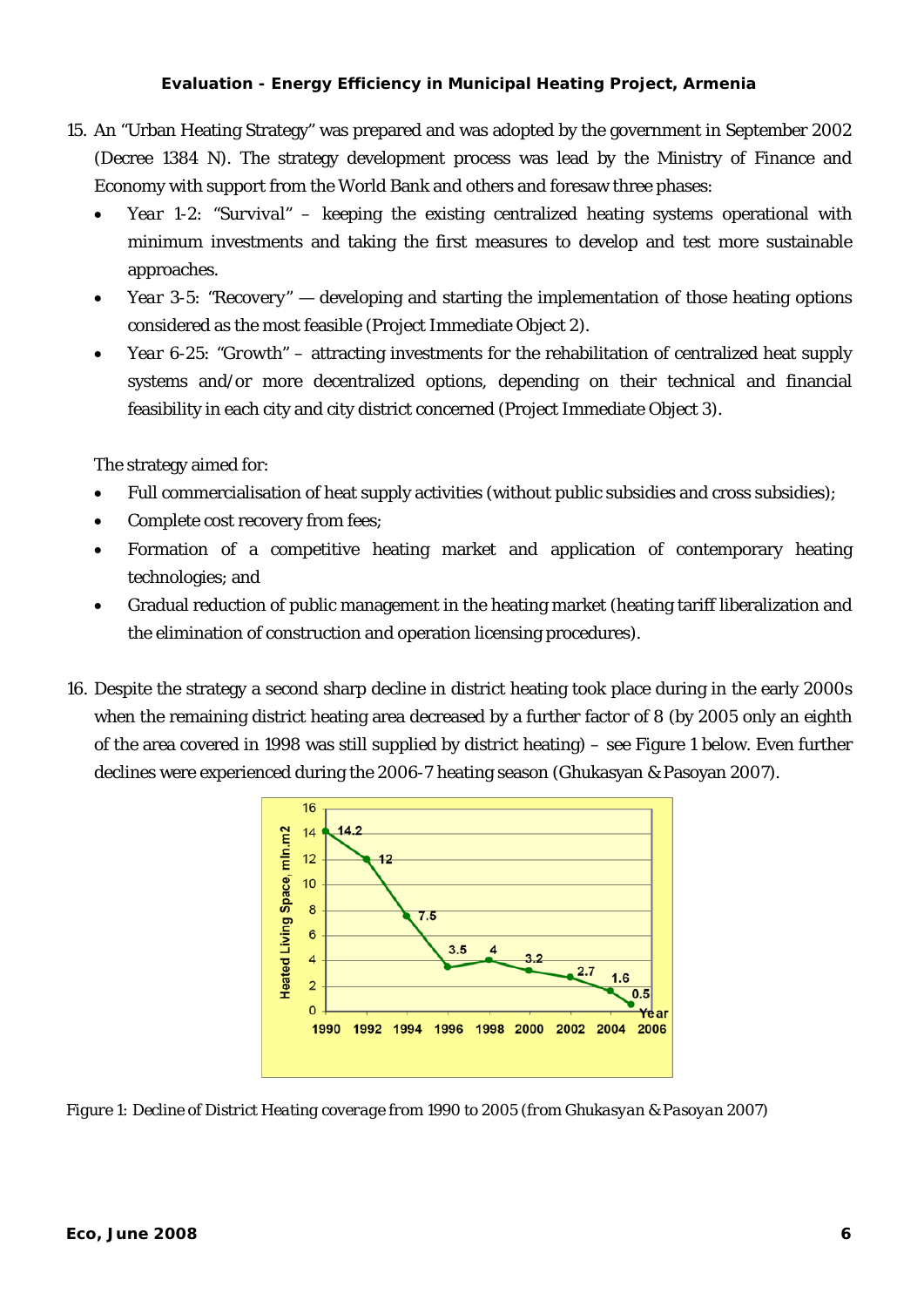15. An "Urban Heating Strategy" was prepared and was adopted by the government in September 2002 (Decree 1384 N). The strategy development process was lead by the Ministry of Finance and Economy with support from the World Bank and others and foresaw three phases:
    - *Year 1-2*: "Survival" – keeping the existing centralized heating systems operational with minimum investments and taking the first measures to develop and test more sustainable approaches.
    - *Year 3-5*: "Recovery" — developing and starting the implementation of those heating options considered as the most feasible (Project Immediate Object 2).
    - *Year 6-25*: "Growth" – attracting investments for the rehabilitation of centralized heat supply systems and/or more decentralized options, depending on their technical and financial feasibility in each city and city district concerned (Project Immediate Object 3).

    The strategy aimed for:
    - Full commercialisation of heat supply activities (without public subsidies and cross subsidies);
    - Complete cost recovery from fees;
    - Formation of a competitive heating market and application of contemporary heating technologies; and
    - Gradual reduction of public management in the heating market (heating tariff liberalization and the elimination of construction and operation licensing procedures).

16. Despite the strategy a second sharp decline in district heating took place during in the early 2000s when the remaining district heating area decreased by a further factor of 8 (by 2005 only an eighth of the area covered in 1998 was still supplied by district heating) – see Figure 1 below. Even further declines were experienced during the 2006-7 heating season (Ghukasyan & Pasoyan 2007).

*Figure 1: Decline of District Heating coverage from 1990 to 2005 (from Ghukasyan & Pasoyan 2007)*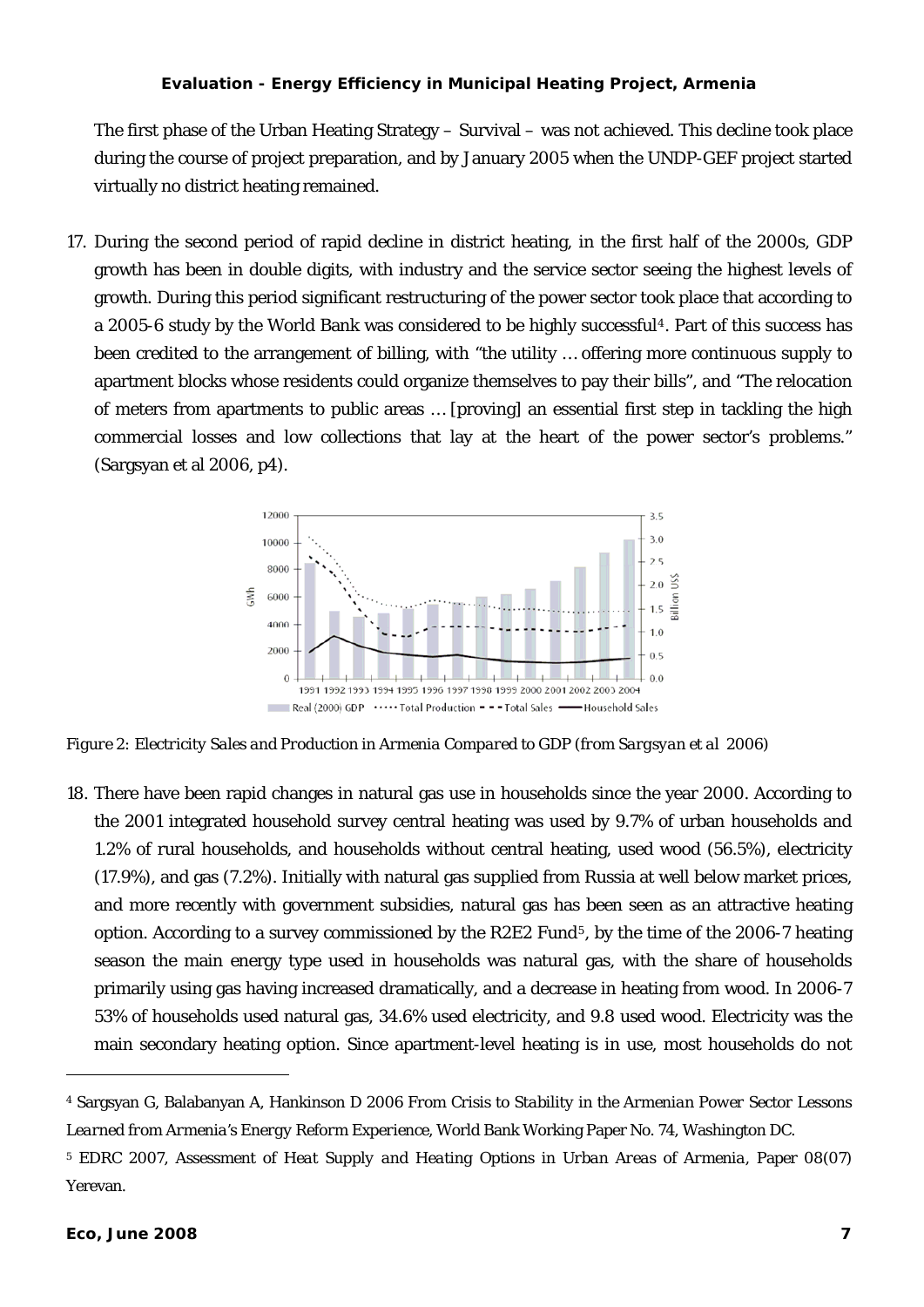The first phase of the Urban Heating Strategy – Survival – was not achieved. This decline took place during the course of project preparation, and by January 2005 when the UNDP-GEF project started virtually no district heating remained.

17. During the second period of rapid decline in district heating, in the first half of the 2000s, GDP growth has been in double digits, with industry and the service sector seeing the highest levels of growth. During this period significant restructuring of the power sector took place that according to a 2005-6 study by the World Bank was considered to be highly successful[4]. Part of this success has been credited to the arrangement of billing, with "the utility … offering more continuous supply to apartment blocks whose residents could organize themselves to pay their bills", and "The relocation of meters from apartments to public areas … [proving] an essential first step in tackling the high commercial losses and low collections that lay at the heart of the power sector's problems." (Sargsyan et al 2006, p4).

*Figure 2: Electricity Sales and Production in Armenia Compared to GDP (from Sargsyan et al 2006)*

18. There have been rapid changes in natural gas use in households since the year 2000. According to the 2001 integrated household survey central heating was used by 9.7% of urban households and 1.2% of rural households, and households without central heating, used wood (56.5%), electricity (17.9%), and gas (7.2%). Initially with natural gas supplied from Russia at well below market prices, and more recently with government subsidies, natural gas has been seen as an attractive heating option. According to a survey commissioned by the R2E2 Fund[5], by the time of the 2006-7 heating season the main energy type used in households was natural gas, with the share of households primarily using gas having increased dramatically, and a decrease in heating from wood. In 2006-7 53% of households used natural gas, 34.6% used electricity, and 9.8 used wood. Electricity was the main secondary heating option. Since apartment-level heating is in use, most households do not

---

[4] Sargsyan G, Balabanyan A, Hankinson D 2006 *From Crisis to Stability in the Armenian Power Sector Lessons Learned from Armenia's Energy Reform Experience*, World Bank Working Paper No. 74, Washington DC.

[5] EDRC 2007, *Assessment of Heat Supply and Heating Options in Urban Areas of Armenia*, Paper 08(07) Yerevan.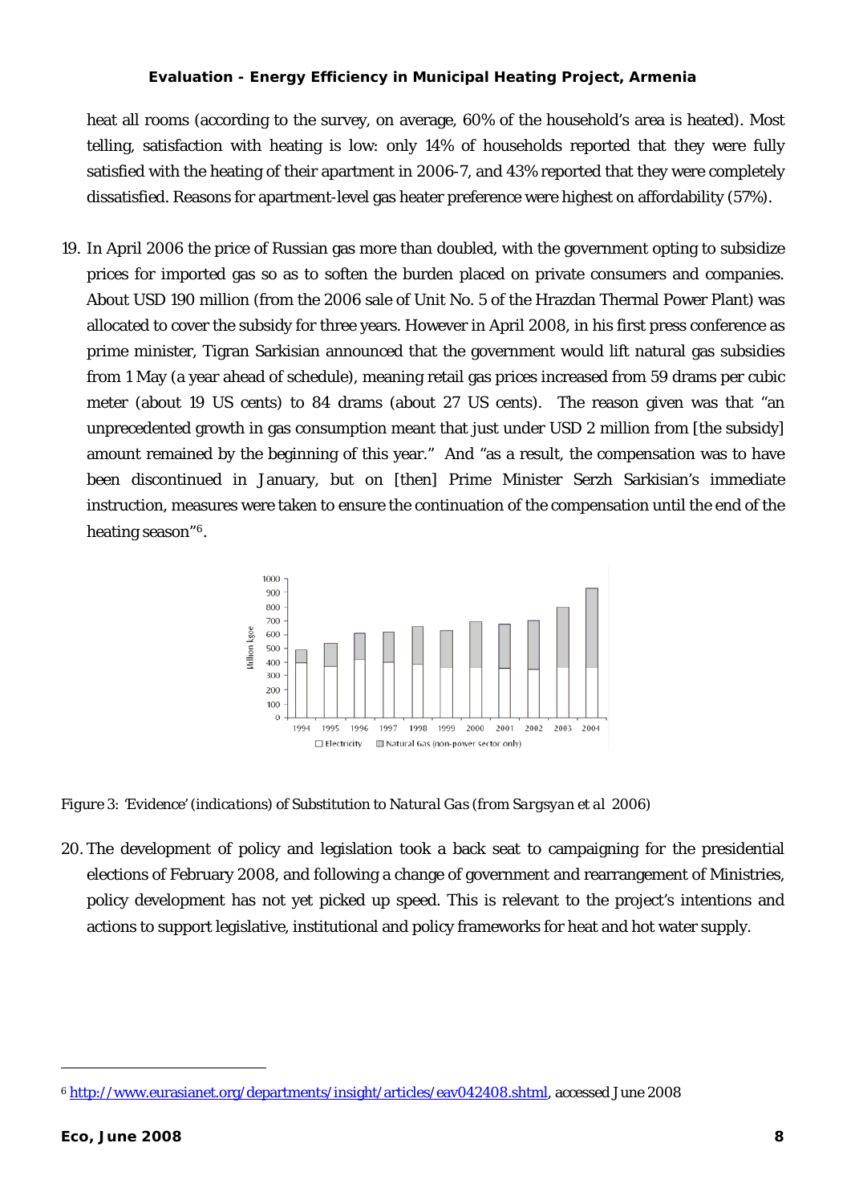heat all rooms (according to the survey, on average, 60% of the household's area is heated). Most telling, satisfaction with heating is low: only 14% of households reported that they were fully satisfied with the heating of their apartment in 2006-7, and 43% reported that they were completely dissatisfied. Reasons for apartment-level gas heater preference were highest on affordability (57%).

19. In April 2006 the price of Russian gas more than doubled, with the government opting to subsidize prices for imported gas so as to soften the burden placed on private consumers and companies. About USD 190 million (from the 2006 sale of Unit No. 5 of the Hrazdan Thermal Power Plant) was allocated to cover the subsidy for three years. However in April 2008, in his first press conference as prime minister, Tigran Sarkisian announced that the government would lift natural gas subsidies from 1 May (a year ahead of schedule), meaning retail gas prices increased from 59 drams per cubic meter (about 19 US cents) to 84 drams (about 27 US cents). The reason given was that "an unprecedented growth in gas consumption meant that just under USD 2 million from [the subsidy] amount remained by the beginning of this year." And "as a result, the compensation was to have been discontinued in January, but on [then] Prime Minister Serzh Sarkisian's immediate instruction, measures were taken to ensure the continuation of the compensation until the end of the heating season"[6].

*Figure 3: 'Evidence' (indications) of Substitution to Natural Gas (from Sargsyan et al 2006)*

20. The development of policy and legislation took a back seat to campaigning for the presidential elections of February 2008, and following a change of government and rearrangement of Ministries, policy development has not yet picked up speed. This is relevant to the project's intentions and actions to support legislative, institutional and policy frameworks for heat and hot water supply.

[6] http://www.eurasianet.org/departments/insight/articles/eav042408.shtml, accessed June 2008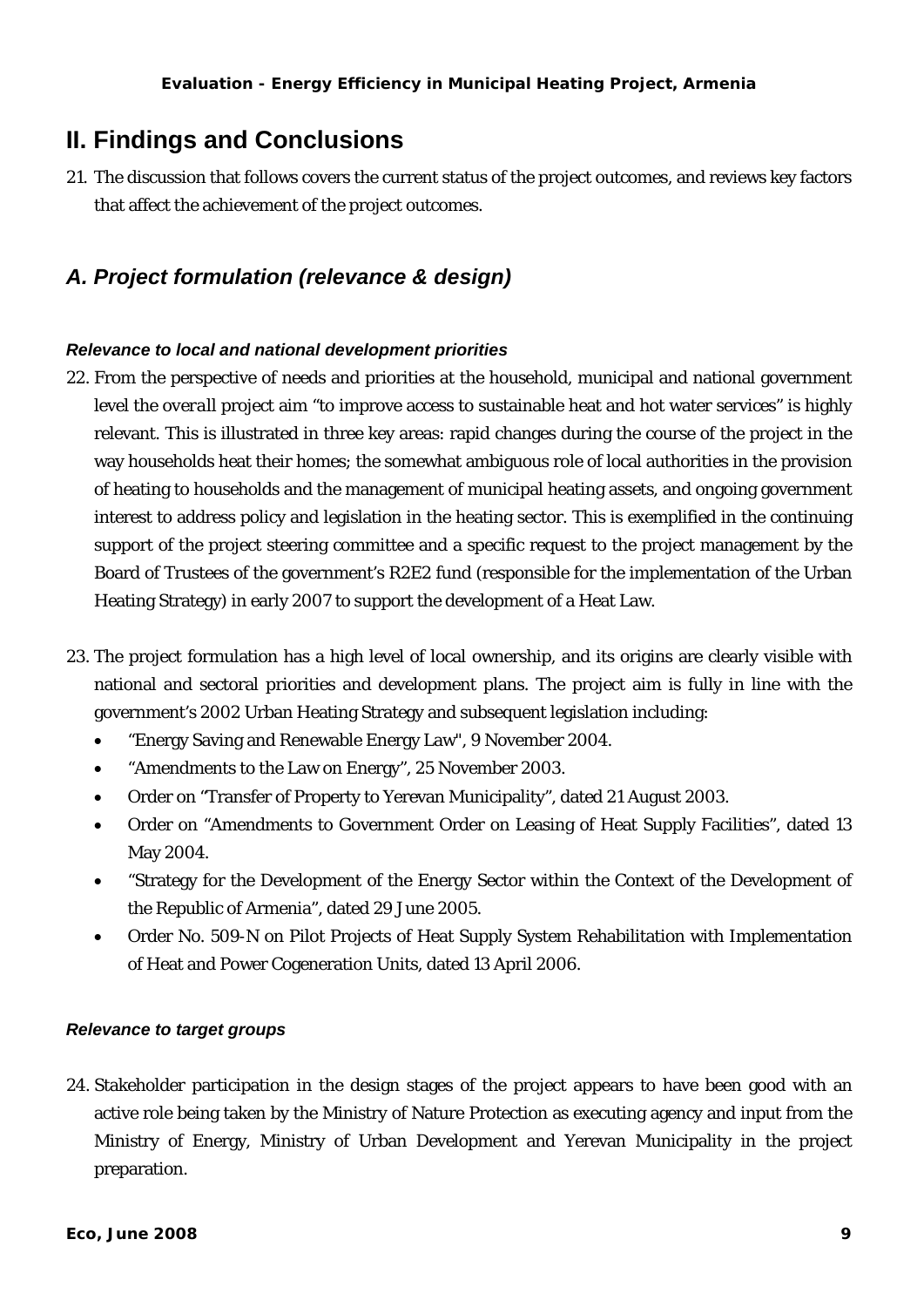# II. Findings and Conclusions

21. The discussion that follows covers the current status of the project outcomes, and reviews key factors that affect the achievement of the project outcomes.

## *A. Project formulation (relevance & design)*

#### *Relevance to local and national development priorities*

22. From the perspective of needs and priorities at the household, municipal and national government level the overall project aim "to improve access to sustainable heat and hot water services" is highly relevant. This is illustrated in three key areas: rapid changes during the course of the project in the way households heat their homes; the somewhat ambiguous role of local authorities in the provision of heating to households and the management of municipal heating assets, and ongoing government interest to address policy and legislation in the heating sector. This is exemplified in the continuing support of the project steering committee and a specific request to the project management by the Board of Trustees of the government's R2E2 fund (responsible for the implementation of the Urban Heating Strategy) in early 2007 to support the development of a Heat Law.

23. The project formulation has a high level of local ownership, and its origins are clearly visible with national and sectoral priorities and development plans. The project aim is fully in line with the government's 2002 Urban Heating Strategy and subsequent legislation including:
    - "Energy Saving and Renewable Energy Law", 9 November 2004.
    - "Amendments to the Law on Energy", 25 November 2003.
    - Order on "Transfer of Property to Yerevan Municipality", dated 21 August 2003.
    - Order on "Amendments to Government Order on Leasing of Heat Supply Facilities", dated 13 May 2004.
    - "Strategy for the Development of the Energy Sector within the Context of the Development of the Republic of Armenia", dated 29 June 2005.
    - Order No. 509-N on Pilot Projects of Heat Supply System Rehabilitation with Implementation of Heat and Power Cogeneration Units, dated 13 April 2006.

#### *Relevance to target groups*

24. Stakeholder participation in the design stages of the project appears to have been good with an active role being taken by the Ministry of Nature Protection as executing agency and input from the Ministry of Energy, Ministry of Urban Development and Yerevan Municipality in the project preparation.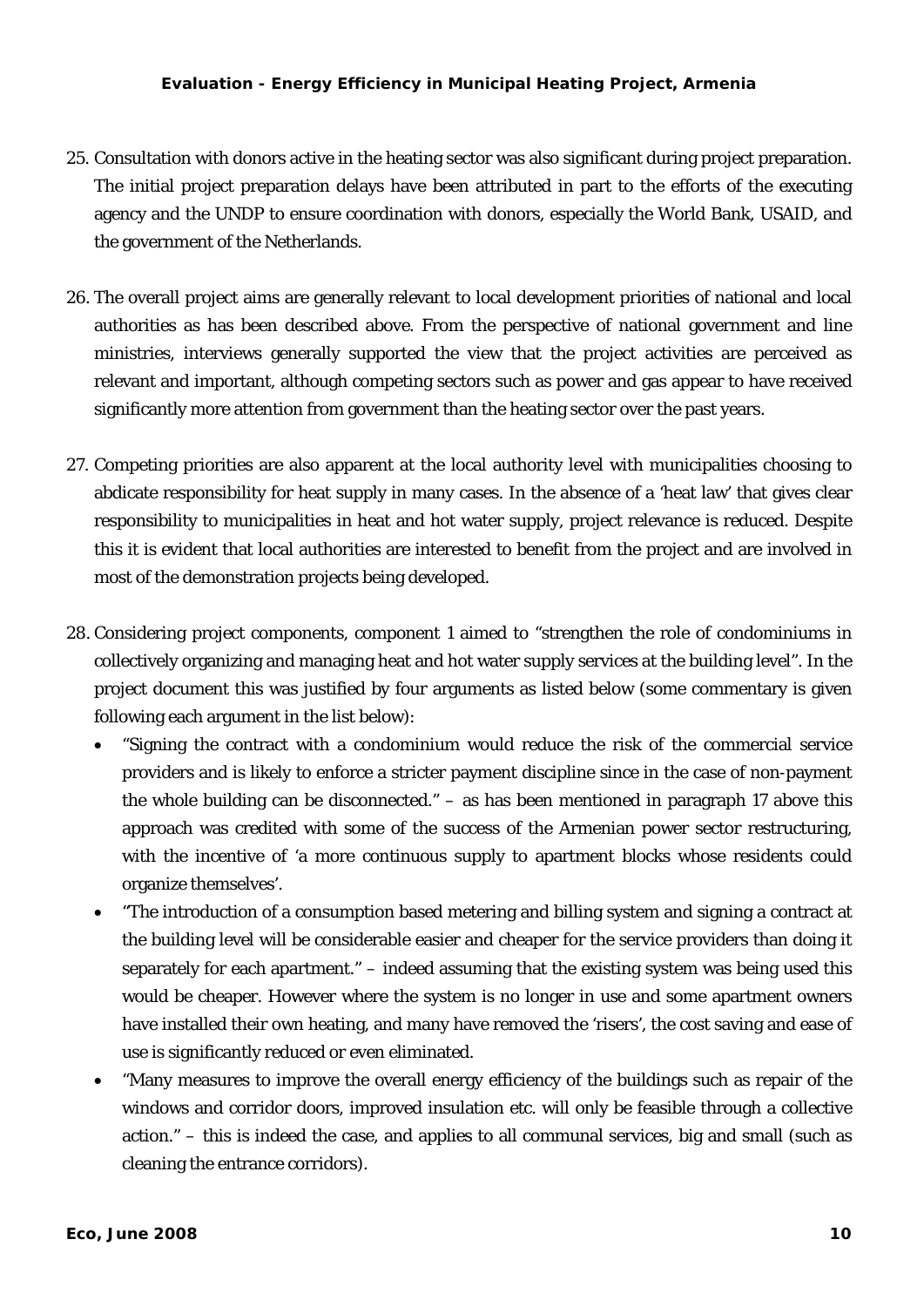25. Consultation with donors active in the heating sector was also significant during project preparation. The initial project preparation delays have been attributed in part to the efforts of the executing agency and the UNDP to ensure coordination with donors, especially the World Bank, USAID, and the government of the Netherlands.

26. The overall project aims are generally relevant to local development priorities of national and local authorities as has been described above. From the perspective of national government and line ministries, interviews generally supported the view that the project activities are perceived as relevant and important, although competing sectors such as power and gas appear to have received significantly more attention from government than the heating sector over the past years.

27. Competing priorities are also apparent at the local authority level with municipalities choosing to abdicate responsibility for heat supply in many cases. In the absence of a 'heat law' that gives clear responsibility to municipalities in heat and hot water supply, project relevance is reduced. Despite this it is evident that local authorities are interested to benefit from the project and are involved in most of the demonstration projects being developed.

28. Considering project components, component 1 aimed to "strengthen the role of condominiums in collectively organizing and managing heat and hot water supply services at the building level". In the project document this was justified by four arguments as listed below (some commentary is given following each argument in the list below):
    - "Signing the contract with a condominium would reduce the risk of the commercial service providers and is likely to enforce a stricter payment discipline since in the case of non-payment the whole building can be disconnected." – as has been mentioned in paragraph 17 above this approach was credited with some of the success of the Armenian power sector restructuring, with the incentive of 'a more continuous supply to apartment blocks whose residents could organize themselves'.
    - "The introduction of a consumption based metering and billing system and signing a contract at the building level will be considerable easier and cheaper for the service providers than doing it separately for each apartment." – indeed assuming that the existing system was being used this would be cheaper. However where the system is no longer in use and some apartment owners have installed their own heating, and many have removed the 'risers', the cost saving and ease of use is significantly reduced or even eliminated.
    - "Many measures to improve the overall energy efficiency of the buildings such as repair of the windows and corridor doors, improved insulation etc. will only be feasible through a collective action." – this is indeed the case, and applies to all communal services, big and small (such as cleaning the entrance corridors).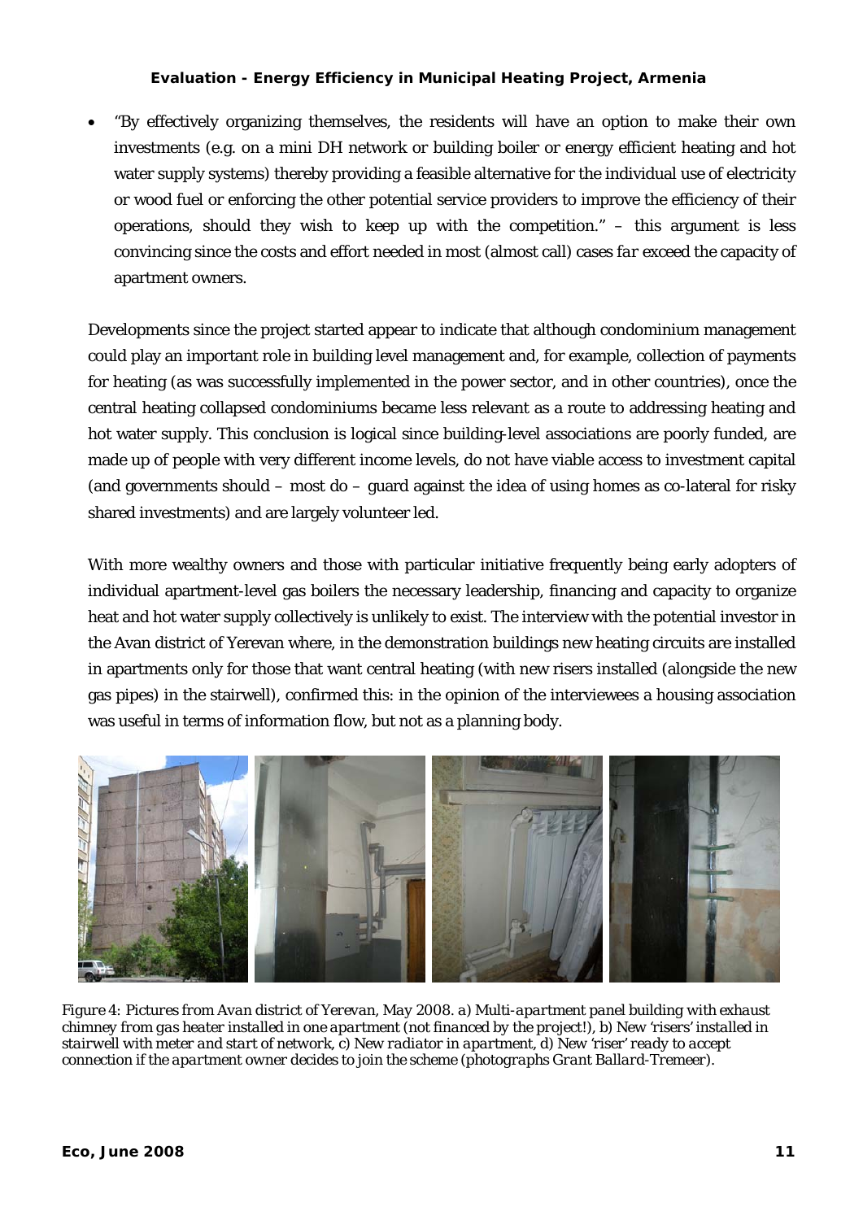- "By effectively organizing themselves, the residents will have an option to make their own investments (e.g. on a mini DH network or building boiler or energy efficient heating and hot water supply systems) thereby providing a feasible alternative for the individual use of electricity or wood fuel or enforcing the other potential service providers to improve the efficiency of their operations, should they wish to keep up with the competition." – this argument is less convincing since the costs and effort needed in most (almost call) cases *far* exceed the capacity of apartment owners.

Developments since the project started appear to indicate that although condominium management could play an important role in building level management and, for example, collection of payments for heating (as was successfully implemented in the power sector, and in other countries), once the central heating collapsed condominiums became less relevant as a route to addressing heating and hot water supply. This conclusion is logical since building-level associations are poorly funded, are made up of people with very different income levels, do not have viable access to investment capital (and governments should – most do – guard against the idea of using homes as co-lateral for risky shared investments) and are largely volunteer led.

With more wealthy owners and those with particular initiative frequently being early adopters of individual apartment-level gas boilers the necessary leadership, financing and capacity to organize heat and hot water supply collectively is unlikely to exist. The interview with the potential investor in the Avan district of Yerevan where, in the demonstration buildings new heating circuits are installed in apartments only for those that want central heating (with new risers installed (alongside the new gas pipes) in the stairwell), confirmed this: in the opinion of the interviewees a housing association was useful in terms of information flow, but not as a planning body.

*Figure 4: Pictures from Avan district of Yerevan, May 2008. a) Multi-apartment panel building with exhaust chimney from gas heater installed in one apartment (not financed by the project!), b) New 'risers' installed in stairwell with meter and start of network, c) New radiator in apartment, d) New 'riser' ready to accept connection if the apartment owner decides to join the scheme (photographs Grant Ballard-Tremeer).*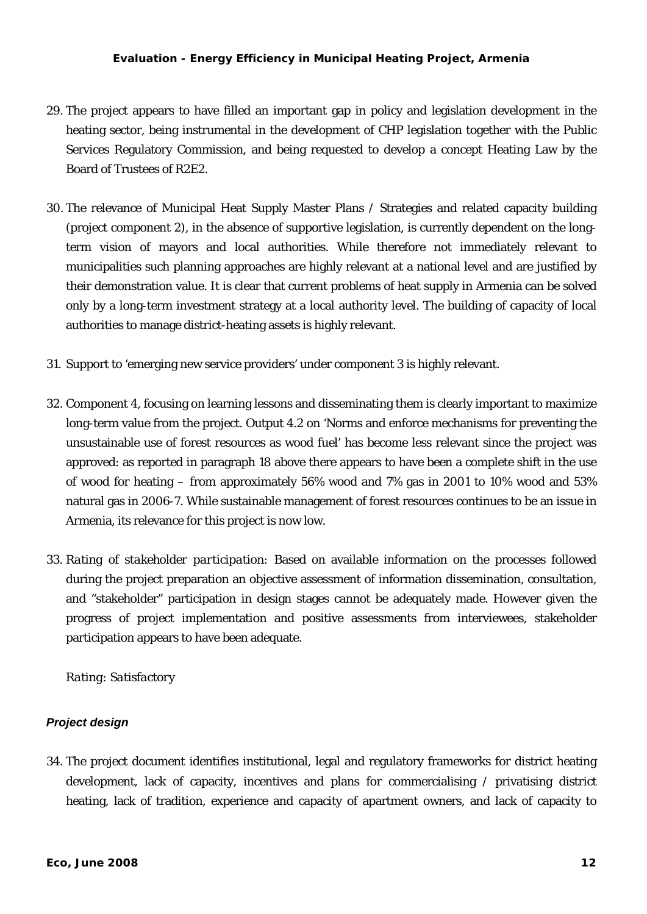29. The project appears to have filled an important gap in policy and legislation development in the heating sector, being instrumental in the development of CHP legislation together with the Public Services Regulatory Commission, and being requested to develop a concept Heating Law by the Board of Trustees of R2E2.

30. The relevance of Municipal Heat Supply Master Plans / Strategies and related capacity building (project component 2), in the absence of supportive legislation, is currently dependent on the long-term vision of mayors and local authorities. While therefore not immediately relevant to municipalities such planning approaches are highly relevant at a national level and are justified by their demonstration value. It is clear that current problems of heat supply in Armenia can be solved only by a long-term investment strategy at a local authority level. The building of capacity of local authorities to manage district-heating assets is highly relevant.

31. Support to 'emerging new service providers' under component 3 is highly relevant.

32. Component 4, focusing on learning lessons and disseminating them is clearly important to maximize long-term value from the project. Output 4.2 on 'Norms and enforce mechanisms for preventing the unsustainable use of forest resources as wood fuel' has become less relevant since the project was approved: as reported in paragraph 18 above there appears to have been a complete shift in the use of wood for heating – from approximately 56% wood and 7% gas in 2001 to 10% wood and 53% natural gas in 2006-7. While sustainable management of forest resources continues to be an issue in Armenia, its relevance for this project is now low.

33. *Rating of stakeholder participation*: Based on available information on the processes followed during the project preparation an objective assessment of information dissemination, consultation, and "stakeholder" participation in design stages cannot be adequately made. However given the progress of project implementation and positive assessments from interviewees, stakeholder participation appears to have been adequate.

    *Rating: Satisfactory*

### *Project design*

34. The project document identifies institutional, legal and regulatory frameworks for district heating development, lack of capacity, incentives and plans for commercialising / privatising district heating, lack of tradition, experience and capacity of apartment owners, and lack of capacity to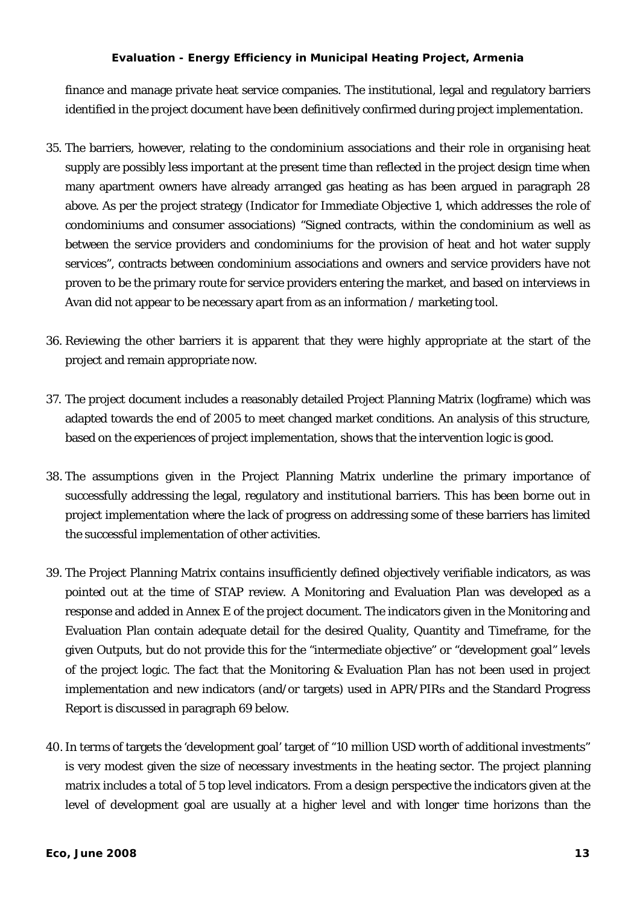finance and manage private heat service companies. The institutional, legal and regulatory barriers identified in the project document have been definitively confirmed during project implementation.

35. The barriers, however, relating to the condominium associations and their role in organising heat supply are possibly less important at the present time than reflected in the project design time when many apartment owners have already arranged gas heating as has been argued in paragraph 28 above. As per the project strategy (Indicator for Immediate Objective 1, which addresses the role of condominiums and consumer associations) "Signed contracts, within the condominium as well as between the service providers and condominiums for the provision of heat and hot water supply services", contracts between condominium associations and owners and service providers have not proven to be the primary route for service providers entering the market, and based on interviews in Avan did not appear to be necessary apart from as an information / marketing tool.

36. Reviewing the other barriers it is apparent that they were highly appropriate at the start of the project and remain appropriate now.

37. The project document includes a reasonably detailed Project Planning Matrix (logframe) which was adapted towards the end of 2005 to meet changed market conditions. An analysis of this structure, based on the experiences of project implementation, shows that the intervention logic is good.

38. The assumptions given in the Project Planning Matrix underline the primary importance of successfully addressing the legal, regulatory and institutional barriers. This has been borne out in project implementation where the lack of progress on addressing some of these barriers has limited the successful implementation of other activities.

39. The Project Planning Matrix contains insufficiently defined objectively verifiable indicators, as was pointed out at the time of STAP review. A Monitoring and Evaluation Plan was developed as a response and added in Annex E of the project document. The indicators given in the Monitoring and Evaluation Plan contain adequate detail for the desired Quality, Quantity and Timeframe, for the given Outputs, but do not provide this for the "intermediate objective" or "development goal" levels of the project logic. The fact that the Monitoring & Evaluation Plan has not been used in project implementation and new indicators (and/or targets) used in APR/PIRs and the Standard Progress Report is discussed in paragraph 69 below.

40. In terms of targets the 'development goal' target of "10 million USD worth of additional investments" is very modest given the size of necessary investments in the heating sector. The project planning matrix includes a total of 5 top level indicators. From a design perspective the indicators given at the level of development goal are usually at a higher level and with longer time horizons than the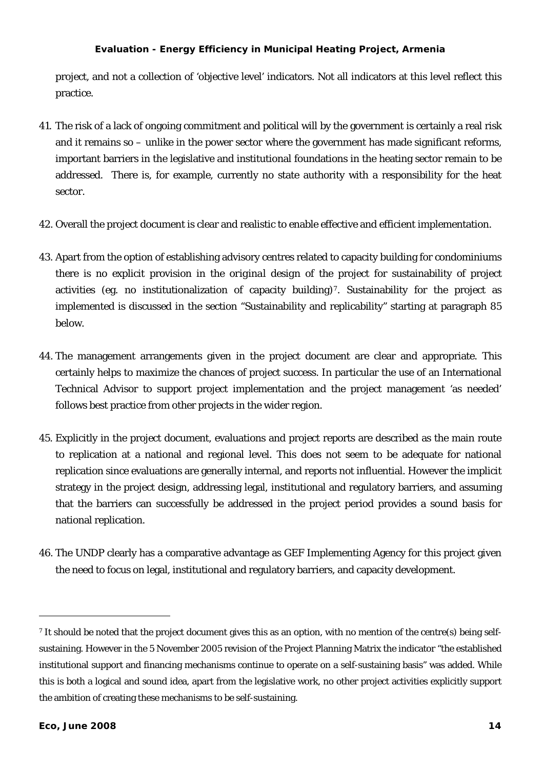project, and not a collection of 'objective level' indicators. Not all indicators at this level reflect this practice.

41. The risk of a lack of ongoing commitment and political will by the government is certainly a real risk and it remains so – unlike in the power sector where the government has made significant reforms, important barriers in the legislative and institutional foundations in the heating sector remain to be addressed. There is, for example, currently no state authority with a responsibility for the heat sector.

42. Overall the project document is clear and realistic to enable effective and efficient implementation.

43. Apart from the option of establishing advisory centres related to capacity building for condominiums there is no explicit provision in the original design of the project for sustainability of project activities (eg. no institutionalization of capacity building)[7]. Sustainability for the project as implemented is discussed in the section "Sustainability and replicability" starting at paragraph 85 below.

44. The management arrangements given in the project document are clear and appropriate. This certainly helps to maximize the chances of project success. In particular the use of an International Technical Advisor to support project implementation and the project management 'as needed' follows best practice from other projects in the wider region.

45. Explicitly in the project document, evaluations and project reports are described as the main route to replication at a national and regional level. This does not seem to be adequate for national replication since evaluations are generally internal, and reports not influential. However the implicit strategy in the project design, addressing legal, institutional and regulatory barriers, and assuming that the barriers can successfully be addressed in the project period provides a sound basis for national replication.

46. The UNDP clearly has a comparative advantage as GEF Implementing Agency for this project given the need to focus on legal, institutional and regulatory barriers, and capacity development.

---

[7] It should be noted that the project document gives this as an option, with no mention of the centre(s) being self-sustaining. However in the 5 November 2005 revision of the Project Planning Matrix the indicator "the established institutional support and financing mechanisms continue to operate on a self-sustaining basis" was added. While this is both a logical and sound idea, apart from the legislative work, no other project activities explicitly support the ambition of creating these mechanisms to be self-sustaining.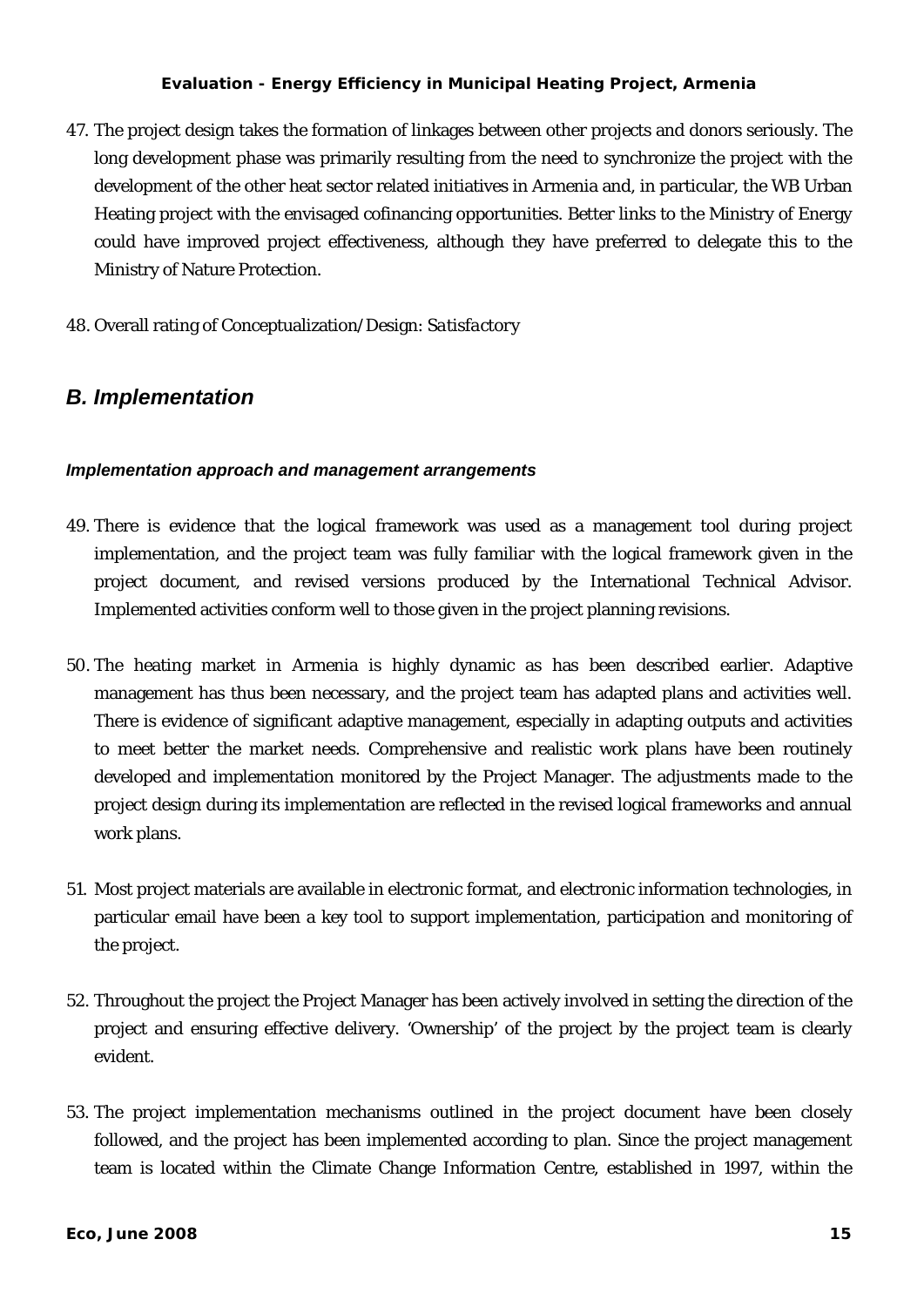47. The project design takes the formation of linkages between other projects and donors seriously. The long development phase was primarily resulting from the need to synchronize the project with the development of the other heat sector related initiatives in Armenia and, in particular, the WB Urban Heating project with the envisaged cofinancing opportunities. Better links to the Ministry of Energy could have improved project effectiveness, although they have preferred to delegate this to the Ministry of Nature Protection.

48. Overall rating of Conceptualization/Design: *Satisfactory*

## *B. Implementation*

#### *Implementation approach and management arrangements*

49. There is evidence that the logical framework was used as a management tool during project implementation, and the project team was fully familiar with the logical framework given in the project document, and revised versions produced by the International Technical Advisor. Implemented activities conform well to those given in the project planning revisions.

50. The heating market in Armenia is highly dynamic as has been described earlier. Adaptive management has thus been necessary, and the project team has adapted plans and activities well. There is evidence of significant adaptive management, especially in adapting outputs and activities to meet better the market needs. Comprehensive and realistic work plans have been routinely developed and implementation monitored by the Project Manager. The adjustments made to the project design during its implementation are reflected in the revised logical frameworks and annual work plans.

51. Most project materials are available in electronic format, and electronic information technologies, in particular email have been a key tool to support implementation, participation and monitoring of the project.

52. Throughout the project the Project Manager has been actively involved in setting the direction of the project and ensuring effective delivery. 'Ownership' of the project by the project team is clearly evident.

53. The project implementation mechanisms outlined in the project document have been closely followed, and the project has been implemented according to plan. Since the project management team is located within the Climate Change Information Centre, established in 1997, within the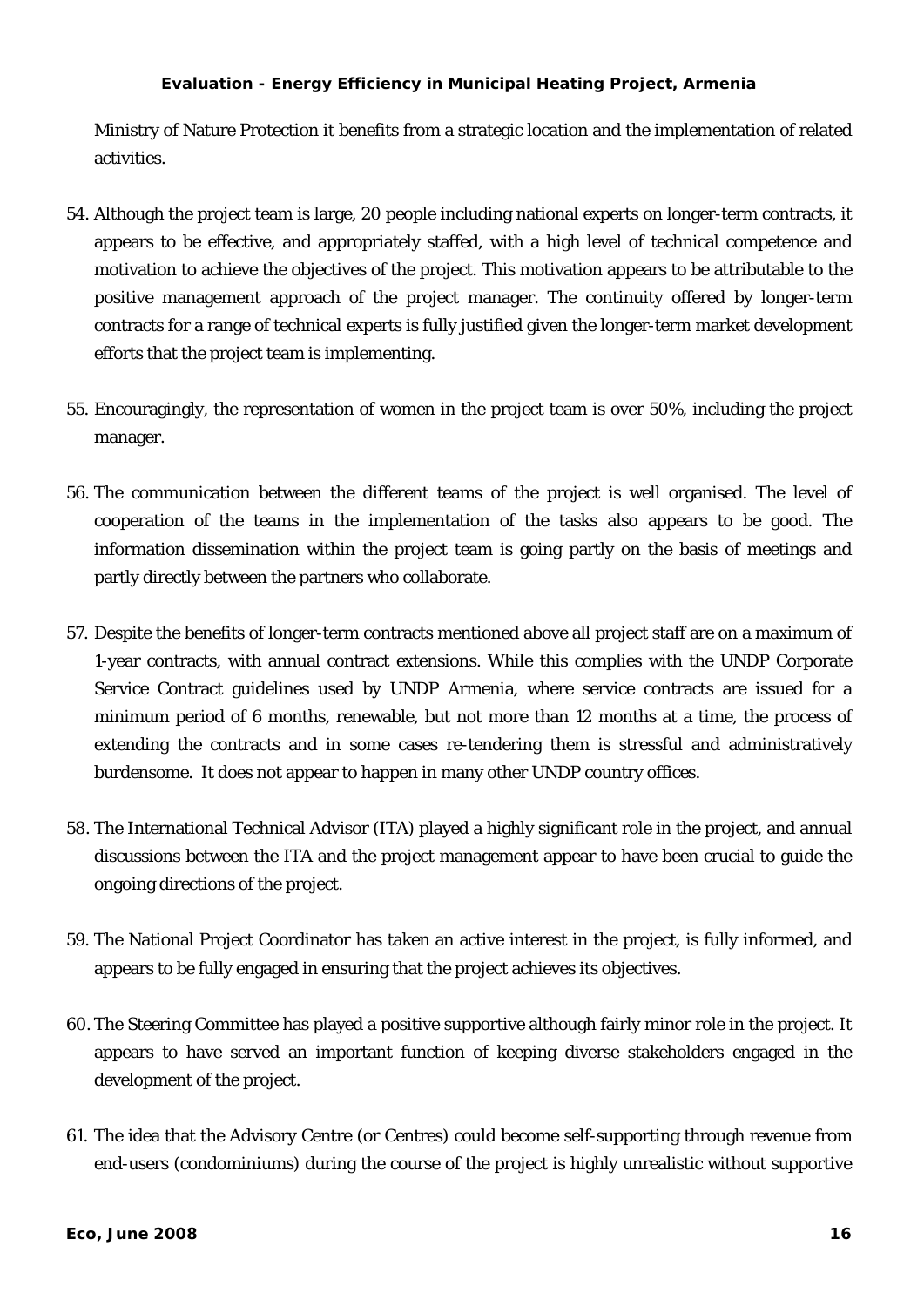Ministry of Nature Protection it benefits from a strategic location and the implementation of related activities.

54. Although the project team is large, 20 people including national experts on longer-term contracts, it appears to be effective, and appropriately staffed, with a high level of technical competence and motivation to achieve the objectives of the project. This motivation appears to be attributable to the positive management approach of the project manager. The continuity offered by longer-term contracts for a range of technical experts is fully justified given the longer-term market development efforts that the project team is implementing.

55. Encouragingly, the representation of women in the project team is over 50%, including the project manager.

56. The communication between the different teams of the project is well organised. The level of cooperation of the teams in the implementation of the tasks also appears to be good. The information dissemination within the project team is going partly on the basis of meetings and partly directly between the partners who collaborate.

57. Despite the benefits of longer-term contracts mentioned above all project staff are on a maximum of 1-year contracts, with annual contract extensions. While this complies with the UNDP Corporate Service Contract guidelines used by UNDP Armenia, where service contracts are issued for a minimum period of 6 months, renewable, but not more than 12 months at a time, the process of extending the contracts and in some cases re-tendering them is stressful and administratively burdensome. It does not appear to happen in many other UNDP country offices.

58. The International Technical Advisor (ITA) played a highly significant role in the project, and annual discussions between the ITA and the project management appear to have been crucial to guide the ongoing directions of the project.

59. The National Project Coordinator has taken an active interest in the project, is fully informed, and appears to be fully engaged in ensuring that the project achieves its objectives.

60. The Steering Committee has played a positive supportive although fairly minor role in the project. It appears to have served an important function of keeping diverse stakeholders engaged in the development of the project.

61. The idea that the Advisory Centre (or Centres) could become self-supporting through revenue from end-users (condominiums) during the course of the project is highly unrealistic without supportive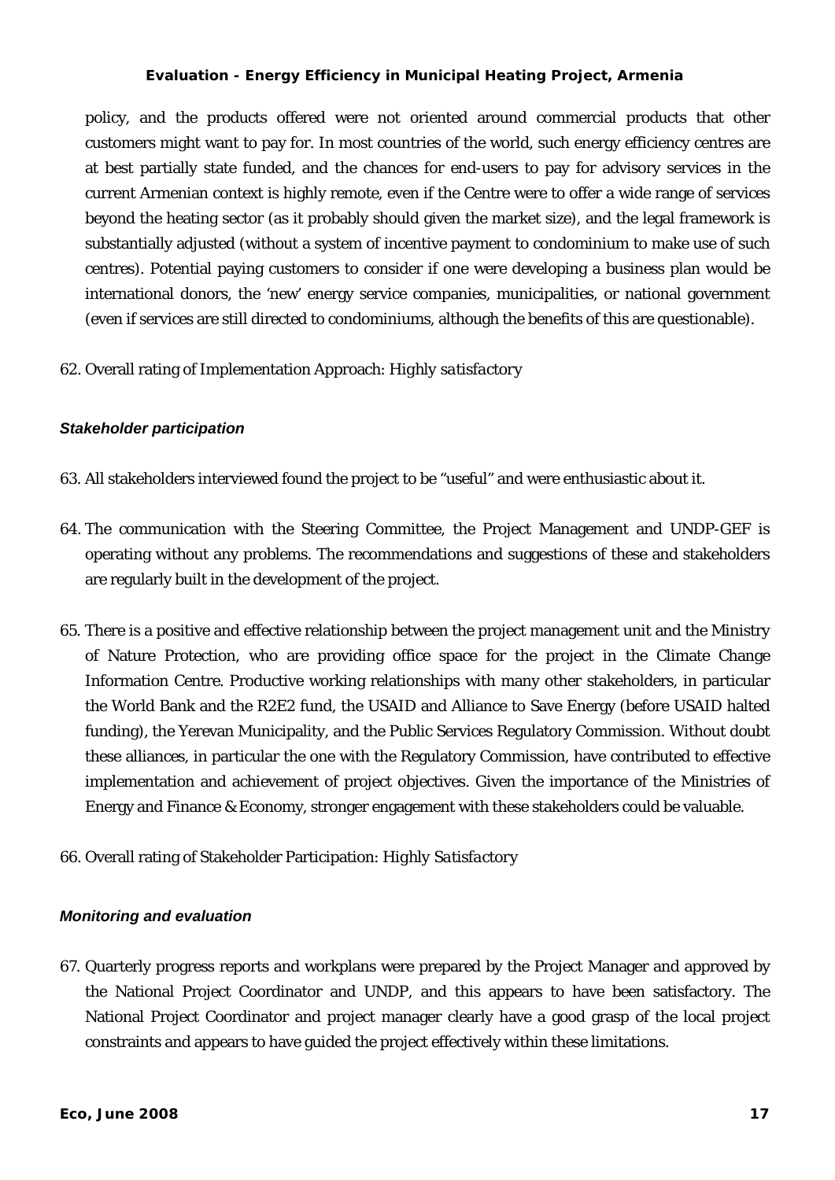policy, and the products offered were not oriented around commercial products that other customers might want to pay for. In most countries of the world, such energy efficiency centres are at best partially state funded, and the chances for end-users to pay for advisory services in the current Armenian context is highly remote, even if the Centre were to offer a wide range of services beyond the heating sector (as it probably should given the market size), and the legal framework is substantially adjusted (without a system of incentive payment to condominium to make use of such centres). Potential paying customers to consider if one were developing a business plan would be international donors, the 'new' energy service companies, municipalities, or national government (even if services are still directed to condominiums, although the benefits of this are questionable).

62. Overall rating of Implementation Approach: *Highly satisfactory*

#### *Stakeholder participation*

63. All stakeholders interviewed found the project to be "useful" and were enthusiastic about it.

64. The communication with the Steering Committee, the Project Management and UNDP-GEF is operating without any problems. The recommendations and suggestions of these and stakeholders are regularly built in the development of the project.

65. There is a positive and effective relationship between the project management unit and the Ministry of Nature Protection, who are providing office space for the project in the Climate Change Information Centre. Productive working relationships with many other stakeholders, in particular the World Bank and the R2E2 fund, the USAID and Alliance to Save Energy (before USAID halted funding), the Yerevan Municipality, and the Public Services Regulatory Commission. Without doubt these alliances, in particular the one with the Regulatory Commission, have contributed to effective implementation and achievement of project objectives. Given the importance of the Ministries of Energy and Finance & Economy, stronger engagement with these stakeholders could be valuable.

66. Overall rating of Stakeholder Participation: *Highly Satisfactory*

#### *Monitoring and evaluation*

67. Quarterly progress reports and workplans were prepared by the Project Manager and approved by the National Project Coordinator and UNDP, and this appears to have been satisfactory. The National Project Coordinator and project manager clearly have a good grasp of the local project constraints and appears to have guided the project effectively within these limitations.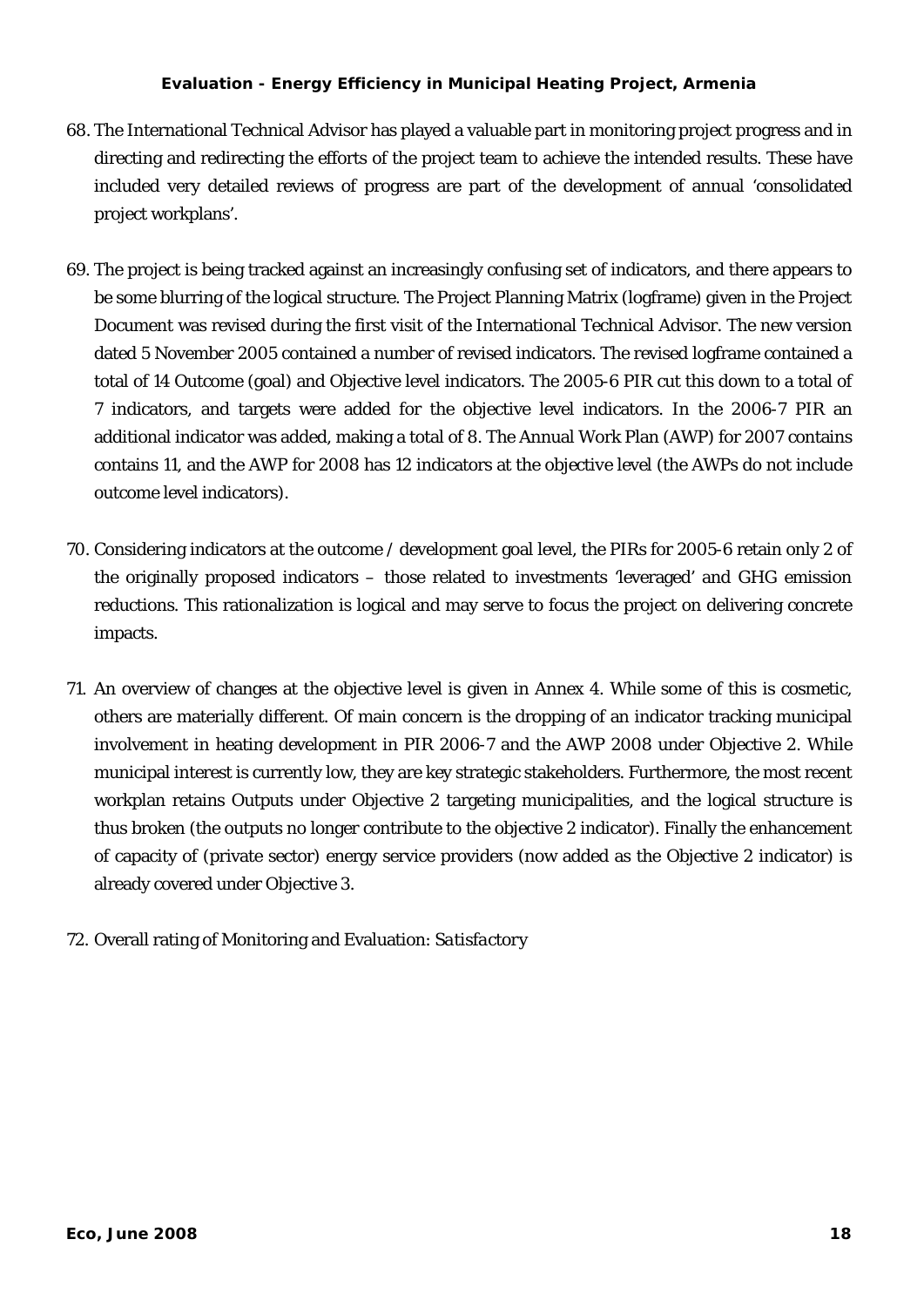68. The International Technical Advisor has played a valuable part in monitoring project progress and in directing and redirecting the efforts of the project team to achieve the intended results. These have included very detailed reviews of progress are part of the development of annual 'consolidated project workplans'.

69. The project is being tracked against an increasingly confusing set of indicators, and there appears to be some blurring of the logical structure. The Project Planning Matrix (logframe) given in the Project Document was revised during the first visit of the International Technical Advisor. The new version dated 5 November 2005 contained a number of revised indicators. The revised logframe contained a total of 14 Outcome (goal) and Objective level indicators. The 2005-6 PIR cut this down to a total of 7 indicators, and targets were added for the objective level indicators. In the 2006-7 PIR an additional indicator was added, making a total of 8. The Annual Work Plan (AWP) for 2007 contains contains 11, and the AWP for 2008 has 12 indicators at the objective level (the AWPs do not include outcome level indicators).

70. Considering indicators at the outcome / development goal level, the PIRs for 2005-6 retain only 2 of the originally proposed indicators – those related to investments 'leveraged' and GHG emission reductions. This rationalization is logical and may serve to focus the project on delivering concrete impacts.

71. An overview of changes at the objective level is given in Annex 4. While some of this is cosmetic, others are materially different. Of main concern is the dropping of an indicator tracking municipal involvement in heating development in PIR 2006-7 and the AWP 2008 under Objective 2. While municipal interest is currently low, they are key strategic stakeholders. Furthermore, the most recent workplan retains Outputs under Objective 2 targeting municipalities, and the logical structure is thus broken (the outputs no longer contribute to the objective 2 indicator). Finally the enhancement of capacity of (private sector) energy service providers (now added as the Objective 2 indicator) is already covered under Objective 3.

72. Overall rating of Monitoring and Evaluation: *Satisfactory*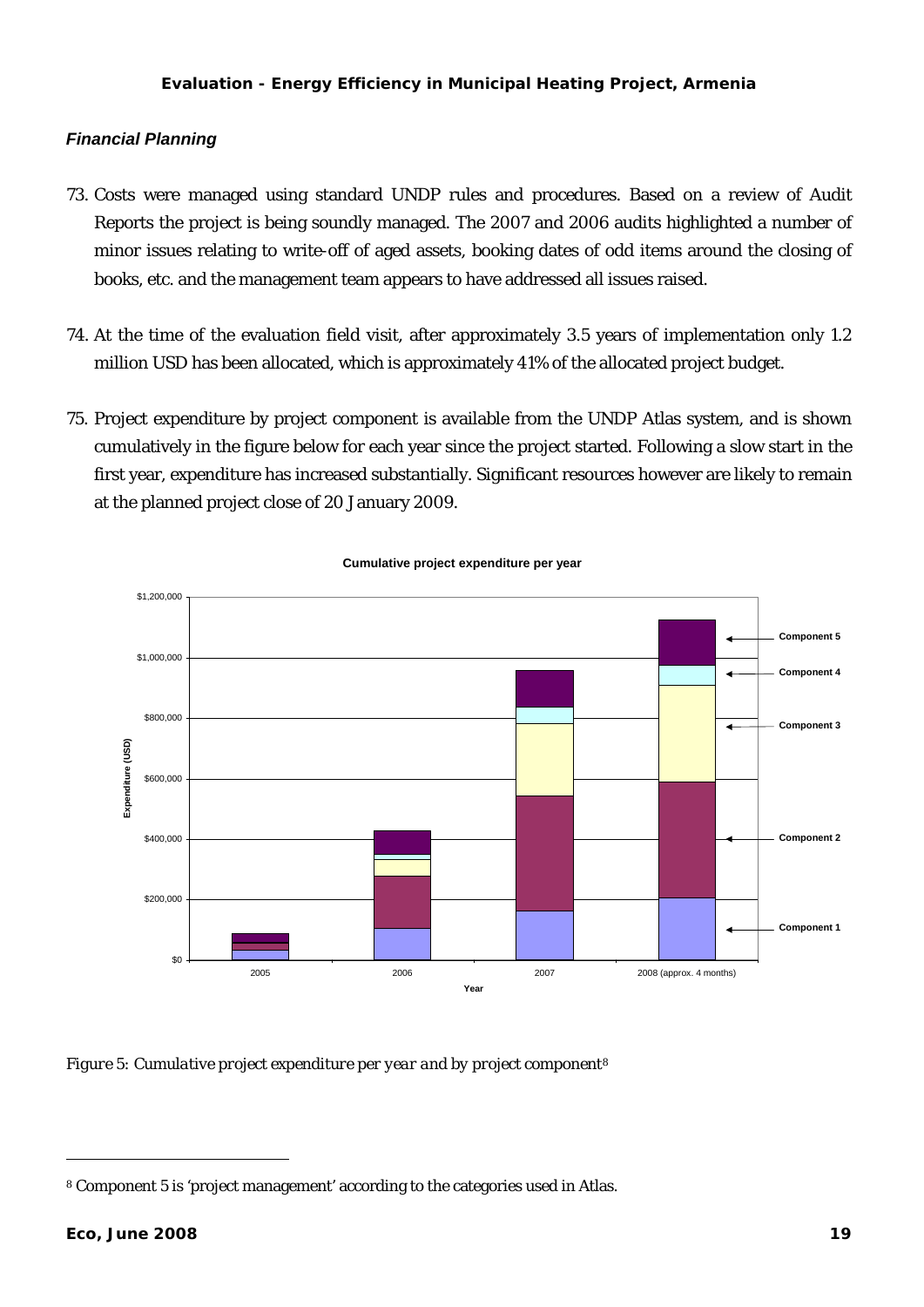### *Financial Planning*

73. Costs were managed using standard UNDP rules and procedures. Based on a review of Audit Reports the project is being soundly managed. The 2007 and 2006 audits highlighted a number of minor issues relating to write-off of aged assets, booking dates of odd items around the closing of books, etc. and the management team appears to have addressed all issues raised.

74. At the time of the evaluation field visit, after approximately 3.5 years of implementation only 1.2 million USD has been allocated, which is approximately 41% of the allocated project budget.

75. Project expenditure by project component is available from the UNDP Atlas system, and is shown cumulatively in the figure below for each year since the project started. Following a slow start in the first year, expenditure has increased substantially. Significant resources however are likely to remain at the planned project close of 20 January 2009.

*Figure 5: Cumulative project expenditure per year and by project component*[8]

[8] Component 5 is 'project management' according to the categories used in Atlas.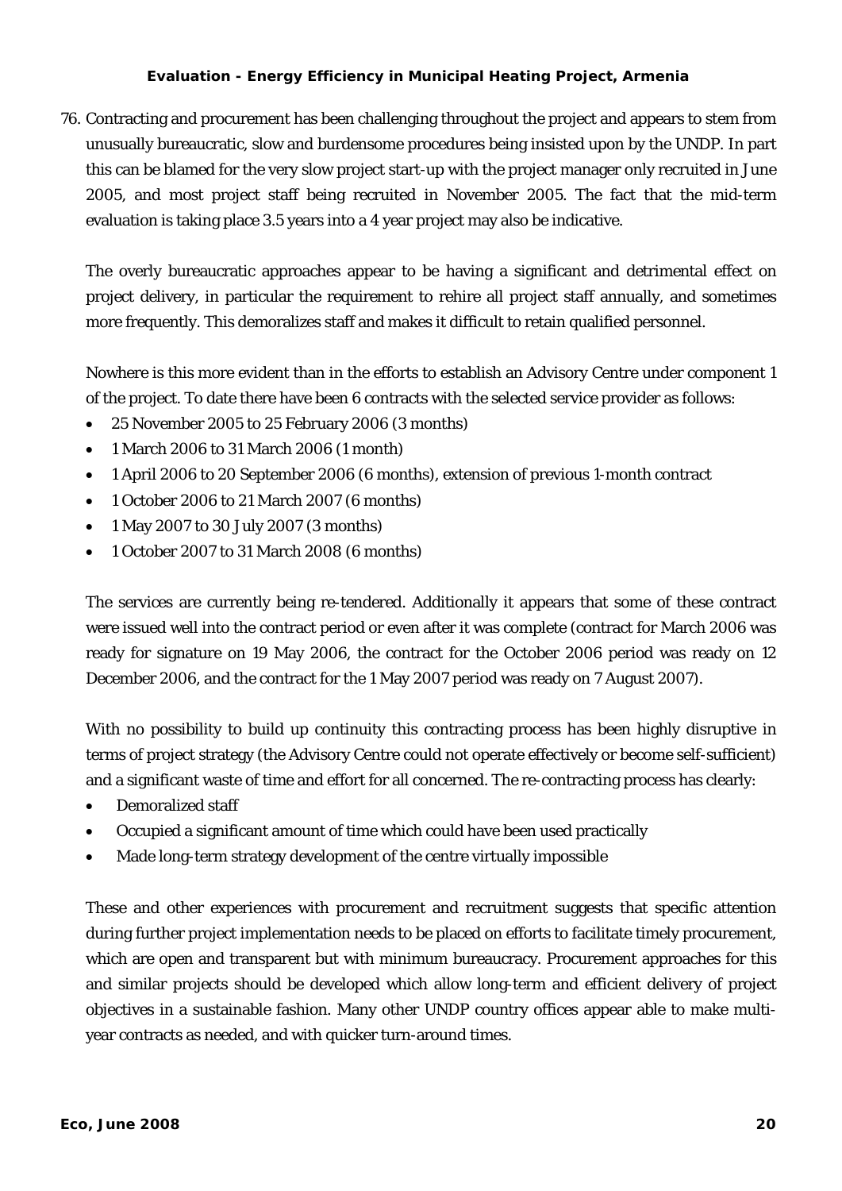76. Contracting and procurement has been challenging throughout the project and appears to stem from unusually bureaucratic, slow and burdensome procedures being insisted upon by the UNDP. In part this can be blamed for the very slow project start-up with the project manager only recruited in June 2005, and most project staff being recruited in November 2005. The fact that the mid-term evaluation is taking place 3.5 years into a 4 year project may also be indicative.

    The overly bureaucratic approaches appear to be having a significant and detrimental effect on project delivery, in particular the requirement to rehire all project staff annually, and sometimes more frequently. This demoralizes staff and makes it difficult to retain qualified personnel.

    Nowhere is this more evident than in the efforts to establish an Advisory Centre under component 1 of the project. To date there have been 6 contracts with the selected service provider as follows:

    - 25 November 2005 to 25 February 2006 (3 months)
    - 1 March 2006 to 31 March 2006 (1 month)
    - 1 April 2006 to 20 September 2006 (6 months), extension of previous 1-month contract
    - 1 October 2006 to 21 March 2007 (6 months)
    - 1 May 2007 to 30 July 2007 (3 months)
    - 1 October 2007 to 31 March 2008 (6 months)

    The services are currently being re-tendered. Additionally it appears that some of these contract were issued well into the contract period or even after it was complete (contract for March 2006 was ready for signature on 19 May 2006, the contract for the October 2006 period was ready on 12 December 2006, and the contract for the 1 May 2007 period was ready on 7 August 2007).

    With no possibility to build up continuity this contracting process has been highly disruptive in terms of project strategy (the Advisory Centre could not operate effectively or become self-sufficient) and a significant waste of time and effort for all concerned. The re-contracting process has clearly:

    - Demoralized staff
    - Occupied a significant amount of time which could have been used practically
    - Made long-term strategy development of the centre virtually impossible

    These and other experiences with procurement and recruitment suggests that specific attention during further project implementation needs to be placed on efforts to facilitate timely procurement, which are open and transparent but with minimum bureaucracy. Procurement approaches for this and similar projects should be developed which allow long-term and efficient delivery of project objectives in a sustainable fashion. Many other UNDP country offices appear able to make multi-year contracts as needed, and with quicker turn-around times.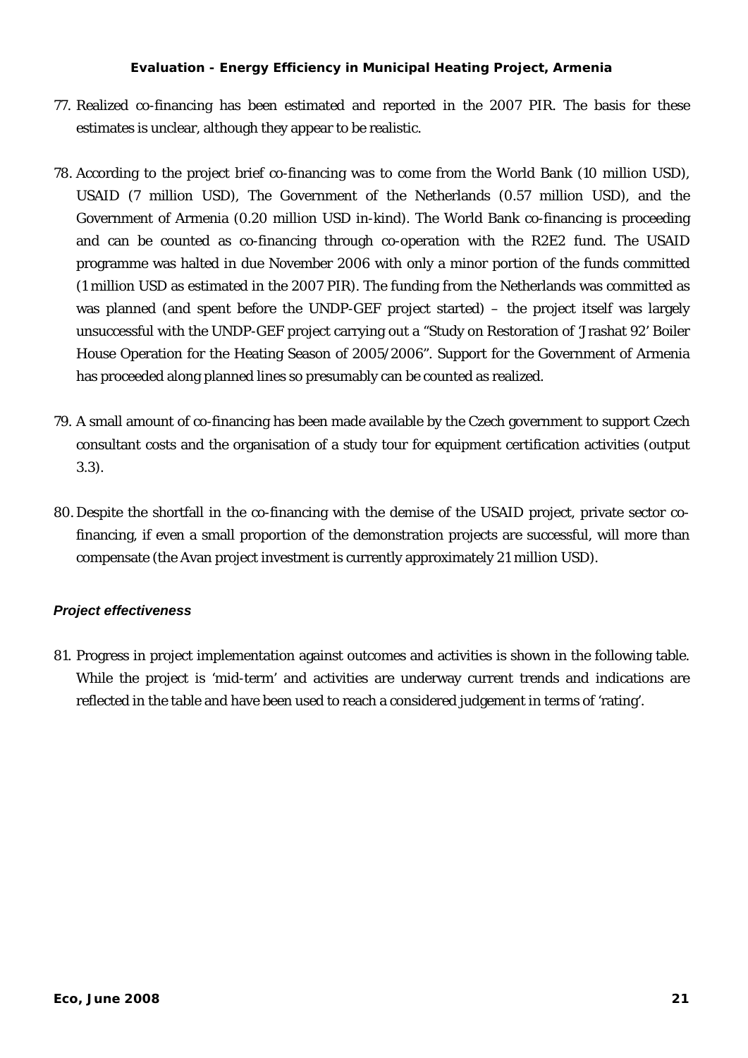77. Realized co-financing has been estimated and reported in the 2007 PIR. The basis for these estimates is unclear, although they appear to be realistic.

78. According to the project brief co-financing was to come from the World Bank (10 million USD), USAID (7 million USD), The Government of the Netherlands (0.57 million USD), and the Government of Armenia (0.20 million USD in-kind). The World Bank co-financing is proceeding and can be counted as co-financing through co-operation with the R2E2 fund. The USAID programme was halted in due November 2006 with only a minor portion of the funds committed (1 million USD as estimated in the 2007 PIR). The funding from the Netherlands was committed as was planned (and spent before the UNDP-GEF project started) – the project itself was largely unsuccessful with the UNDP-GEF project carrying out a "Study on Restoration of 'Jrashat 92' Boiler House Operation for the Heating Season of 2005/2006". Support for the Government of Armenia has proceeded along planned lines so presumably can be counted as realized.

79. A small amount of co-financing has been made available by the Czech government to support Czech consultant costs and the organisation of a study tour for equipment certification activities (output 3.3).

80. Despite the shortfall in the co-financing with the demise of the USAID project, private sector co-financing, if even a small proportion of the demonstration projects are successful, will more than compensate (the Avan project investment is currently approximately 21 million USD).

### *Project effectiveness*

81. Progress in project implementation against outcomes and activities is shown in the following table. While the project is 'mid-term' and activities are underway current trends and indications are reflected in the table and have been used to reach a considered judgement in terms of 'rating'.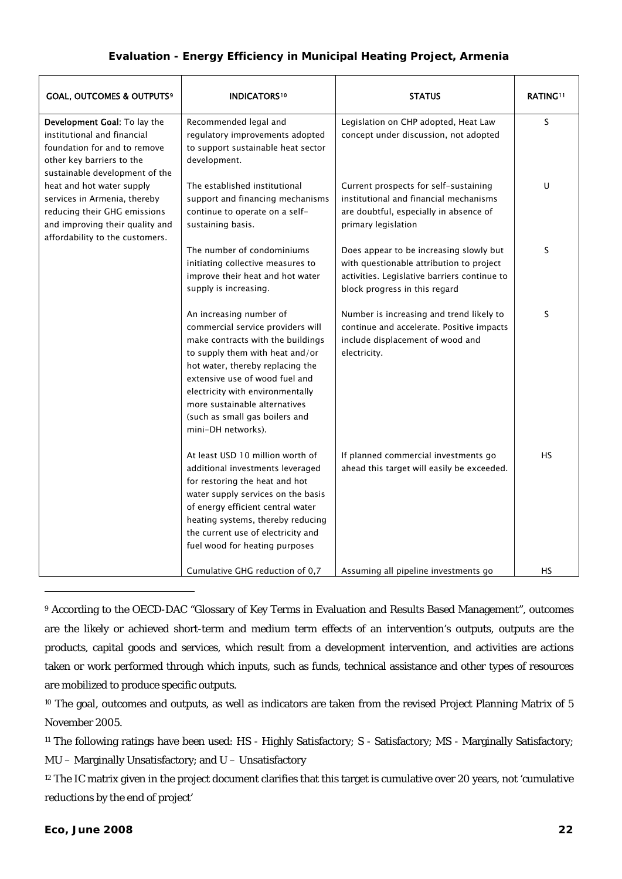| GOAL, OUTCOMES & OUTPUTS[9] | INDICATORS[10] | STATUS | RATING[11] |
|---|---|---|---|
| **Development Goal**: To lay the institutional and financial foundation for and to remove other key barriers to the sustainable development of the heat and hot water supply services in Armenia, thereby reducing their GHG emissions and improving their quality and affordability to the customers. | Recommended legal and regulatory improvements adopted to support sustainable heat sector development. | Legislation on CHP adopted, Heat Law concept under discussion, not adopted | S |
| | The established institutional support and financing mechanisms continue to operate on a self-sustaining basis. | Current prospects for self-sustaining institutional and financial mechanisms are doubtful, especially in absence of primary legislation | U |
| | The number of condominiums initiating collective measures to improve their heat and hot water supply is increasing. | Does appear to be increasing slowly but with questionable attribution to project activities. Legislative barriers continue to block progress in this regard | S |
| | An increasing number of commercial service providers will make contracts with the buildings to supply them with heat and/or hot water, thereby replacing the extensive use of wood fuel and electricity with environmentally more sustainable alternatives (such as small gas boilers and mini-DH networks). | Number is increasing and trend likely to continue and accelerate. Positive impacts include displacement of wood and electricity. | S |
| | At least USD 10 million worth of additional investments leveraged for restoring the heat and hot water supply services on the basis of energy efficient central water heating systems, thereby reducing the current use of electricity and fuel wood for heating purposes | If planned commercial investments go ahead this target will easily be exceeded. | HS |
| | Cumulative GHG reduction of 0,7 | Assuming all pipeline investments go | HS |

[9] According to the OECD-DAC "Glossary of Key Terms in Evaluation and Results Based Management", outcomes are the likely or achieved short-term and medium term effects of an intervention's outputs, outputs are the products, capital goods and services, which result from a development intervention, and activities are actions taken or work performed through which inputs, such as funds, technical assistance and other types of resources are mobilized to produce specific outputs.

[10] The goal, outcomes and outputs, as well as indicators are taken from the revised Project Planning Matrix of 5 November 2005.

[11] The following ratings have been used: HS - Highly Satisfactory; S - Satisfactory; MS - Marginally Satisfactory; MU – Marginally Unsatisfactory; and U – Unsatisfactory

[12] The IC matrix given in the project document clarifies that this target is cumulative over 20 years, not 'cumulative reductions by the end of project'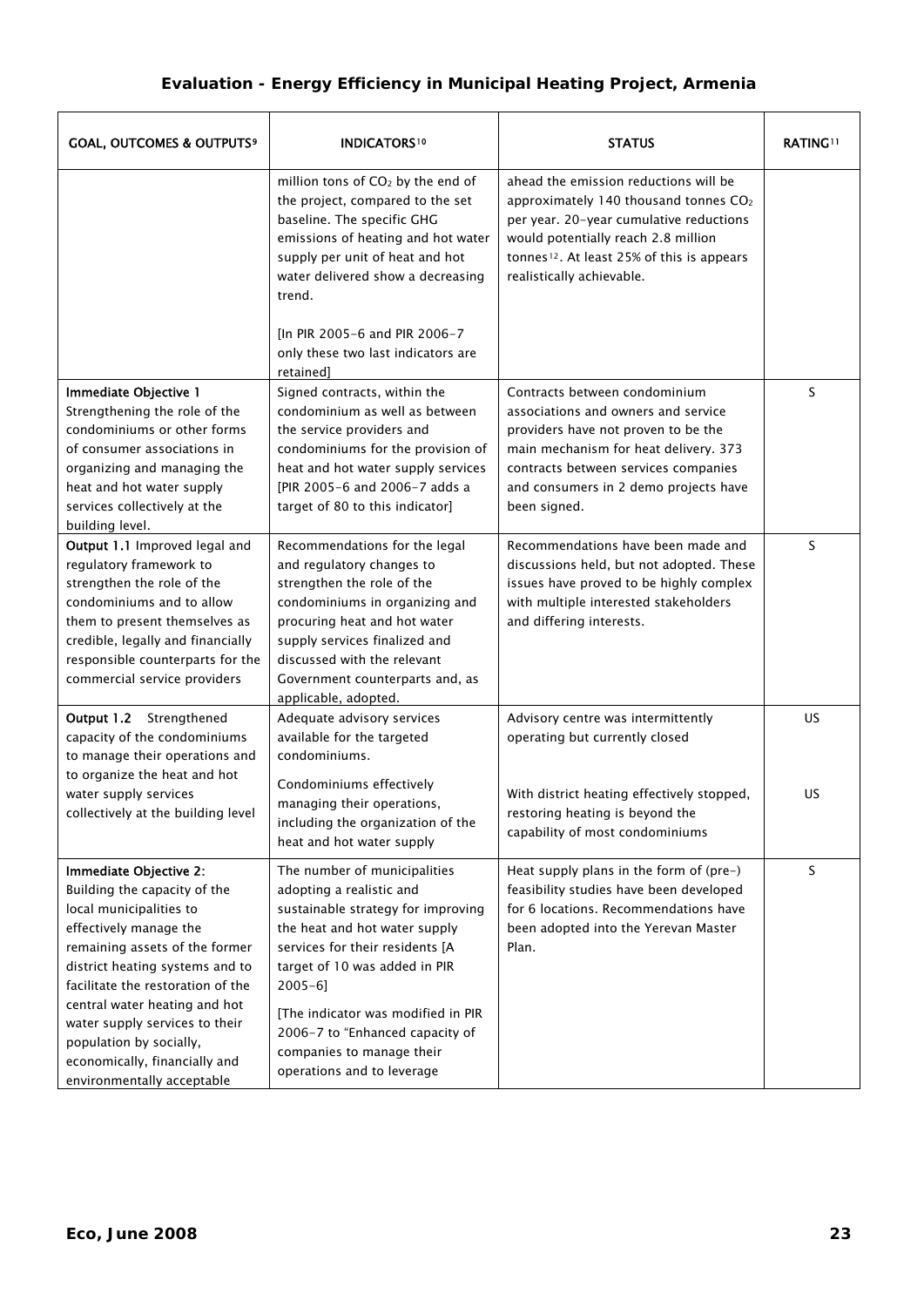| GOAL, OUTCOMES & OUTPUTS[9] | INDICATORS[10] | STATUS | RATING[11] |
|---|---|---|---|
| | million tons of $CO_2$ by the end of the project, compared to the set baseline. The specific GHG emissions of heating and hot water supply per unit of heat and hot water delivered show a decreasing trend.<br><br>[In PIR 2005-6 and PIR 2006-7 only these two last indicators are retained] | ahead the emission reductions will be approximately 140 thousand tonnes $CO_2$ per year. 20-year cumulative reductions would potentially reach 2.8 million tonnes[12]. At least 25% of this is appears realistically achievable. | |
| **Immediate Objective 1** Strengthening the role of the condominiums or other forms of consumer associations in organizing and managing the heat and hot water supply services collectively at the building level. | Signed contracts, within the condominium as well as between the service providers and condominiums for the provision of heat and hot water supply services [PIR 2005-6 and 2006-7 adds a target of 80 to this indicator] | Contracts between condominium associations and owners and service providers have not proven to be the main mechanism for heat delivery. 373 contracts between services companies and consumers in 2 demo projects have been signed. | S |
| **Output 1.1** Improved legal and regulatory framework to strengthen the role of the condominiums and to allow them to present themselves as credible, legally and financially responsible counterparts for the commercial service providers | Recommendations for the legal and regulatory changes to strengthen the role of the condominiums in organizing and procuring heat and hot water supply services finalized and discussed with the relevant Government counterparts and, as applicable, adopted. | Recommendations have been made and discussions held, but not adopted. These issues have proved to be highly complex with multiple interested stakeholders and differing interests. | S |
| **Output 1.2** Strengthened capacity of the condominiums to manage their operations and to organize the heat and hot water supply services collectively at the building level | Adequate advisory services available for the targeted condominiums. | Advisory centre was intermittently operating but currently closed | US |
| | Condominiums effectively managing their operations, including the organization of the heat and hot water supply | With district heating effectively stopped, restoring heating is beyond the capability of most condominiums | US |
| **Immediate Objective 2**: Building the capacity of the local municipalities to effectively manage the remaining assets of the former district heating systems and to facilitate the restoration of the central water heating and hot water supply services to their population by socially, economically, financially and environmentally acceptable | The number of municipalities adopting a realistic and sustainable strategy for improving the heat and hot water supply services for their residents [A target of 10 was added in PIR 2005-6]<br><br>[The indicator was modified in PIR 2006-7 to "Enhanced capacity of companies to manage their operations and to leverage | Heat supply plans in the form of (pre-) feasibility studies have been developed for 6 locations. Recommendations have been adopted into the Yerevan Master Plan. | S |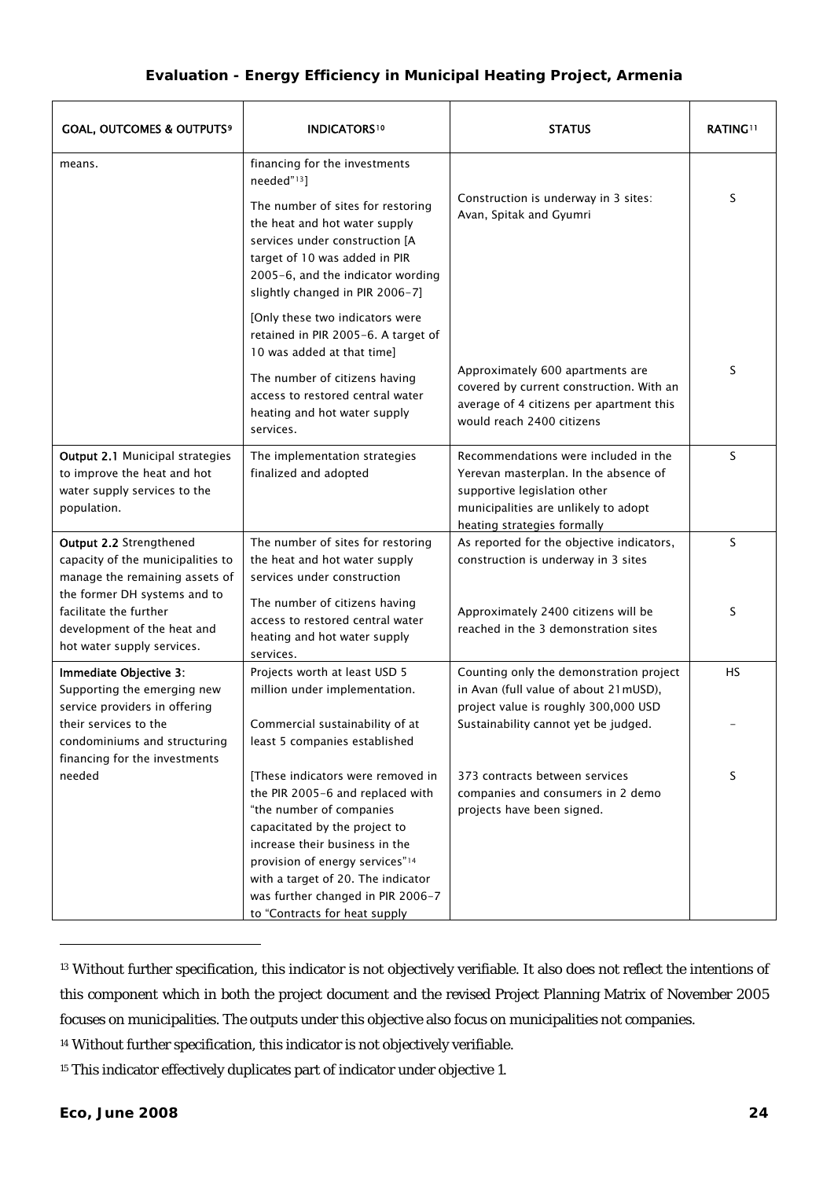**Evaluation - Energy Efficiency in Municipal Heating Project, Armenia**

| GOAL, OUTCOMES & OUTPUTS[9] | INDICATORS[10] | STATUS | RATING[11] |
|---|---|---|---|
| means. | financing for the investments needed"[13]] | | |
| | The number of sites for restoring the heat and hot water supply services under construction [A target of 10 was added in PIR 2005-6, and the indicator wording slightly changed in PIR 2006-7] | Construction is underway in 3 sites: Avan, Spitak and Gyumri | S |
| | [Only these two indicators were retained in PIR 2005-6. A target of 10 was added at that time] | | |
| | The number of citizens having access to restored central water heating and hot water supply services. | Approximately 600 apartments are covered by current construction. With an average of 4 citizens per apartment this would reach 2400 citizens | S |
| **Output 2.1** Municipal strategies to improve the heat and hot water supply services to the population. | The implementation strategies finalized and adopted | Recommendations were included in the Yerevan masterplan. In the absence of supportive legislation other municipalities are unlikely to adopt heating strategies formally | S |
| **Output 2.2** Strengthened capacity of the municipalities to manage the remaining assets of the former DH systems and to facilitate the further development of the heat and hot water supply services. | The number of sites for restoring the heat and hot water supply services under construction | As reported for the objective indicators, construction is underway in 3 sites | S |
| | The number of citizens having access to restored central water heating and hot water supply services. | Approximately 2400 citizens will be reached in the 3 demonstration sites | S |
| **Immediate Objective 3:** Supporting the emerging new service providers in offering their services to the condominiums and structuring financing for the investments needed | Projects worth at least USD 5 million under implementation. | Counting only the demonstration project in Avan (full value of about 21mUSD), project value is roughly 300,000 USD | HS |
| | Commercial sustainability of at least 5 companies established | Sustainability cannot yet be judged. | - |
| | [These indicators were removed in the PIR 2005-6 and replaced with "the number of companies capacitated by the project to increase their business in the provision of energy services"[14] with a target of 20. The indicator was further changed in PIR 2006-7 to "Contracts for heat supply | 373 contracts between services companies and consumers in 2 demo projects have been signed. | S |

[13] Without further specification, this indicator is not objectively verifiable. It also does not reflect the intentions of this component which in both the project document and the revised Project Planning Matrix of November 2005 focuses on municipalities. The outputs under this objective also focus on municipalities not companies.

[14] Without further specification, this indicator is not objectively verifiable.

[15] This indicator effectively duplicates part of indicator under objective 1.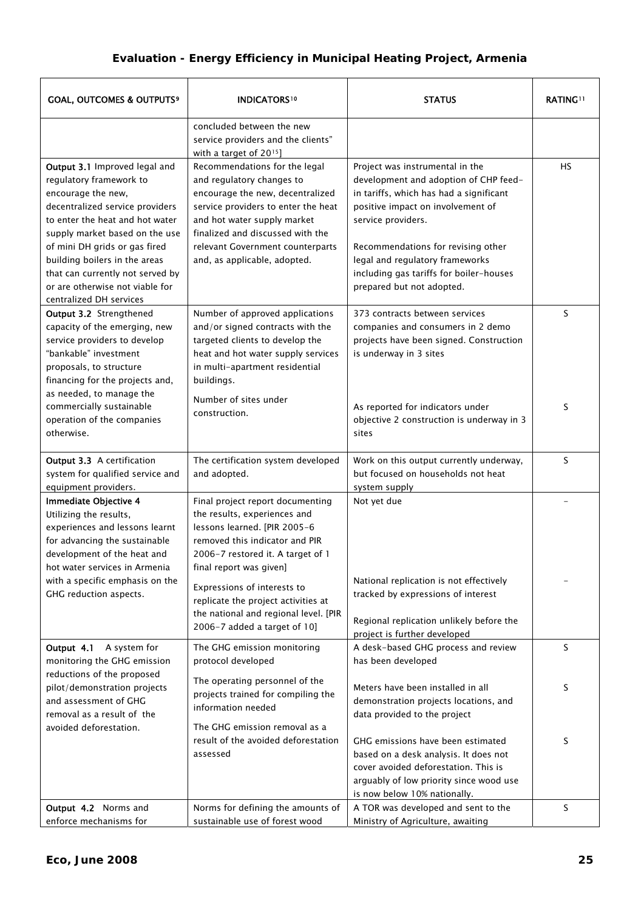| GOAL, OUTCOMES & OUTPUTS[9] | INDICATORS[10] | STATUS | RATING[11] |
|---|---|---|---|
| | concluded between the new service providers and the clients" with a target of 20[15]] | | |
| **Output 3.1** Improved legal and regulatory framework to encourage the new, decentralized service providers to enter the heat and hot water supply market based on the use of mini DH grids or gas fired building boilers in the areas that can currently not served by or are otherwise not viable for centralized DH services | Recommendations for the legal and regulatory changes to encourage the new, decentralized service providers to enter the heat and hot water supply market finalized and discussed with the relevant Government counterparts and, as applicable, adopted. | Project was instrumental in the development and adoption of CHP feed-in tariffs, which has had a significant positive impact on involvement of service providers.<br><br>Recommendations for revising other legal and regulatory frameworks including gas tariffs for boiler-houses prepared but not adopted. | HS |
| **Output 3.2** Strengthened capacity of the emerging, new service providers to develop "bankable" investment proposals, to structure financing for the projects and, as needed, to manage the commercially sustainable operation of the companies otherwise. | Number of approved applications and/or signed contracts with the targeted clients to develop the heat and hot water supply services in multi-apartment residential buildings. | 373 contracts between services companies and consumers in 2 demo projects have been signed. Construction is underway in 3 sites | S |
| | Number of sites under construction. | As reported for indicators under objective 2 construction is underway in 3 sites | S |
| **Output 3.3** A certification system for qualified service and equipment providers. | The certification system developed and adopted. | Work on this output currently underway, but focused on households not heat system supply | S |
| **Immediate Objective 4** Utilizing the results, experiences and lessons learnt for advancing the sustainable development of the heat and hot water services in Armenia with a specific emphasis on the GHG reduction aspects. | Final project report documenting the results, experiences and lessons learned. [PIR 2005-6 removed this indicator and PIR 2006-7 restored it. A target of 1 final report was given] | Not yet due | - |
| | Expressions of interests to replicate the project activities at the national and regional level. [PIR 2006-7 added a target of 10] | National replication is not effectively tracked by expressions of interest<br><br>Regional replication unlikely before the project is further developed | - |
| **Output 4.1** A system for monitoring the GHG emission reductions of the proposed pilot/demonstration projects and assessment of GHG removal as a result of the avoided deforestation. | The GHG emission monitoring protocol developed | A desk-based GHG process and review has been developed | S |
| | The operating personnel of the projects trained for compiling the information needed | Meters have been installed in all demonstration projects locations, and data provided to the project | S |
| | The GHG emission removal as a result of the avoided deforestation assessed | GHG emissions have been estimated based on a desk analysis. It does not cover avoided deforestation. This is arguably of low priority since wood use is now below 10% nationally. | S |
| **Output 4.2** Norms and enforce mechanisms for | Norms for defining the amounts of sustainable use of forest wood | A TOR was developed and sent to the Ministry of Agriculture, awaiting | S |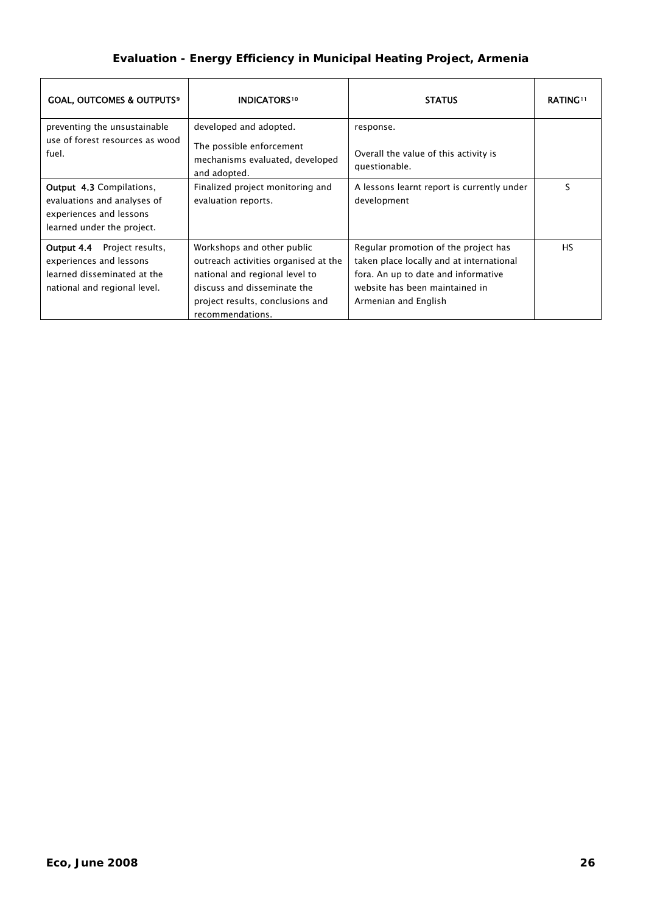| GOAL, OUTCOMES & OUTPUTS[9] | INDICATORS[10] | STATUS | RATING[11] |
|---|---|---|---|
| preventing the unsustainable use of forest resources as wood fuel. | developed and adopted.<br>The possible enforcement mechanisms evaluated, developed and adopted. | response.<br>Overall the value of this activity is questionable. | |
| **Output 4.3** Compilations, evaluations and analyses of experiences and lessons learned under the project. | Finalized project monitoring and evaluation reports. | A lessons learnt report is currently under development | S |
| **Output 4.4** Project results, experiences and lessons learned disseminated at the national and regional level. | Workshops and other public outreach activities organised at the national and regional level to discuss and disseminate the project results, conclusions and recommendations. | Regular promotion of the project has taken place locally and at international fora. An up to date and informative website has been maintained in Armenian and English | HS |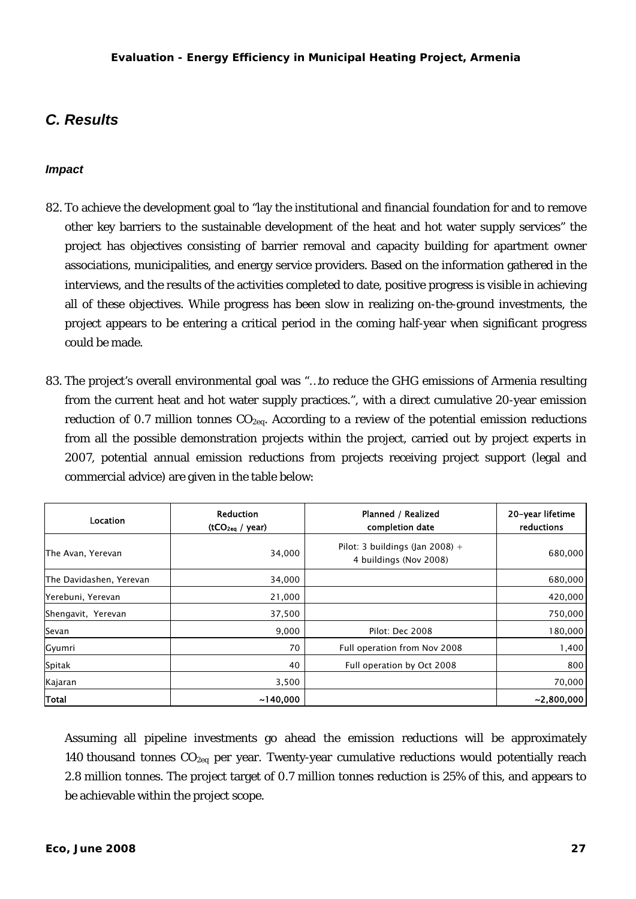## C. Results

### Impact

82. To achieve the development goal to "lay the institutional and financial foundation for and to remove other key barriers to the sustainable development of the heat and hot water supply services" the project has objectives consisting of barrier removal and capacity building for apartment owner associations, municipalities, and energy service providers. Based on the information gathered in the interviews, and the results of the activities completed to date, positive progress is visible in achieving all of these objectives. While progress has been slow in realizing on-the-ground investments, the project appears to be entering a critical period in the coming half-year when significant progress could be made.

83. The project's overall environmental goal was "…to reduce the GHG emissions of Armenia resulting from the current heat and hot water supply practices.", with a direct cumulative 20-year emission reduction of 0.7 million tonnes $CO_{2eq}$. According to a review of the potential emission reductions from all the possible demonstration projects within the project, carried out by project experts in 2007, potential annual emission reductions from projects receiving project support (legal and commercial advice) are given in the table below:

| Location | Reduction ($tCO_{2eq}$ / year) | Planned / Realized completion date | 20-year lifetime reductions |
|---|---|---|---|
| The Avan, Yerevan | 34,000 | Pilot: 3 buildings (Jan 2008) + 4 buildings (Nov 2008) | 680,000 |
| The Davidashen, Yerevan | 34,000 | | 680,000 |
| Yerebuni, Yerevan | 21,000 | | 420,000 |
| Shengavit, Yerevan | 37,500 | | 750,000 |
| Sevan | 9,000 | Pilot: Dec 2008 | 180,000 |
| Gyumri | 70 | Full operation from Nov 2008 | 1,400 |
| Spitak | 40 | Full operation by Oct 2008 | 800 |
| Kajaran | 3,500 | | 70,000 |
| **Total** | **~140,000** | | **~2,800,000** |

Assuming all pipeline investments go ahead the emission reductions will be approximately 140 thousand tonnes $CO_{2eq}$ per year. Twenty-year cumulative reductions would potentially reach 2.8 million tonnes. The project target of 0.7 million tonnes reduction is 25% of this, and appears to be achievable within the project scope.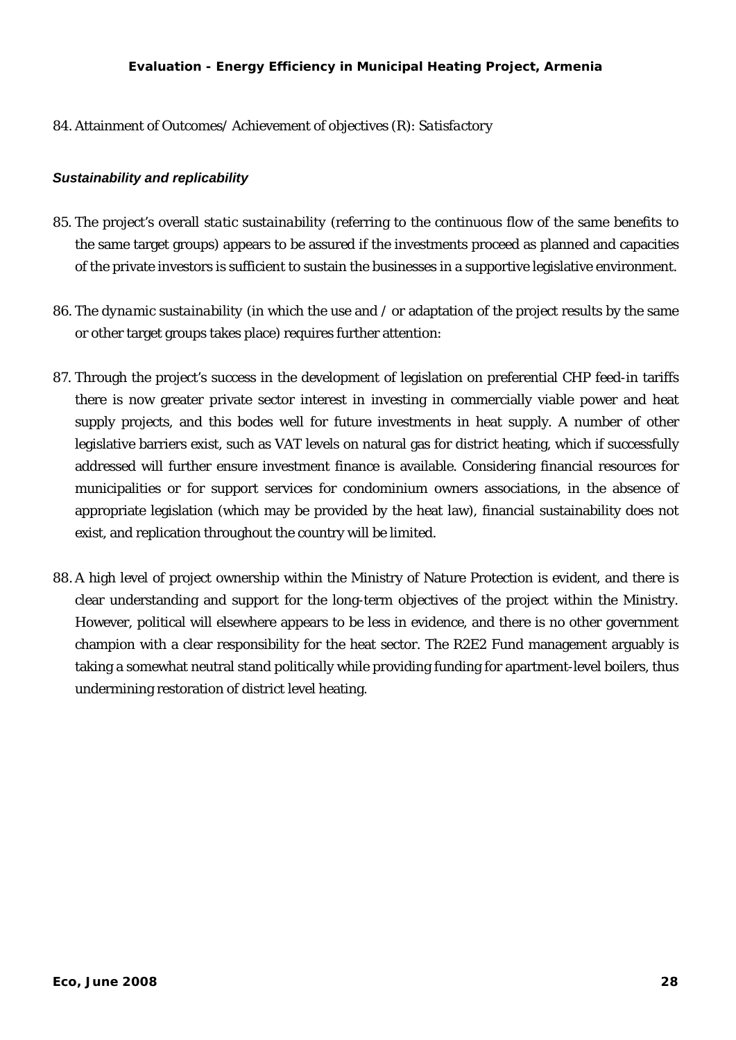84. Attainment of Outcomes/ Achievement of objectives (R): *Satisfactory*

### *Sustainability and replicability*

85. The project's overall *static sustainability* (referring to the continuous flow of the same benefits to the same target groups) appears to be assured if the investments proceed as planned and capacities of the private investors is sufficient to sustain the businesses in a supportive legislative environment.

86. The *dynamic sustainability* (in which the use and / or adaptation of the project results by the same or other target groups takes place) requires further attention:

87. Through the project's success in the development of legislation on preferential CHP feed-in tariffs there is now greater private sector interest in investing in commercially viable power and heat supply projects, and this bodes well for future investments in heat supply. A number of other legislative barriers exist, such as VAT levels on natural gas for district heating, which if successfully addressed will further ensure investment finance is available. Considering financial resources for municipalities or for support services for condominium owners associations, in the absence of appropriate legislation (which may be provided by the heat law), financial sustainability does not exist, and replication throughout the country will be limited.

88. A high level of project ownership within the Ministry of Nature Protection is evident, and there is clear understanding and support for the long-term objectives of the project within the Ministry. However, political will elsewhere appears to be less in evidence, and there is no other government champion with a clear responsibility for the heat sector. The R2E2 Fund management arguably is taking a somewhat neutral stand politically while providing funding for apartment-level boilers, thus undermining restoration of district level heating.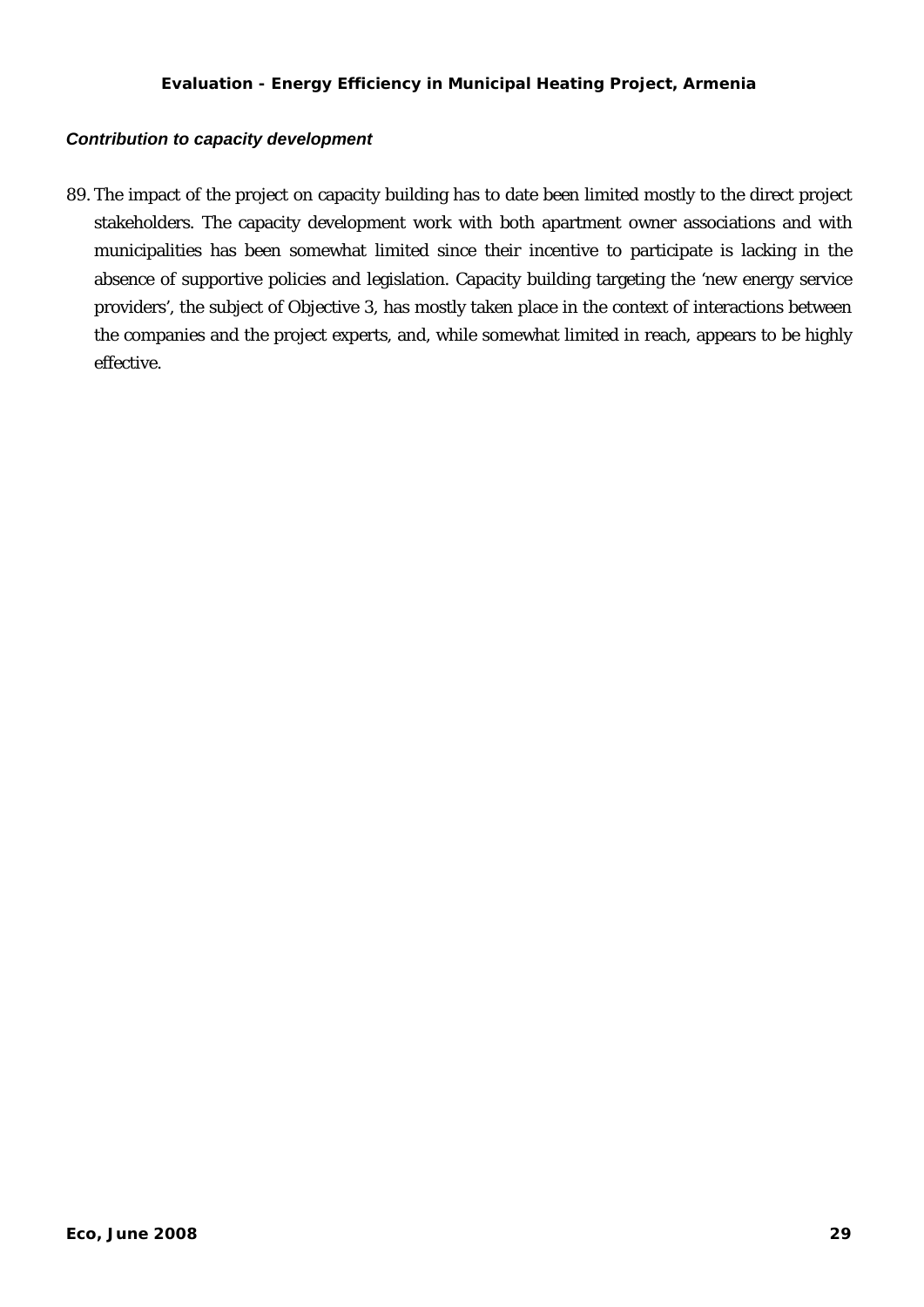***Contribution to capacity development***

89. The impact of the project on capacity building has to date been limited mostly to the direct project stakeholders. The capacity development work with both apartment owner associations and with municipalities has been somewhat limited since their incentive to participate is lacking in the absence of supportive policies and legislation. Capacity building targeting the 'new energy service providers', the subject of Objective 3, has mostly taken place in the context of interactions between the companies and the project experts, and, while somewhat limited in reach, appears to be highly effective.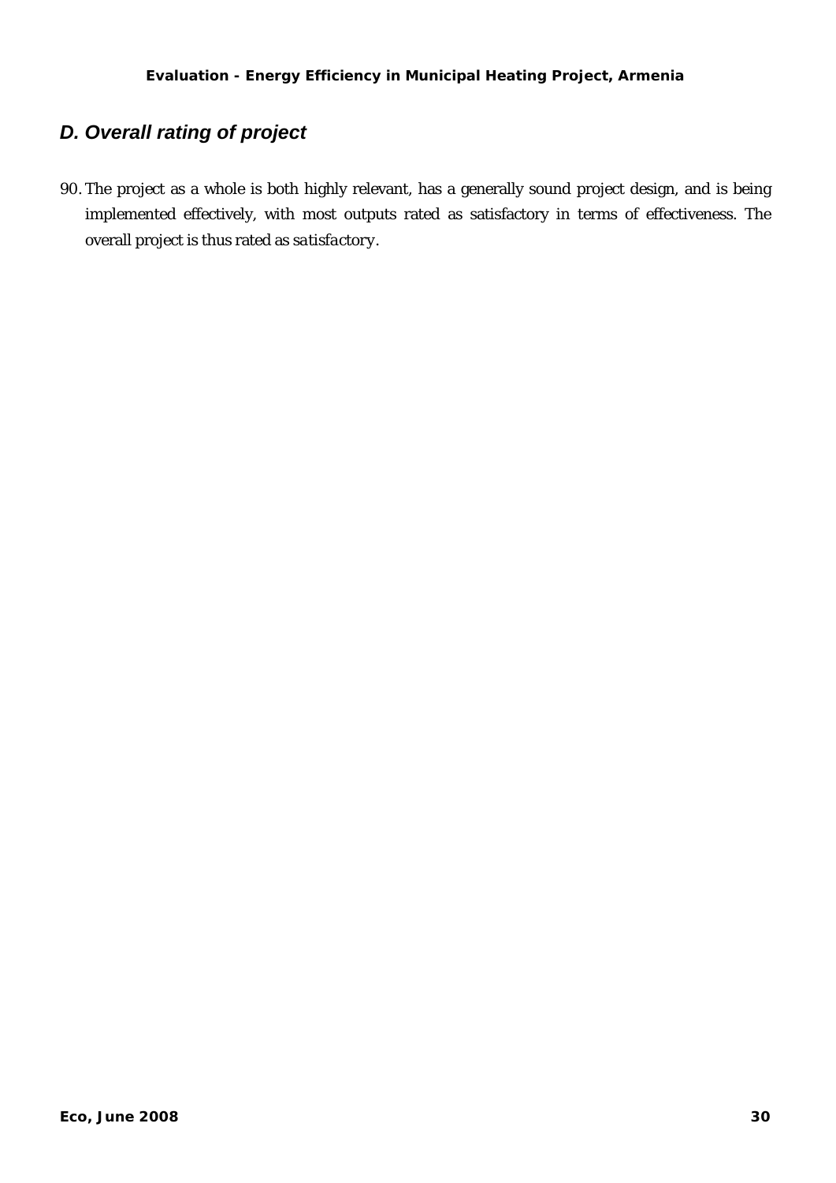## *D. Overall rating of project*

90. The project as a whole is both highly relevant, has a generally sound project design, and is being implemented effectively, with most outputs rated as satisfactory in terms of effectiveness. The overall project is thus rated as *satisfactory*.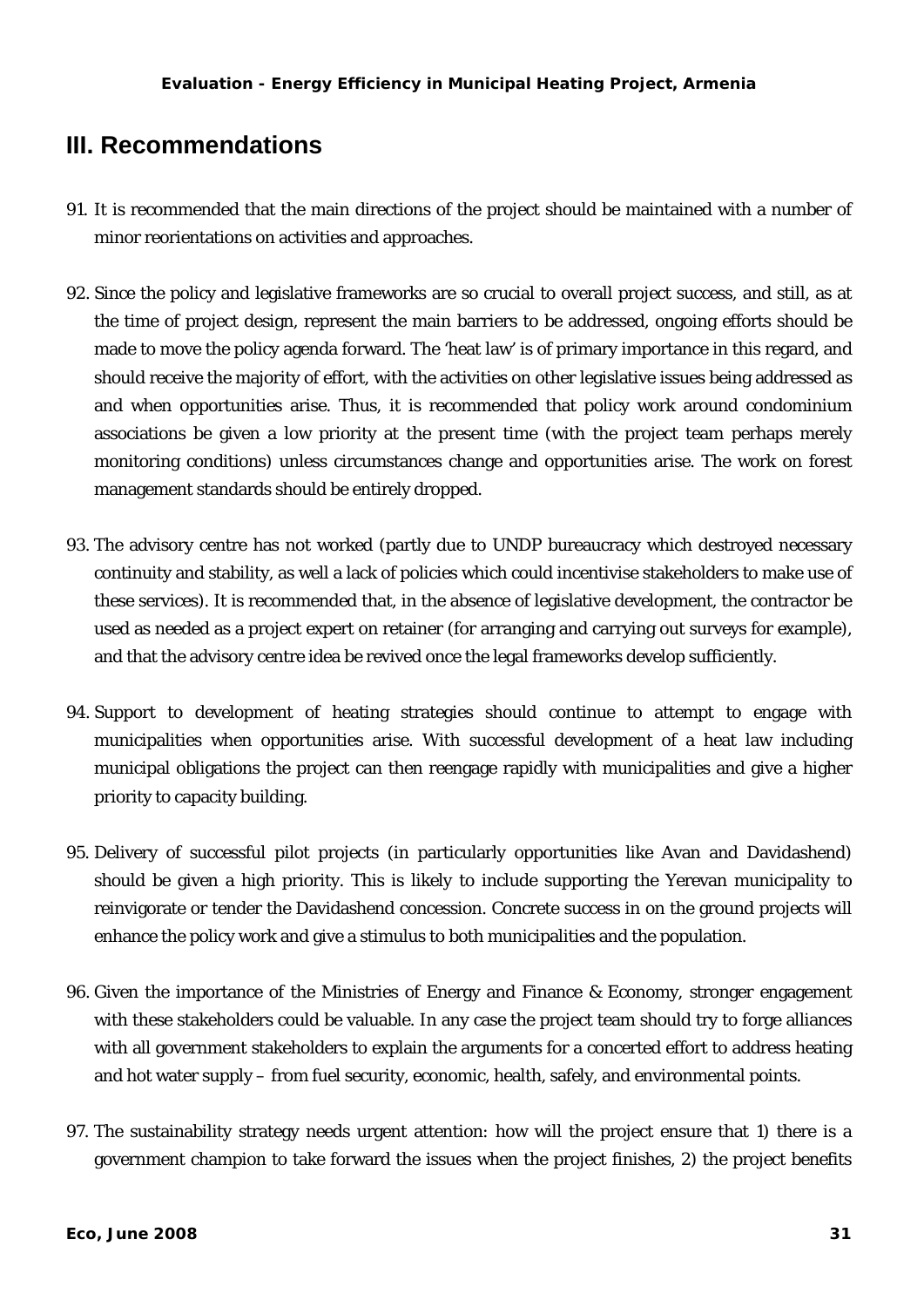## III. Recommendations

91. It is recommended that the main directions of the project should be maintained with a number of minor reorientations on activities and approaches.

92. Since the policy and legislative frameworks are so crucial to overall project success, and still, as at the time of project design, represent the main barriers to be addressed, ongoing efforts should be made to move the policy agenda forward. The 'heat law' is of primary importance in this regard, and should receive the majority of effort, with the activities on other legislative issues being addressed as and when opportunities arise. Thus, it is recommended that policy work around condominium associations be given a low priority at the present time (with the project team perhaps merely monitoring conditions) unless circumstances change and opportunities arise. The work on forest management standards should be entirely dropped.

93. The advisory centre has not worked (partly due to UNDP bureaucracy which destroyed necessary continuity and stability, as well a lack of policies which could incentivise stakeholders to make use of these services). It is recommended that, in the absence of legislative development, the contractor be used as needed as a project expert on retainer (for arranging and carrying out surveys for example), and that the advisory centre idea be revived once the legal frameworks develop sufficiently.

94. Support to development of heating strategies should continue to attempt to engage with municipalities when opportunities arise. With successful development of a heat law including municipal obligations the project can then reengage rapidly with municipalities and give a higher priority to capacity building.

95. Delivery of successful pilot projects (in particularly opportunities like Avan and Davidashend) should be given a high priority. This is likely to include supporting the Yerevan municipality to reinvigorate or tender the Davidashend concession. Concrete success in on the ground projects will enhance the policy work and give a stimulus to both municipalities and the population.

96. Given the importance of the Ministries of Energy and Finance & Economy, stronger engagement with these stakeholders could be valuable. In any case the project team should try to forge alliances with all government stakeholders to explain the arguments for a concerted effort to address heating and hot water supply – from fuel security, economic, health, safely, and environmental points.

97. The sustainability strategy needs urgent attention: how will the project ensure that 1) there is a government champion to take forward the issues when the project finishes, 2) the project benefits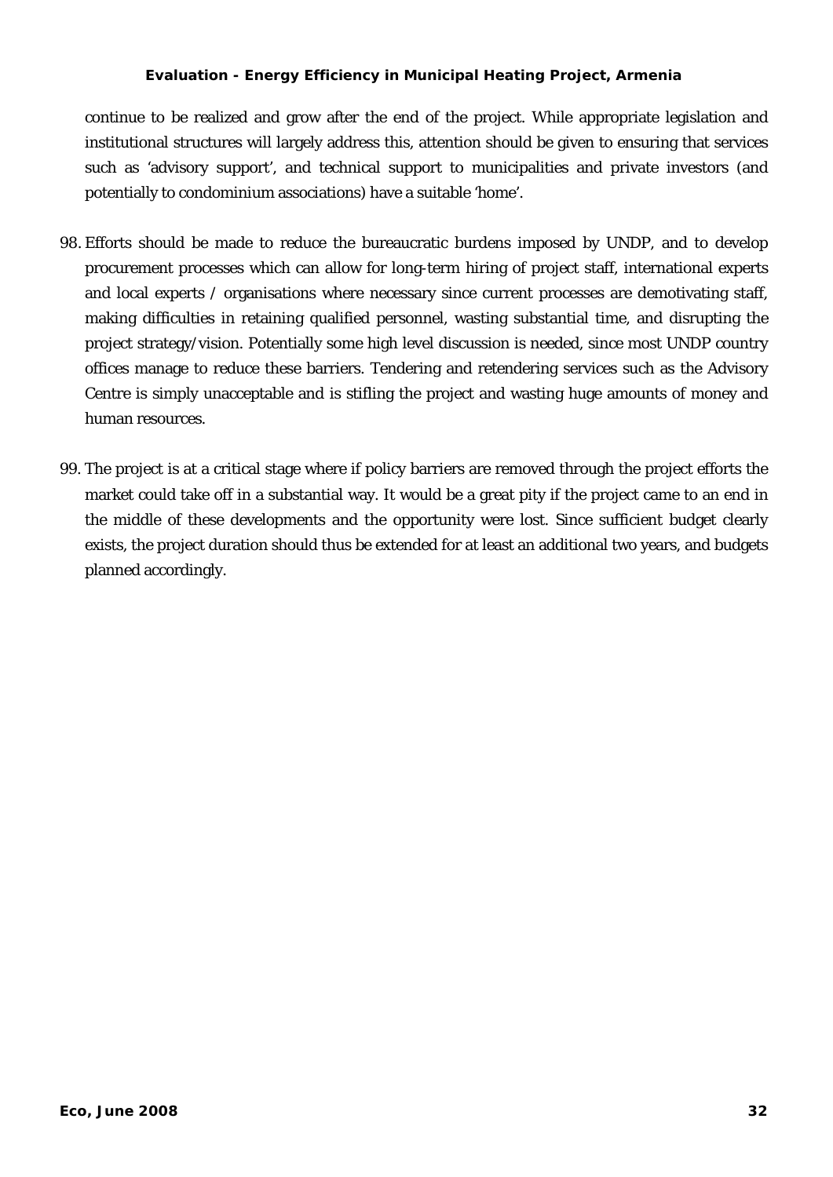continue to be realized and grow after the end of the project. While appropriate legislation and institutional structures will largely address this, attention should be given to ensuring that services such as 'advisory support', and technical support to municipalities and private investors (and potentially to condominium associations) have a suitable 'home'.

98. Efforts should be made to reduce the bureaucratic burdens imposed by UNDP, and to develop procurement processes which can allow for long-term hiring of project staff, international experts and local experts / organisations where necessary since current processes are demotivating staff, making difficulties in retaining qualified personnel, wasting substantial time, and disrupting the project strategy/vision. Potentially some high level discussion is needed, since most UNDP country offices manage to reduce these barriers. Tendering and retendering services such as the Advisory Centre is simply unacceptable and is stifling the project and wasting huge amounts of money and human resources.

99. The project is at a critical stage where if policy barriers are removed through the project efforts the market could take off in a substantial way. It would be a great pity if the project came to an end in the middle of these developments and the opportunity were lost. Since sufficient budget clearly exists, the project duration should thus be extended for at least an additional two years, and budgets planned accordingly.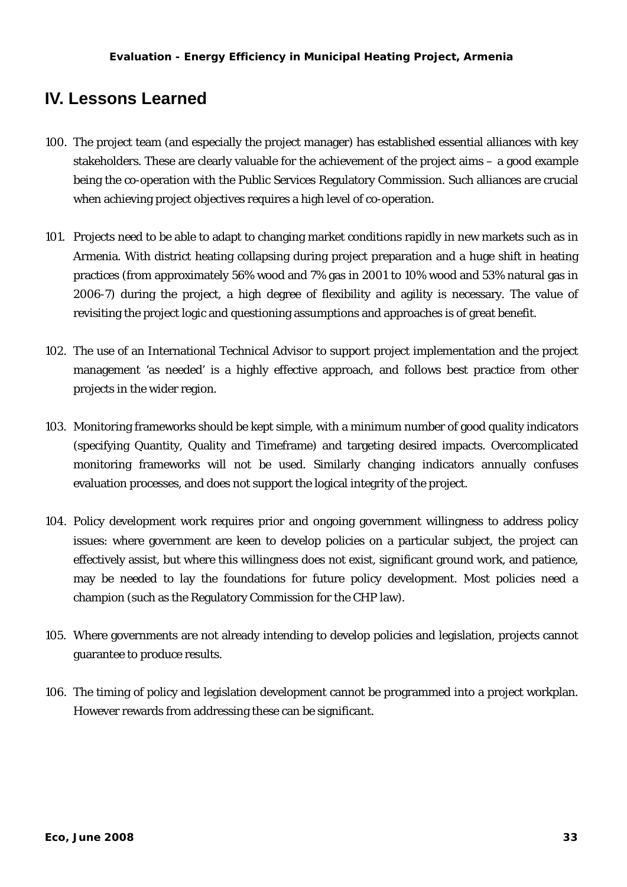## IV. Lessons Learned

100. The project team (and especially the project manager) has established essential alliances with key stakeholders. These are clearly valuable for the achievement of the project aims – a good example being the co-operation with the Public Services Regulatory Commission. Such alliances are crucial when achieving project objectives requires a high level of co-operation.

101. Projects need to be able to adapt to changing market conditions rapidly in new markets such as in Armenia. With district heating collapsing during project preparation and a huge shift in heating practices (from approximately 56% wood and 7% gas in 2001 to 10% wood and 53% natural gas in 2006-7) during the project, a high degree of flexibility and agility is necessary. The value of revisiting the project logic and questioning assumptions and approaches is of great benefit.

102. The use of an International Technical Advisor to support project implementation and the project management 'as needed' is a highly effective approach, and follows best practice from other projects in the wider region.

103. Monitoring frameworks should be kept simple, with a minimum number of good quality indicators (specifying Quantity, Quality and Timeframe) and targeting desired impacts. Overcomplicated monitoring frameworks will not be used. Similarly changing indicators annually confuses evaluation processes, and does not support the logical integrity of the project.

104. Policy development work requires prior and ongoing government willingness to address policy issues: where government are keen to develop policies on a particular subject, the project can effectively assist, but where this willingness does not exist, significant ground work, and patience, may be needed to lay the foundations for future policy development. Most policies need a champion (such as the Regulatory Commission for the CHP law).

105. Where governments are not already intending to develop policies and legislation, projects cannot guarantee to produce results.

106. The timing of policy and legislation development cannot be programmed into a project workplan. However rewards from addressing these can be significant.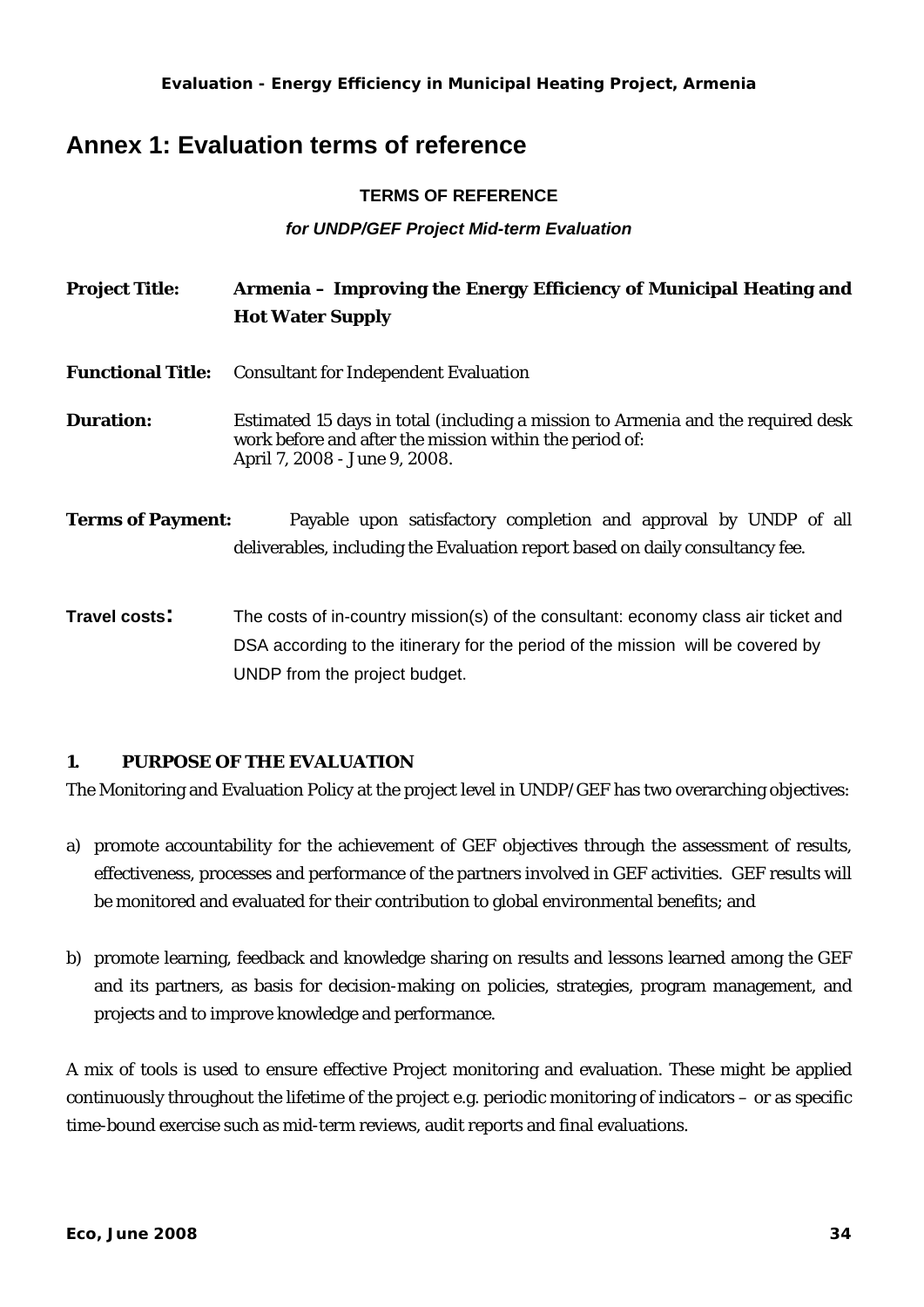# Annex 1: Evaluation terms of reference

**TERMS OF REFERENCE**

***for UNDP/GEF Project Mid-term Evaluation***

**Project Title:** **Armenia – Improving the Energy Efficiency of Municipal Heating and Hot Water Supply**

**Functional Title:** Consultant for Independent Evaluation

**Duration:** Estimated 15 days in total (including a mission to Armenia and the required desk work before and after the mission within the period of:
April 7, 2008 - June 9, 2008.

**Terms of Payment:** Payable upon satisfactory completion and approval by UNDP of all deliverables, including the Evaluation report based on daily consultancy fee.

**Travel costs:** The costs of in-country mission(s) of the consultant: economy class air ticket and DSA according to the itinerary for the period of the mission will be covered by UNDP from the project budget.

## 1. PURPOSE OF THE EVALUATION

The Monitoring and Evaluation Policy at the project level in UNDP/GEF has two overarching objectives:

a) promote accountability for the achievement of GEF objectives through the assessment of results, effectiveness, processes and performance of the partners involved in GEF activities. GEF results will be monitored and evaluated for their contribution to global environmental benefits; and

b) promote learning, feedback and knowledge sharing on results and lessons learned among the GEF and its partners, as basis for decision-making on policies, strategies, program management, and projects and to improve knowledge and performance.

A mix of tools is used to ensure effective Project monitoring and evaluation. These might be applied continuously throughout the lifetime of the project e.g. periodic monitoring of indicators – or as specific time-bound exercise such as mid-term reviews, audit reports and final evaluations.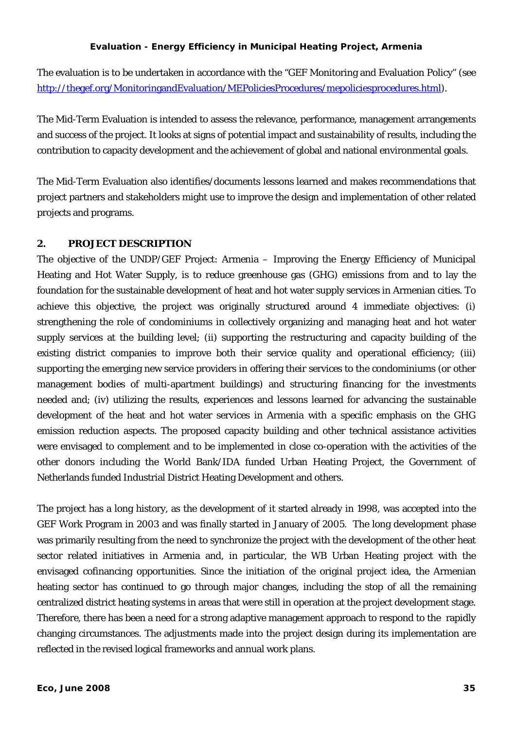The evaluation is to be undertaken in accordance with the "GEF Monitoring and Evaluation Policy" (see http://thegef.org/MonitoringandEvaluation/MEPoliciesProcedures/mepoliciesprocedures.html).

The Mid-Term Evaluation is intended to assess the relevance, performance, management arrangements and success of the project. It looks at signs of potential impact and sustainability of results, including the contribution to capacity development and the achievement of global and national environmental goals.

The Mid-Term Evaluation also identifies/documents lessons learned and makes recommendations that project partners and stakeholders might use to improve the design and implementation of other related projects and programs.

## 2. PROJECT DESCRIPTION

The objective of the UNDP/GEF Project: Armenia – Improving the Energy Efficiency of Municipal Heating and Hot Water Supply, is to reduce greenhouse gas (GHG) emissions from and to lay the foundation for the sustainable development of heat and hot water supply services in Armenian cities. To achieve this objective, the project was originally structured around 4 immediate objectives: (i) strengthening the role of condominiums in collectively organizing and managing heat and hot water supply services at the building level; (ii) supporting the restructuring and capacity building of the existing district companies to improve both their service quality and operational efficiency; (iii) supporting the emerging new service providers in offering their services to the condominiums (or other management bodies of multi-apartment buildings) and structuring financing for the investments needed and; (iv) utilizing the results, experiences and lessons learned for advancing the sustainable development of the heat and hot water services in Armenia with a specific emphasis on the GHG emission reduction aspects. The proposed capacity building and other technical assistance activities were envisaged to complement and to be implemented in close co-operation with the activities of the other donors including the World Bank/IDA funded Urban Heating Project, the Government of Netherlands funded Industrial District Heating Development and others.

The project has a long history, as the development of it started already in 1998, was accepted into the GEF Work Program in 2003 and was finally started in January of 2005. The long development phase was primarily resulting from the need to synchronize the project with the development of the other heat sector related initiatives in Armenia and, in particular, the WB Urban Heating project with the envisaged cofinancing opportunities. Since the initiation of the original project idea, the Armenian heating sector has continued to go through major changes, including the stop of all the remaining centralized district heating systems in areas that were still in operation at the project development stage. Therefore, there has been a need for a strong adaptive management approach to respond to the rapidly changing circumstances. The adjustments made into the project design during its implementation are reflected in the revised logical frameworks and annual work plans.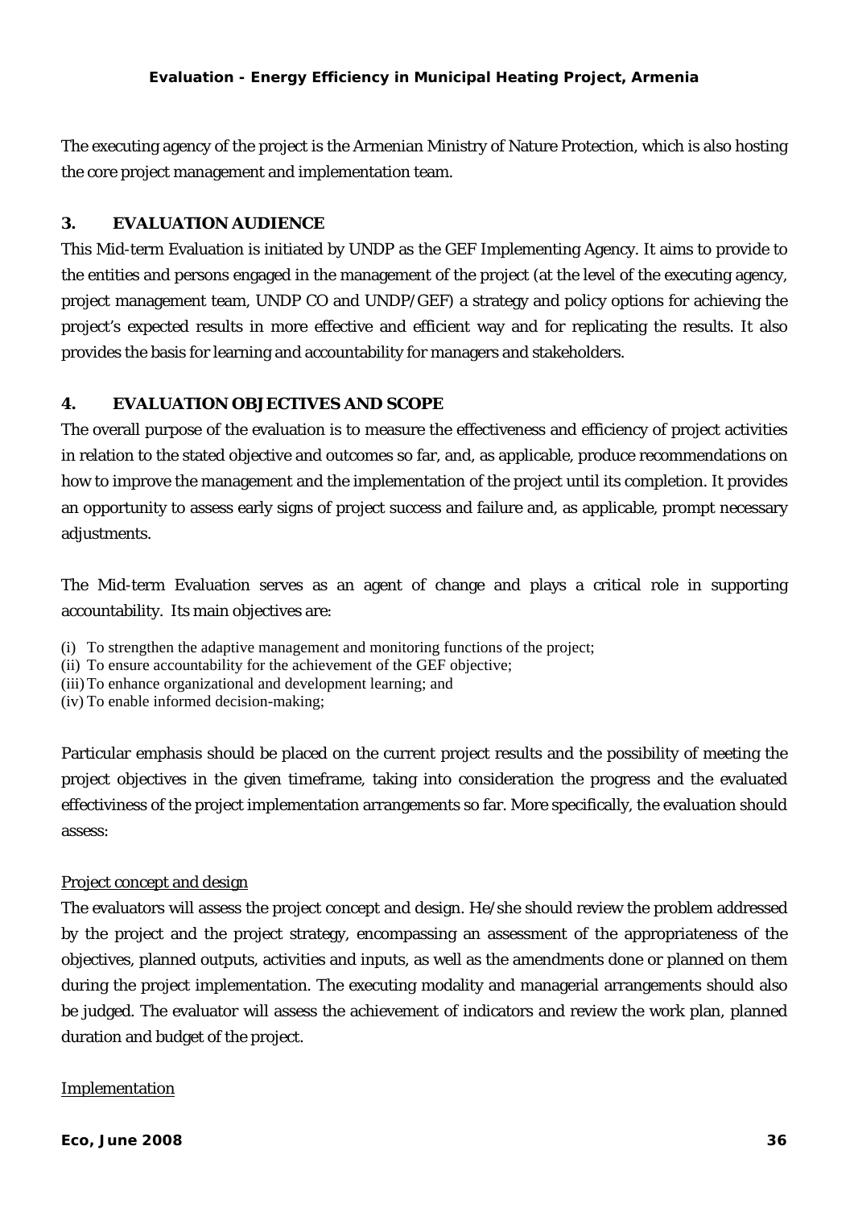The executing agency of the project is the Armenian Ministry of Nature Protection, which is also hosting the core project management and implementation team.

## 3. EVALUATION AUDIENCE

This Mid-term Evaluation is initiated by UNDP as the GEF Implementing Agency. It aims to provide to the entities and persons engaged in the management of the project (at the level of the executing agency, project management team, UNDP CO and UNDP/GEF) a strategy and policy options for achieving the project's expected results in more effective and efficient way and for replicating the results. It also provides the basis for learning and accountability for managers and stakeholders.

## 4. EVALUATION OBJECTIVES AND SCOPE

The overall purpose of the evaluation is to measure the effectiveness and efficiency of project activities in relation to the stated objective and outcomes so far, and, as applicable, produce recommendations on how to improve the management and the implementation of the project until its completion. It provides an opportunity to assess early signs of project success and failure and, as applicable, prompt necessary adjustments.

The Mid-term Evaluation serves as an agent of change and plays a critical role in supporting accountability. Its main objectives are:

(i) To strengthen the adaptive management and monitoring functions of the project;
(ii) To ensure accountability for the achievement of the GEF objective;
(iii) To enhance organizational and development learning; and
(iv) To enable informed decision-making;

Particular emphasis should be placed on the current project results and the possibility of meeting the project objectives in the given timeframe, taking into consideration the progress and the evaluated effectiviness of the project implementation arrangements so far. More specifically, the evaluation should assess:

<u>Project concept and design</u>

The evaluators will assess the project concept and design. He/she should review the problem addressed by the project and the project strategy, encompassing an assessment of the appropriateness of the objectives, planned outputs, activities and inputs, as well as the amendments done or planned on them during the project implementation. The executing modality and managerial arrangements should also be judged. The evaluator will assess the achievement of indicators and review the work plan, planned duration and budget of the project.

<u>Implementation</u>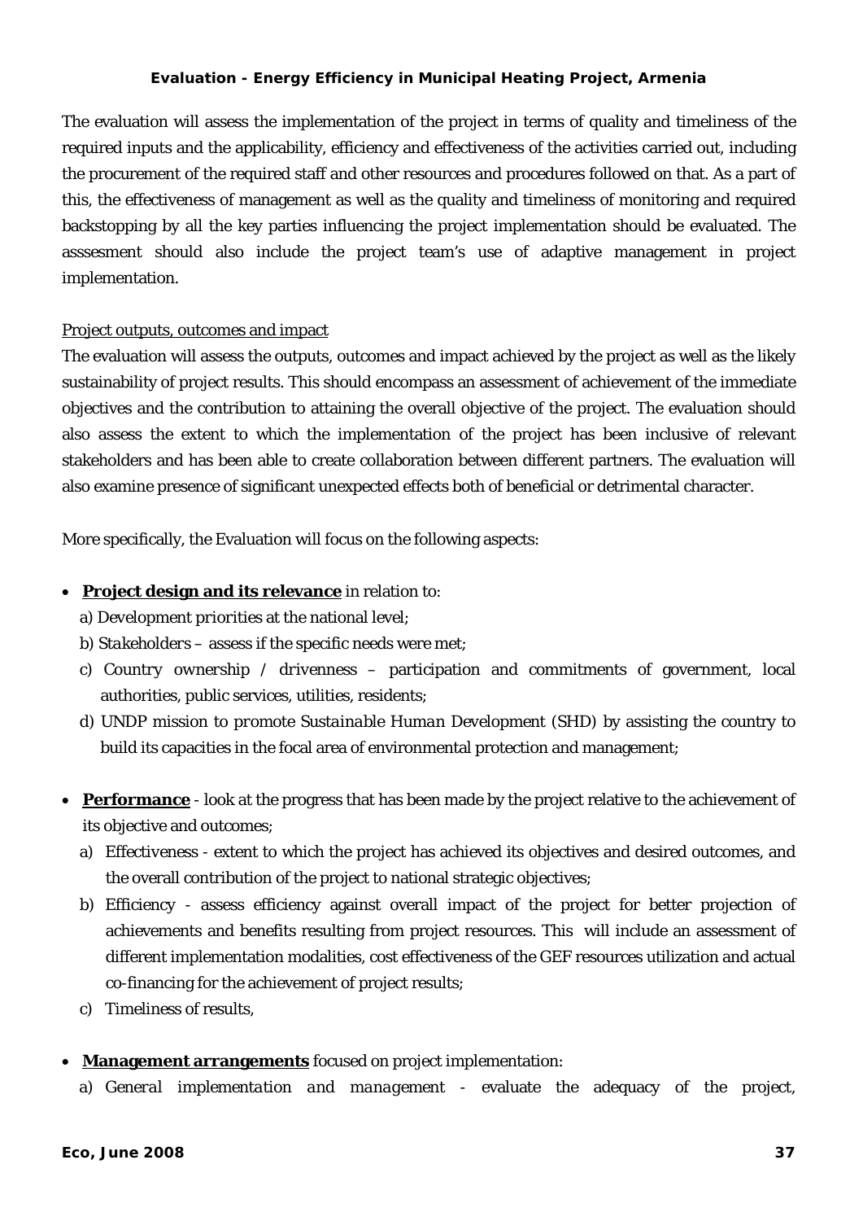The evaluation will assess the implementation of the project in terms of quality and timeliness of the required inputs and the applicability, efficiency and effectiveness of the activities carried out, including the procurement of the required staff and other resources and procedures followed on that. As a part of this, the effectiveness of management as well as the quality and timeliness of monitoring and required backstopping by all the key parties influencing the project implementation should be evaluated. The asssesment should also include the project team's use of adaptive management in project implementation.

<u>Project outputs, outcomes and impact</u>

The evaluation will assess the outputs, outcomes and impact achieved by the project as well as the likely sustainability of project results. This should encompass an assessment of achievement of the immediate objectives and the contribution to attaining the overall objective of the project. The evaluation should also assess the extent to which the implementation of the project has been inclusive of relevant stakeholders and has been able to create collaboration between different partners. The evaluation will also examine presence of significant unexpected effects both of beneficial or detrimental character.

More specifically, the Evaluation will focus on the following aspects:

- **<u>Project design and its relevance</u>** in relation to:
  a) *Development priorities* at the national level;
  b) *Stakeholders* – assess if the specific needs were met;
  c) *Country ownership / drivenness* – participation and commitments of government, local authorities, public services, utilities, residents;
  d) *UNDP mission to promote Sustainable Human Development (SHD)* by assisting the country to build its capacities in the focal area of environmental protection and management;

- **<u>Performance</u>** - look at the progress that has been made by the project relative to the achievement of its objective and outcomes;
  a) Effectiveness - extent to which the project has achieved its objectives and desired outcomes, and the overall contribution of the project to national strategic objectives;
  b) Efficiency - assess efficiency against overall impact of the project for better projection of achievements and benefits resulting from project resources. This will include an assessment of different implementation modalities, cost effectiveness of the GEF resources utilization and actual co-financing for the achievement of project results;
  c) Timeliness of results,

- **<u>Management arrangements</u>** focused on project implementation:
  a) *General implementation and management* - evaluate the adequacy of the project,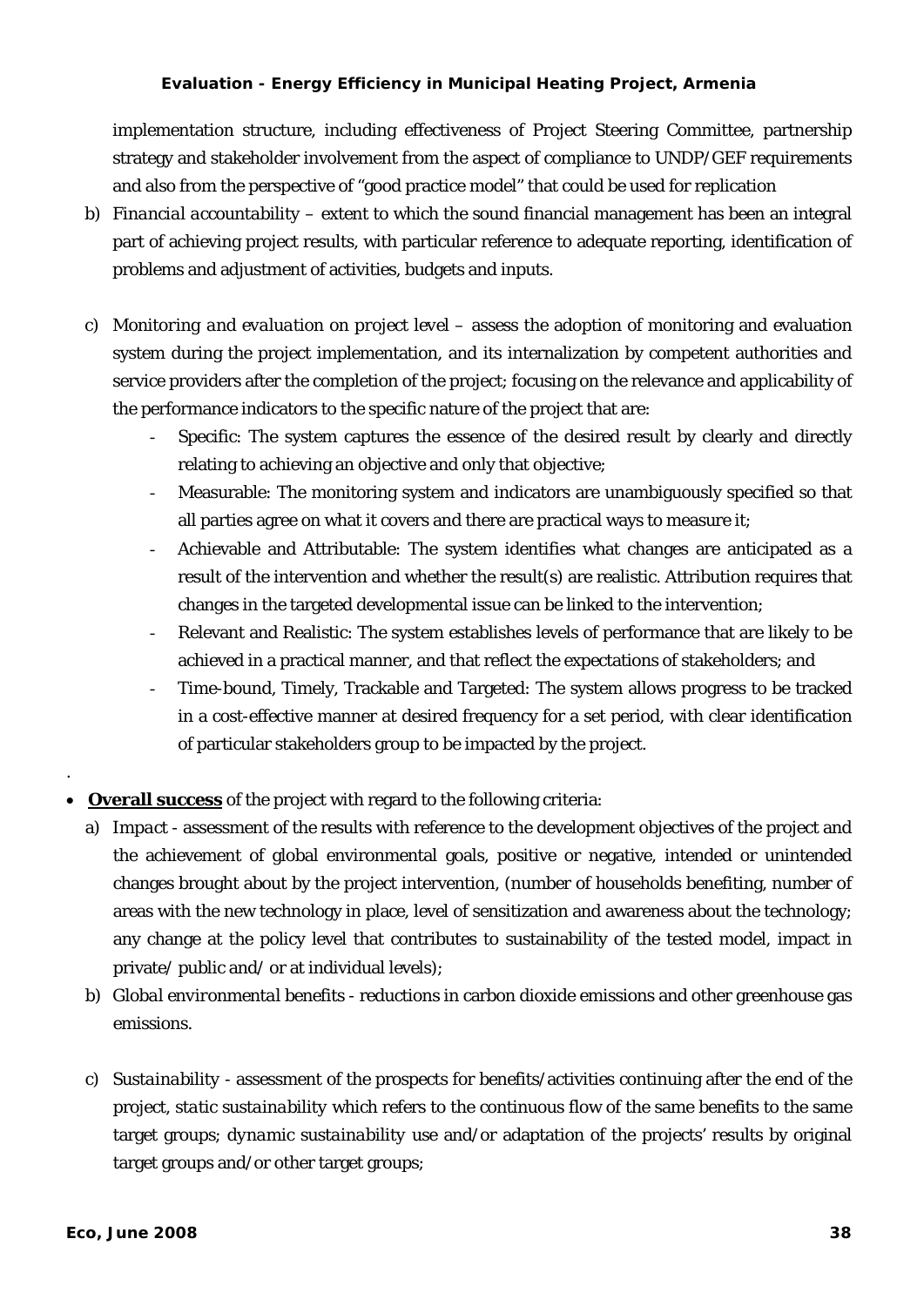implementation structure, including effectiveness of Project Steering Committee, partnership strategy and stakeholder involvement from the aspect of compliance to UNDP/GEF requirements and also from the perspective of "good practice model" that could be used for replication

b) *Financial accountability* – extent to which the sound financial management has been an integral part of achieving project results, with particular reference to adequate reporting, identification of problems and adjustment of activities, budgets and inputs.

c) *Monitoring and evaluation on project level* – assess the adoption of monitoring and evaluation system during the project implementation, and its internalization by competent authorities and service providers after the completion of the project; focusing on the relevance and applicability of the performance indicators to the specific nature of the project that are:
   - Specific: The system captures the essence of the desired result by clearly and directly relating to achieving an objective and only that objective;
   - Measurable: The monitoring system and indicators are unambiguously specified so that all parties agree on what it covers and there are practical ways to measure it;
   - Achievable and Attributable: The system identifies what changes are anticipated as a result of the intervention and whether the result(s) are realistic. Attribution requires that changes in the targeted developmental issue can be linked to the intervention;
   - Relevant and Realistic: The system establishes levels of performance that are likely to be achieved in a practical manner, and that reflect the expectations of stakeholders; and
   - Time-bound, Timely, Trackable and Targeted: The system allows progress to be tracked in a cost-effective manner at desired frequency for a set period, with clear identification of particular stakeholders group to be impacted by the project.

- **Overall success** of the project with regard to the following criteria:

  a) *Impact* - assessment of the results with reference to the development objectives of the project and the achievement of global environmental goals, positive or negative, intended or unintended changes brought about by the project intervention, (number of households benefiting, number of areas with the new technology in place, level of sensitization and awareness about the technology; any change at the policy level that contributes to sustainability of the tested model, impact in private/ public and/ or at individual levels);

  b) *Global environmental benefits* - reductions in carbon dioxide emissions and other greenhouse gas emissions.

  c) *Sustainability* - assessment of the prospects for benefits/activities continuing after the end of the project, *static sustainability* which refers to the continuous flow of the same benefits to the same target groups; *dynamic sustainability* use and/or adaptation of the projects' results by original target groups and/or other target groups;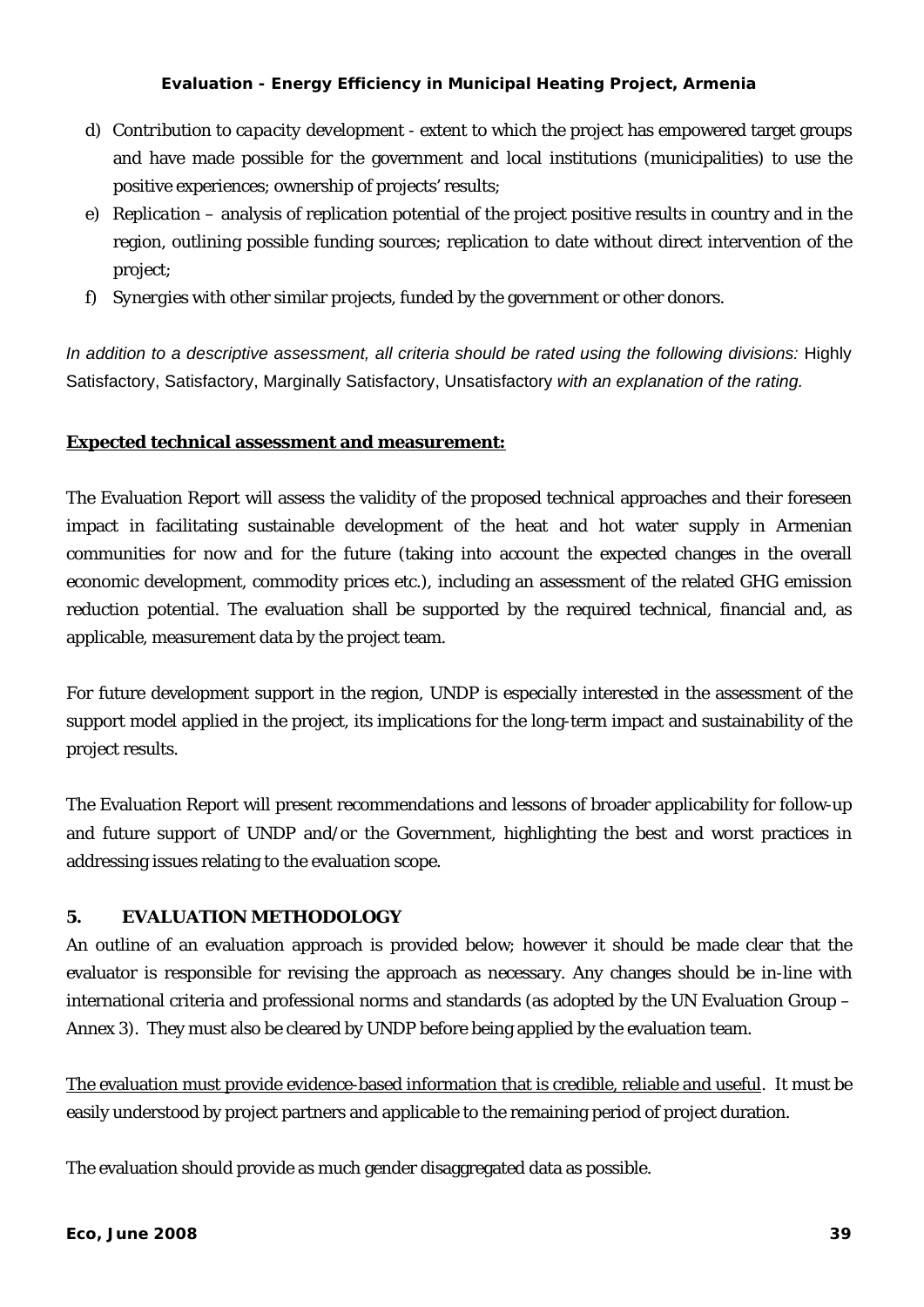d) *Contribution to capacity development* - extent to which the project has empowered target groups and have made possible for the government and local institutions (municipalities) to use the positive experiences; ownership of projects' results;

e) *Replication* – analysis of replication potential of the project positive results in country and in the region, outlining possible funding sources; replication to date without direct intervention of the project;

f) *Synergies* with other similar projects, funded by the government or other donors.

*In addition to a descriptive assessment, all criteria should be rated using the following divisions:* Highly Satisfactory, Satisfactory, Marginally Satisfactory, Unsatisfactory *with an explanation of the rating.*

**Expected technical assessment and measurement:**

The Evaluation Report will assess the validity of the proposed technical approaches and their foreseen impact in facilitating sustainable development of the heat and hot water supply in Armenian communities for now and for the future (taking into account the expected changes in the overall economic development, commodity prices etc.), including an assessment of the related GHG emission reduction potential. The evaluation shall be supported by the required technical, financial and, as applicable, measurement data by the project team.

For future development support in the region, UNDP is especially interested in the assessment of the support model applied in the project, its implications for the long-term impact and sustainability of the project results.

The Evaluation Report will present recommendations and lessons of broader applicability for follow-up and future support of UNDP and/or the Government, highlighting the best and worst practices in addressing issues relating to the evaluation scope.

## 5. EVALUATION METHODOLOGY

An outline of an evaluation approach is provided below; however it should be made clear that the evaluator is responsible for revising the approach as necessary. Any changes should be in-line with international criteria and professional norms and standards (as adopted by the UN Evaluation Group – Annex 3). They must also be cleared by UNDP before being applied by the evaluation team.

The evaluation must provide evidence-based information that is credible, reliable and useful. It must be easily understood by project partners and applicable to the remaining period of project duration.

The evaluation should provide as much gender disaggregated data as possible.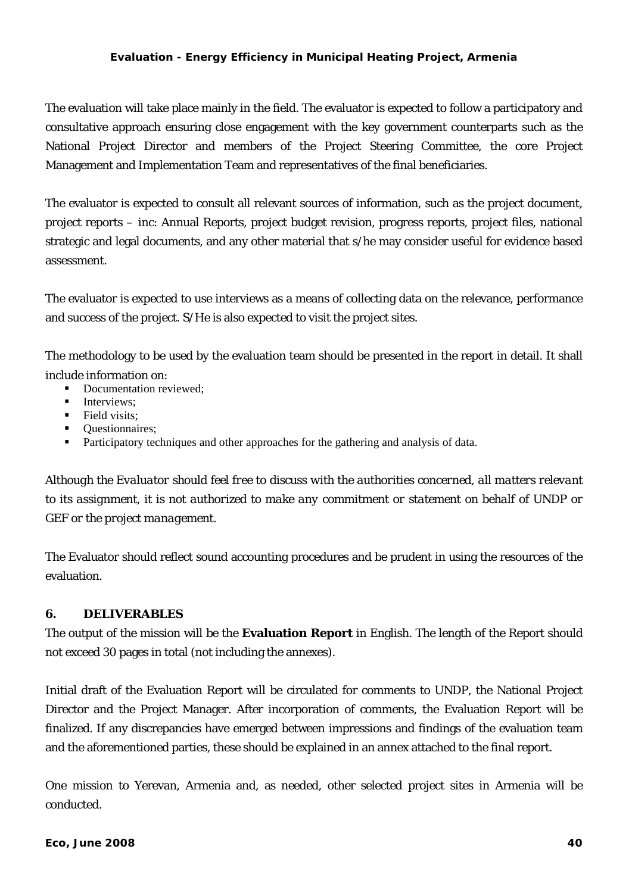The evaluation will take place mainly in the field. The evaluator is expected to follow a participatory and consultative approach ensuring close engagement with the key government counterparts such as the National Project Director and members of the Project Steering Committee, the core Project Management and Implementation Team and representatives of the final beneficiaries.

The evaluator is expected to consult all relevant sources of information, such as the project document, project reports – inc: Annual Reports, project budget revision, progress reports, project files, national strategic and legal documents, and any other material that s/he may consider useful for evidence based assessment.

The evaluator is expected to use interviews as a means of collecting data on the relevance, performance and success of the project. S/He is also expected to visit the project sites.

The methodology to be used by the evaluation team should be presented in the report in detail. It shall include information on:

- Documentation reviewed;
- Interviews;
- Field visits;
- Questionnaires;
- Participatory techniques and other approaches for the gathering and analysis of data.

*Although the Evaluator should feel free to discuss with the authorities concerned, all matters relevant to its assignment, it is not authorized to make any commitment or statement on behalf of UNDP or GEF or the project management.*

The Evaluator should reflect sound accounting procedures and be prudent in using the resources of the evaluation.

## 6. DELIVERABLES

The output of the mission will be the **Evaluation Report** in English. The length of the Report should not exceed 30 pages in total (not including the annexes).

Initial draft of the Evaluation Report will be circulated for comments to UNDP, the National Project Director and the Project Manager. After incorporation of comments, the Evaluation Report will be finalized. If any discrepancies have emerged between impressions and findings of the evaluation team and the aforementioned parties, these should be explained in an annex attached to the final report.

One mission to Yerevan, Armenia and, as needed, other selected project sites in Armenia will be conducted.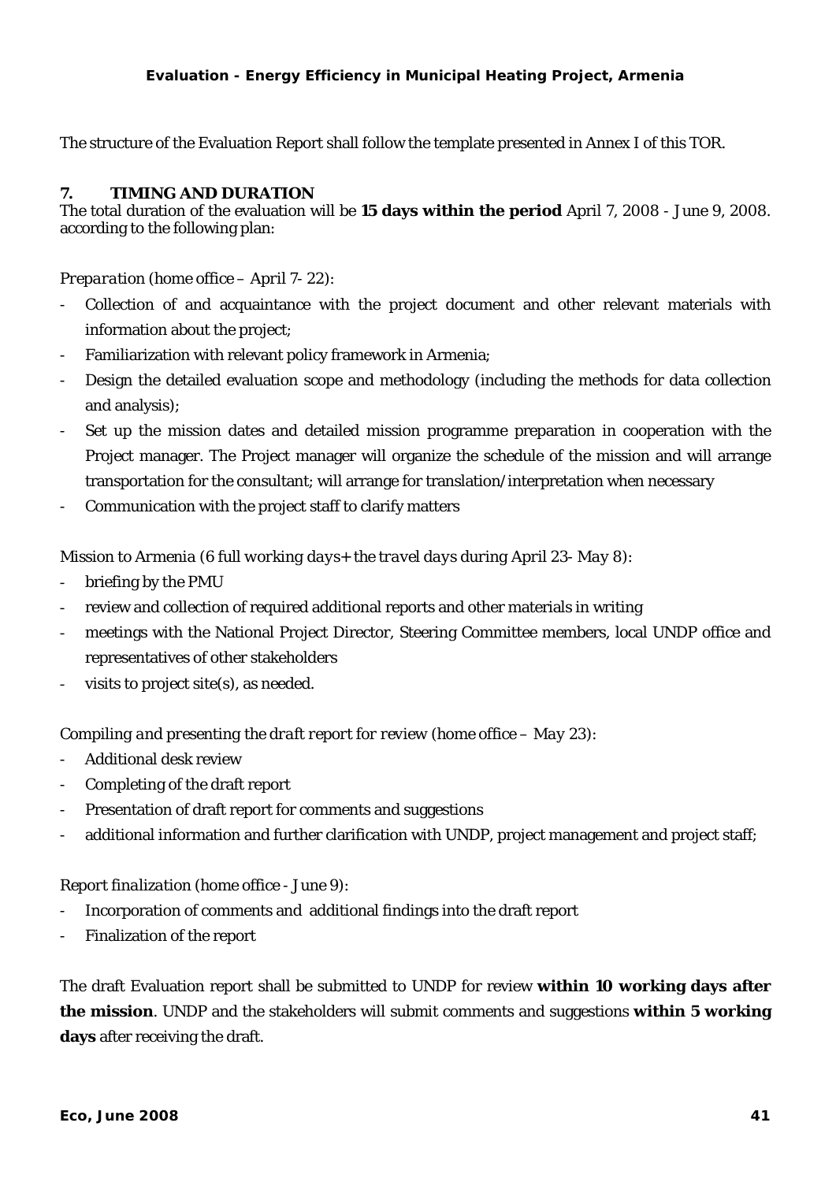The structure of the Evaluation Report shall follow the template presented in Annex I of this TOR.

## 7. TIMING AND DURATION

The total duration of the evaluation will be **15 days within the period** April 7, 2008 - June 9, 2008. according to the following plan:

*Preparation* (home office – April 7- 22):

- Collection of and acquaintance with the project document and other relevant materials with information about the project;
- Familiarization with relevant policy framework in Armenia;
- Design the detailed evaluation scope and methodology (including the methods for data collection and analysis);
- Set up the mission dates and detailed mission programme preparation in cooperation with the Project manager. The Project manager will organize the schedule of the mission and will arrange transportation for the consultant; will arrange for translation/interpretation when necessary
- Communication with the project staff to clarify matters

*Mission to Armenia (6 full working days+ the travel days during April 23- May 8)*:

- briefing by the PMU
- review and collection of required additional reports and other materials in writing
- meetings with the National Project Director, Steering Committee members, local UNDP office and representatives of other stakeholders
- visits to project site(s), as needed.

*Compiling and presenting the draft report for review* (home office – May 23):

- Additional desk review
- Completing of the draft report
- Presentation of draft report for comments and suggestions
- additional information and further clarification with UNDP, project management and project staff;

*Report finalization* (home office - June 9):

- Incorporation of comments and additional findings into the draft report
- Finalization of the report

The draft Evaluation report shall be submitted to UNDP for review **within 10 working days after the mission**. UNDP and the stakeholders will submit comments and suggestions **within 5 working days** after receiving the draft.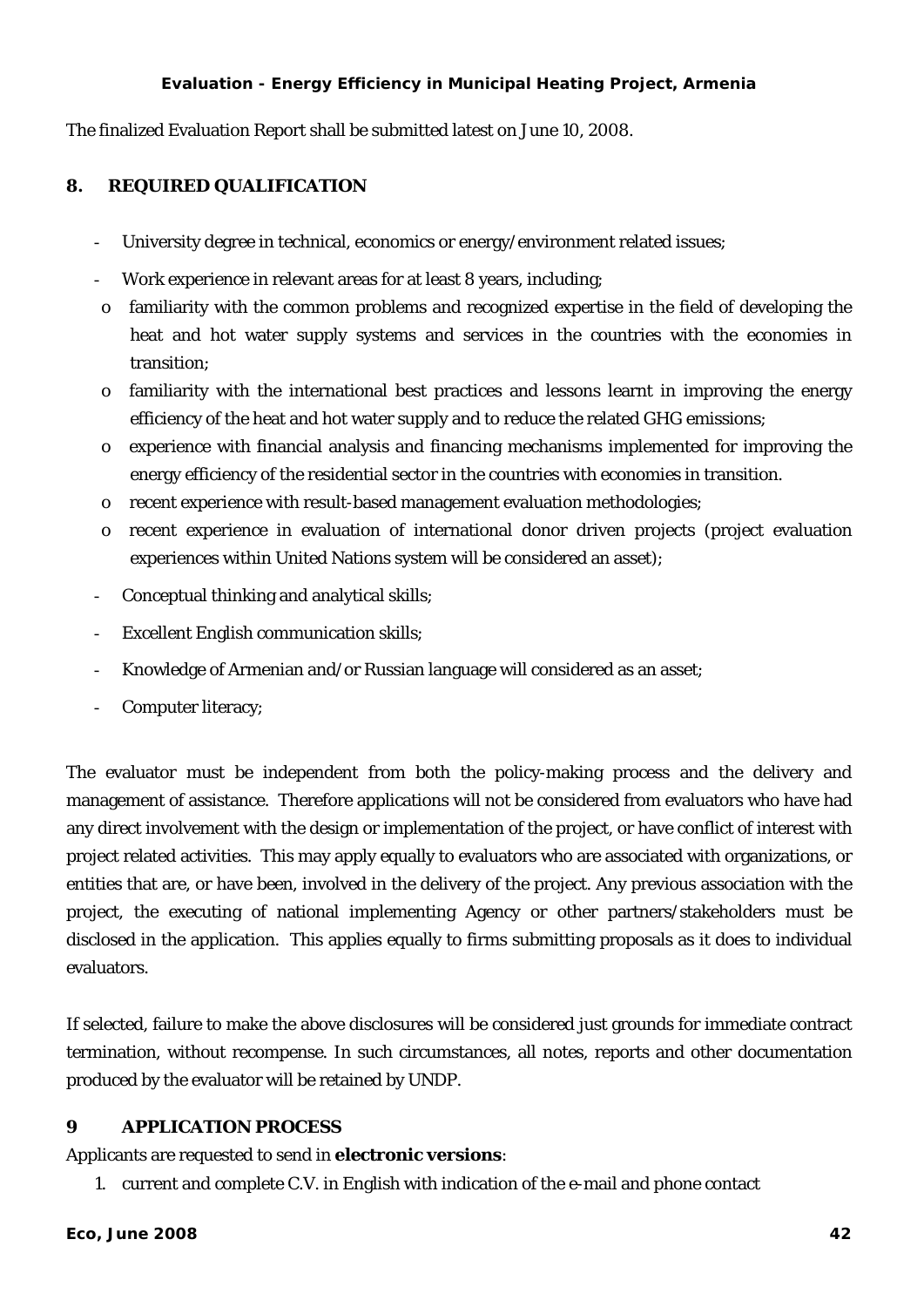The finalized Evaluation Report shall be submitted latest on June 10, 2008.

## 8. REQUIRED QUALIFICATION

- University degree in technical, economics or energy/environment related issues;
- Work experience in relevant areas for at least 8 years, including;
  - o familiarity with the common problems and recognized expertise in the field of developing the heat and hot water supply systems and services in the countries with the economies in transition;
  - o familiarity with the international best practices and lessons learnt in improving the energy efficiency of the heat and hot water supply and to reduce the related GHG emissions;
  - o experience with financial analysis and financing mechanisms implemented for improving the energy efficiency of the residential sector in the countries with economies in transition.
  - o recent experience with result-based management evaluation methodologies;
  - o recent experience in evaluation of international donor driven projects (project evaluation experiences within United Nations system will be considered an asset);
- Conceptual thinking and analytical skills;
- Excellent English communication skills;
- Knowledge of Armenian and/or Russian language will considered as an asset;
- Computer literacy;

The evaluator must be independent from both the policy-making process and the delivery and management of assistance. Therefore applications will not be considered from evaluators who have had any direct involvement with the design or implementation of the project, or have conflict of interest with project related activities. This may apply equally to evaluators who are associated with organizations, or entities that are, or have been, involved in the delivery of the project. Any previous association with the project, the executing of national implementing Agency or other partners/stakeholders must be disclosed in the application. This applies equally to firms submitting proposals as it does to individual evaluators.

If selected, failure to make the above disclosures will be considered just grounds for immediate contract termination, without recompense. In such circumstances, all notes, reports and other documentation produced by the evaluator will be retained by UNDP.

## 9 APPLICATION PROCESS

Applicants are requested to send in **electronic versions**:

1. current and complete C.V. in English with indication of the e-mail and phone contact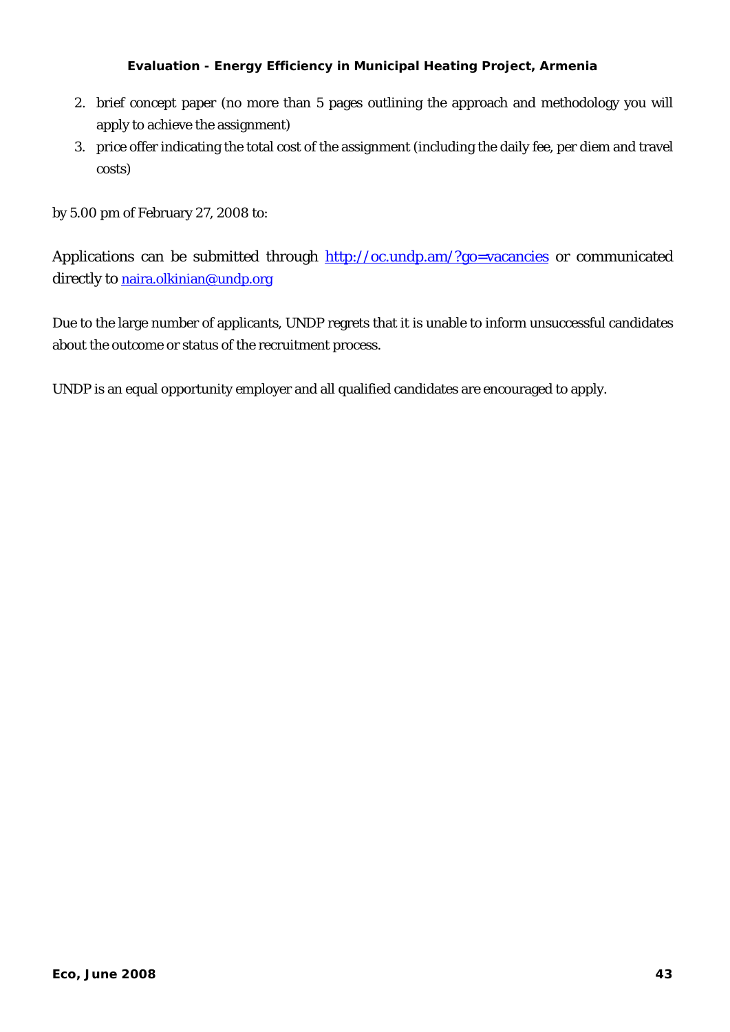2. brief concept paper (no more than 5 pages outlining the approach and methodology you will apply to achieve the assignment)
3. price offer indicating the total cost of the assignment (including the daily fee, per diem and travel costs)

by 5.00 pm of February 27, 2008 to:

Applications can be submitted through http://oc.undp.am/?go=vacancies or communicated directly to naira.olkinian@undp.org

Due to the large number of applicants, UNDP regrets that it is unable to inform unsuccessful candidates about the outcome or status of the recruitment process.

UNDP is an equal opportunity employer and all qualified candidates are encouraged to apply.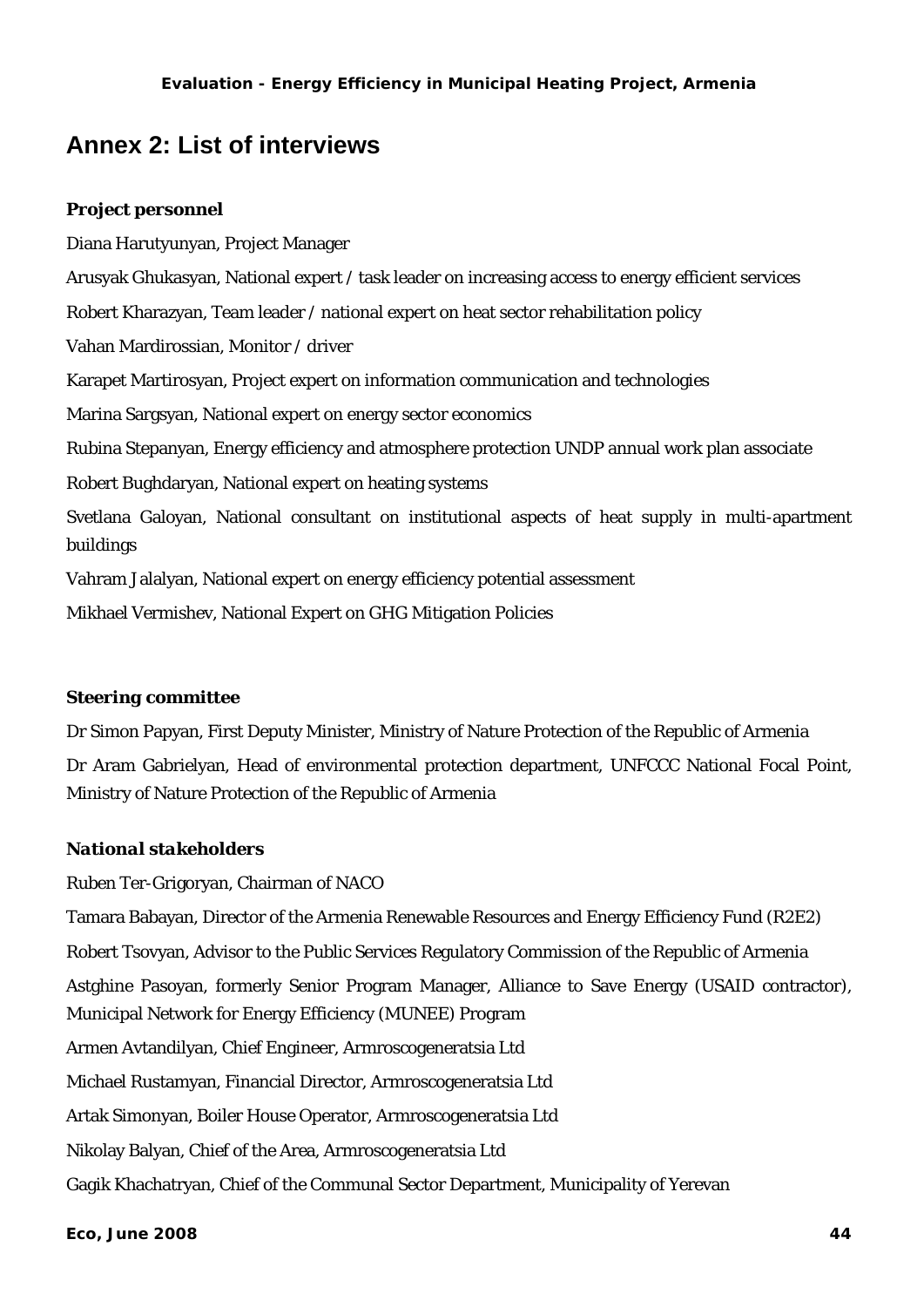## Annex 2: List of interviews

**Project personnel**

Diana Harutyunyan, Project Manager

Arusyak Ghukasyan, National expert / task leader on increasing access to energy efficient services

Robert Kharazyan, Team leader / national expert on heat sector rehabilitation policy

Vahan Mardirossian, Monitor / driver

Karapet Martirosyan, Project expert on information communication and technologies

Marina Sargsyan, National expert on energy sector economics

Rubina Stepanyan, Energy efficiency and atmosphere protection UNDP annual work plan associate

Robert Bughdaryan, National expert on heating systems

Svetlana Galoyan, National consultant on institutional aspects of heat supply in multi-apartment buildings

Vahram Jalalyan, National expert on energy efficiency potential assessment

Mikhael Vermishev, National Expert on GHG Mitigation Policies

**Steering committee**

Dr Simon Papyan, First Deputy Minister, Ministry of Nature Protection of the Republic of Armenia

Dr Aram Gabrielyan, Head of environmental protection department, UNFCCC National Focal Point, Ministry of Nature Protection of the Republic of Armenia

***National stakeholders***

Ruben Ter-Grigoryan, Chairman of NACO

Tamara Babayan, Director of the Armenia Renewable Resources and Energy Efficiency Fund (R2E2)

Robert Tsovyan, Advisor to the Public Services Regulatory Commission of the Republic of Armenia

Astghine Pasoyan, formerly Senior Program Manager, Alliance to Save Energy (USAID contractor), Municipal Network for Energy Efficiency (MUNEE) Program

Armen Avtandilyan, Chief Engineer, Armroscogeneratsia Ltd

Michael Rustamyan, Financial Director, Armroscogeneratsia Ltd

Artak Simonyan, Boiler House Operator, Armroscogeneratsia Ltd

Nikolay Balyan, Chief of the Area, Armroscogeneratsia Ltd

Gagik Khachatryan, Chief of the Communal Sector Department, Municipality of Yerevan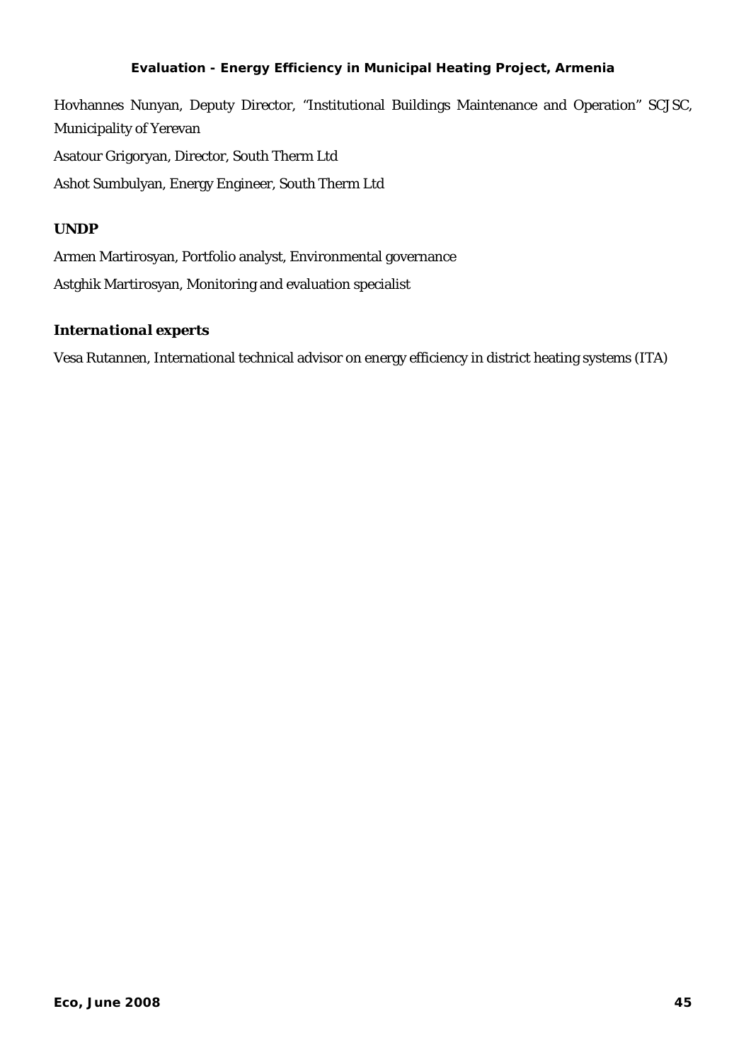Hovhannes Nunyan, Deputy Director, "Institutional Buildings Maintenance and Operation" SCJSC, Municipality of Yerevan

Asatour Grigoryan, Director, South Therm Ltd

Ashot Sumbulyan, Energy Engineer, South Therm Ltd

### UNDP

Armen Martirosyan, Portfolio analyst, Environmental governance

Astghik Martirosyan, Monitoring and evaluation specialist

### *International experts*

Vesa Rutannen, International technical advisor on energy efficiency in district heating systems (ITA)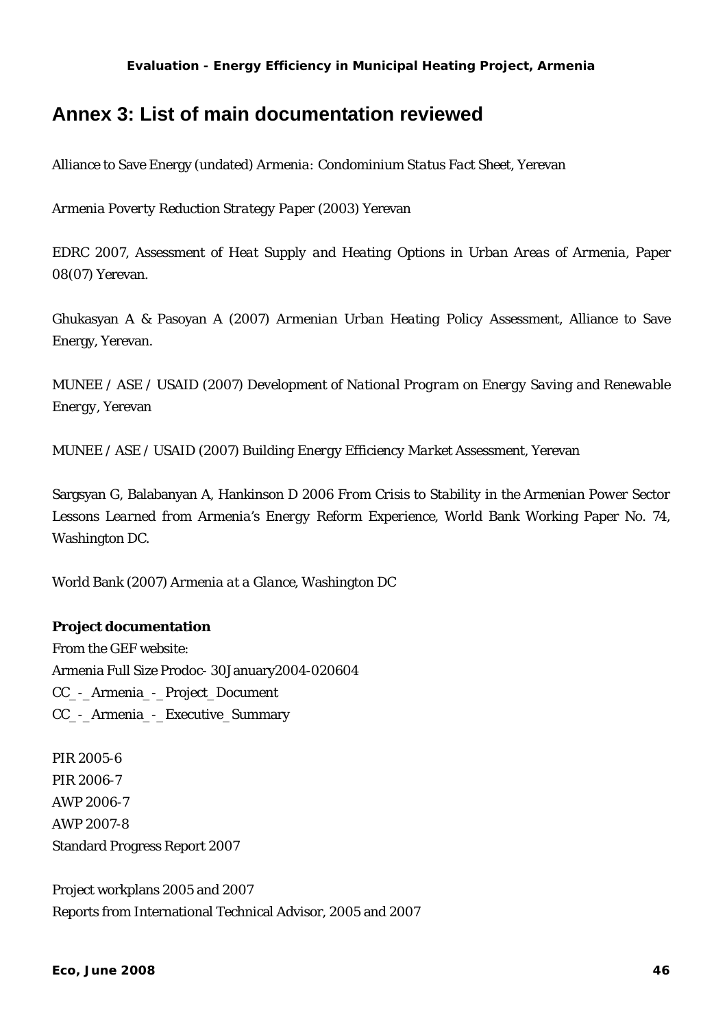## Annex 3: List of main documentation reviewed

Alliance to Save Energy (undated) *Armenia: Condominium Status Fact Sheet*, Yerevan

*Armenia Poverty Reduction Strategy Paper* (2003) Yerevan

EDRC 2007, *Assessment of Heat Supply and Heating Options in Urban Areas of Armenia*, Paper 08(07) Yerevan.

Ghukasyan A & Pasoyan A (2007) *Armenian Urban Heating Policy Assessment*, Alliance to Save Energy, Yerevan.

MUNEE / ASE / USAID (2007) *Development of National Program on Energy Saving and Renewable Energy*, Yerevan

MUNEE / ASE / USAID (2007) *Building Energy Efficiency Market Assessment*, Yerevan

Sargsyan G, Balabanyan A, Hankinson D 2006 *From Crisis to Stability in the Armenian Power Sector Lessons Learned from Armenia's Energy Reform Experience*, World Bank Working Paper No. 74, Washington DC.

World Bank (2007) *Armenia at a Glance*, Washington DC

**Project documentation**

From the GEF website:
Armenia Full Size Prodoc- 30January2004-020604
CC_-_Armenia_-_Project_Document
CC_-_Armenia_-_Executive_Summary

PIR 2005-6
PIR 2006-7
AWP 2006-7
AWP 2007-8
Standard Progress Report 2007

Project workplans 2005 and 2007
Reports from International Technical Advisor, 2005 and 2007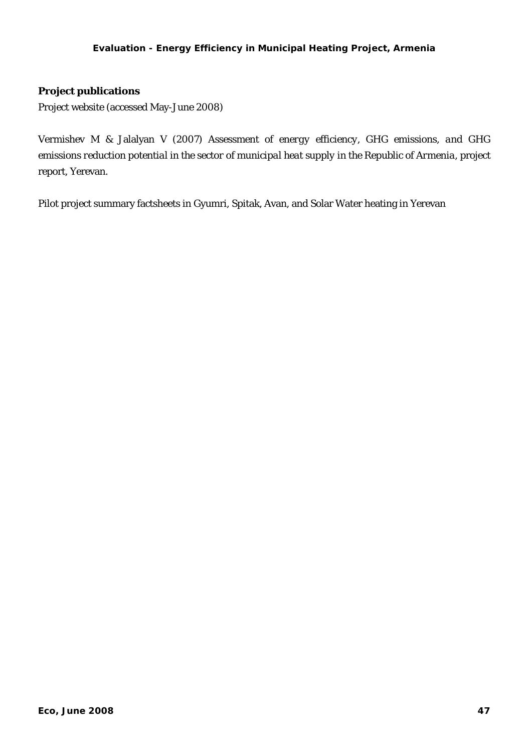**Project publications**

Project website (accessed May-June 2008)

Vermishev M & Jalalyan V (2007) *Assessment of energy efficiency, GHG emissions, and GHG emissions reduction potential in the sector of municipal heat supply in the Republic of Armenia*, project report, Yerevan.

Pilot project summary factsheets in Gyumri, Spitak, Avan, and Solar Water heating in Yerevan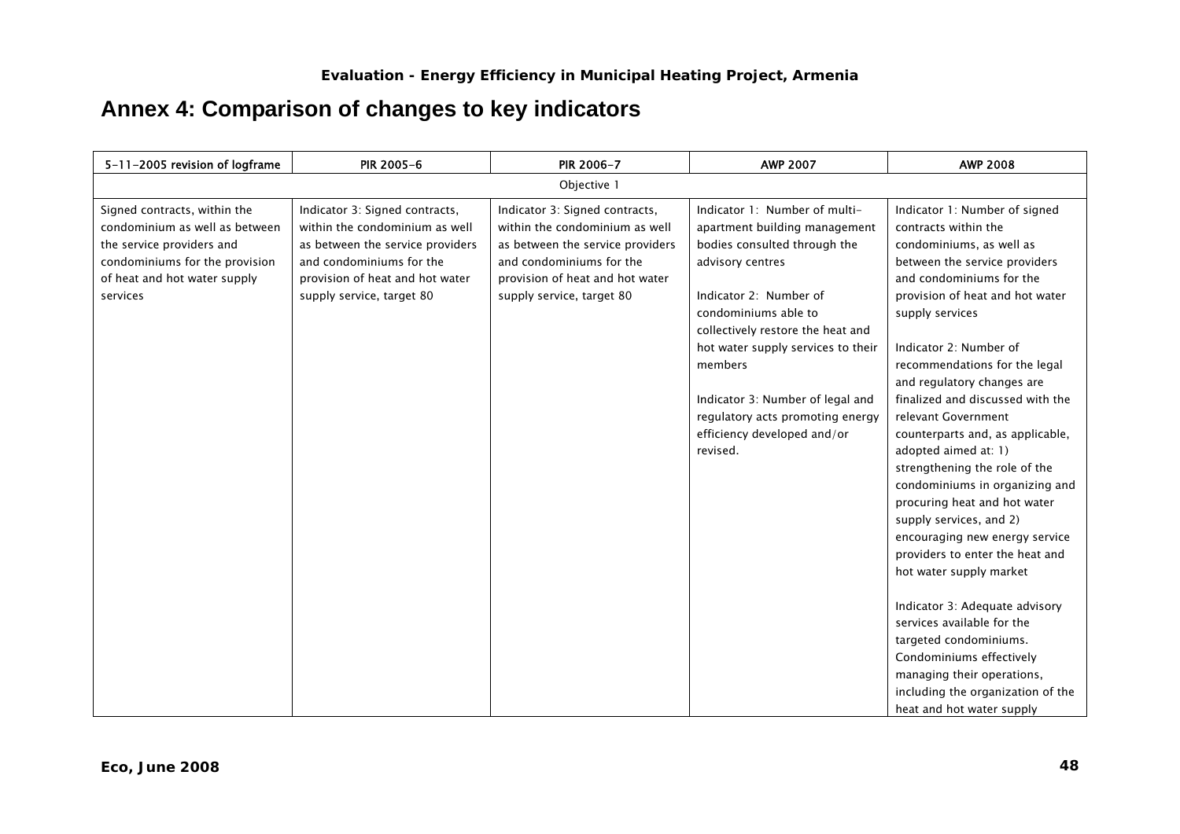## Annex 4: Comparison of changes to key indicators

| 5-11-2005 revision of logframe | PIR 2005-6 | PIR 2006-7 | AWP 2007 | AWP 2008 |
|---|---|---|---|---|
| Objective 1 | | | | |
| Signed contracts, within the condominium as well as between the service providers and condominiums for the provision of heat and hot water supply services | Indicator 3: Signed contracts, within the condominium as well as between the service providers and condominiums for the provision of heat and hot water supply service, target 80 | Indicator 3: Signed contracts, within the condominium as well as between the service providers and condominiums for the provision of heat and hot water supply service, target 80 | Indicator 1: Number of multi-apartment building management bodies consulted through the advisory centres<br><br>Indicator 2: Number of condominiums able to collectively restore the heat and hot water supply services to their members<br><br>Indicator 3: Number of legal and regulatory acts promoting energy efficiency developed and/or revised. | Indicator 1: Number of signed contracts within the condominiums, as well as between the service providers and condominiums for the provision of heat and hot water supply services<br><br>Indicator 2: Number of recommendations for the legal and regulatory changes are finalized and discussed with the relevant Government counterparts and, as applicable, adopted aimed at: 1) strengthening the role of the condominiums in organizing and procuring heat and hot water supply services, and 2) encouraging new energy service providers to enter the heat and hot water supply market<br><br>Indicator 3: Adequate advisory services available for the targeted condominiums. Condominiums effectively managing their operations, including the organization of the heat and hot water supply |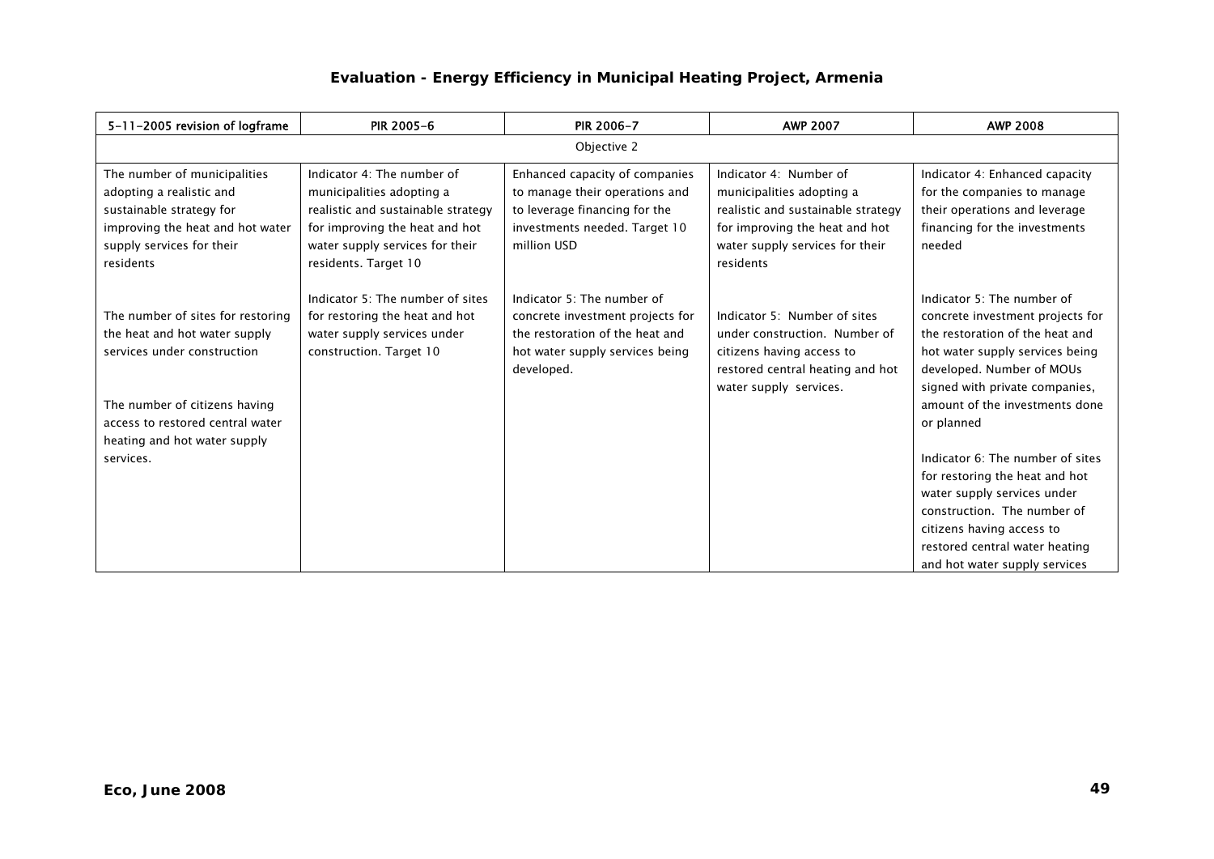**Evaluation - Energy Efficiency in Municipal Heating Project, Armenia**

| 5-11-2005 revision of logframe | PIR 2005-6 | PIR 2006-7 | AWP 2007 | AWP 2008 |
|---|---|---|---|---|
| Objective 2 | | | | |
| The number of municipalities adopting a realistic and sustainable strategy for improving the heat and hot water supply services for their residents<br><br>The number of sites for restoring the heat and hot water supply services under construction<br><br>The number of citizens having access to restored central water heating and hot water supply services. | Indicator 4: The number of municipalities adopting a realistic and sustainable strategy for improving the heat and hot water supply services for their residents. Target 10<br><br>Indicator 5: The number of sites for restoring the heat and hot water supply services under construction. Target 10 | Enhanced capacity of companies to manage their operations and to leverage financing for the investments needed. Target 10 million USD<br><br>Indicator 5: The number of concrete investment projects for the restoration of the heat and hot water supply services being developed. | Indicator 4: Number of municipalities adopting a realistic and sustainable strategy for improving the heat and hot water supply services for their residents<br><br>Indicator 5: Number of sites under construction. Number of citizens having access to restored central heating and hot water supply services. | Indicator 4: Enhanced capacity for the companies to manage their operations and leverage financing for the investments needed<br><br>Indicator 5: The number of concrete investment projects for the restoration of the heat and hot water supply services being developed. Number of MOUs signed with private companies, amount of the investments done or planned<br><br>Indicator 6: The number of sites for restoring the heat and hot water supply services under construction. The number of citizens having access to restored central water heating and hot water supply services |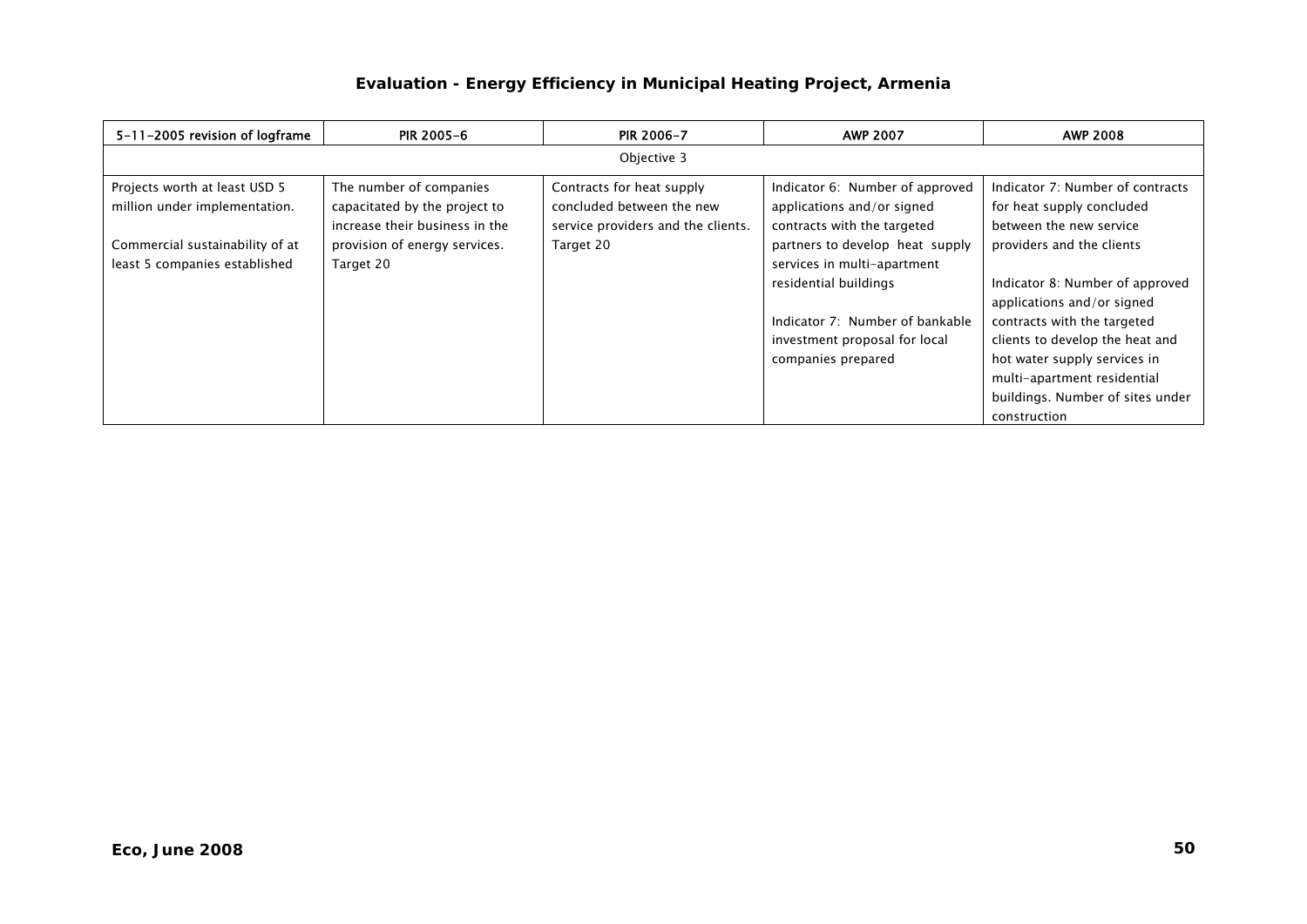| 5-11-2005 revision of logframe | PIR 2005-6 | PIR 2006-7 | AWP 2007 | AWP 2008 |
|---|---|---|---|---|
| Objective 3 | | | | |
| Projects worth at least USD 5 million under implementation.<br><br>Commercial sustainability of at least 5 companies established | The number of companies capacitated by the project to increase their business in the provision of energy services. Target 20 | Contracts for heat supply concluded between the new service providers and the clients. Target 20 | Indicator 6: Number of approved applications and/or signed contracts with the targeted partners to develop heat supply services in multi-apartment residential buildings<br><br>Indicator 7: Number of bankable investment proposal for local companies prepared | Indicator 7: Number of contracts for heat supply concluded between the new service providers and the clients<br><br>Indicator 8: Number of approved applications and/or signed contracts with the targeted clients to develop the heat and hot water supply services in multi-apartment residential buildings. Number of sites under construction |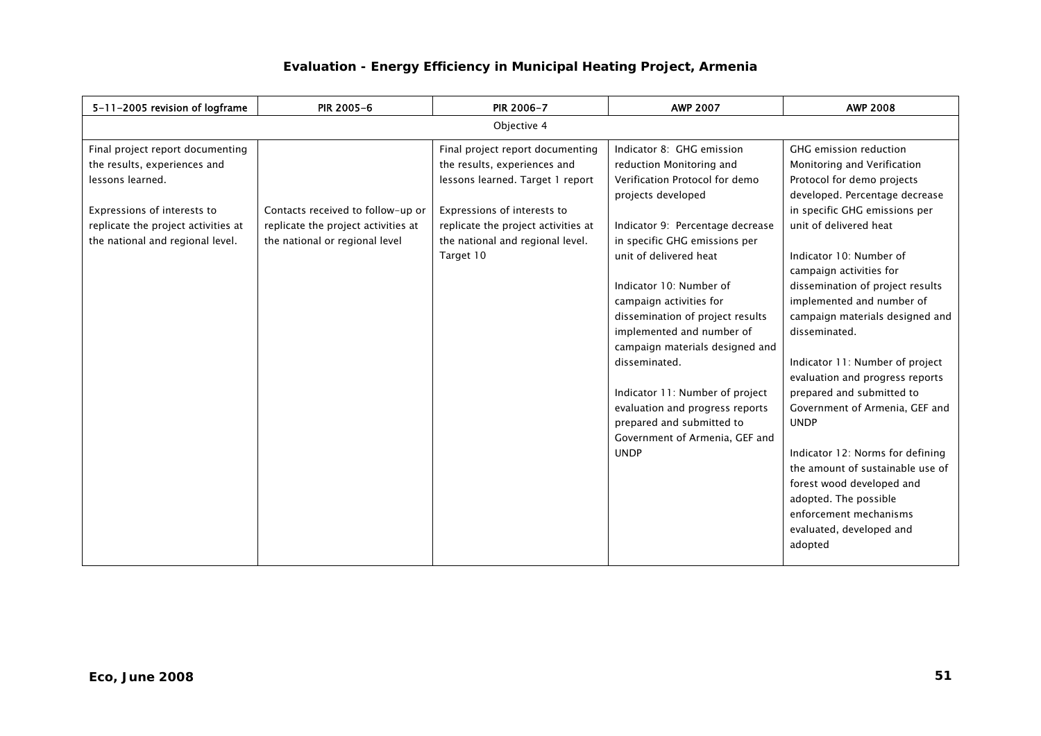| 5-11-2005 revision of logframe | PIR 2005-6 | PIR 2006-7 | AWP 2007 | AWP 2008 |
|---|---|---|---|---|
| Objective 4 | | | | |
| Final project report documenting the results, experiences and lessons learned.<br><br>Expressions of interests to replicate the project activities at the national and regional level. | Contacts received to follow-up or replicate the project activities at the national or regional level | Final project report documenting the results, experiences and lessons learned. Target 1 report<br><br>Expressions of interests to replicate the project activities at the national and regional level. Target 10 | Indicator 8: GHG emission reduction Monitoring and Verification Protocol for demo projects developed<br><br>Indicator 9: Percentage decrease in specific GHG emissions per unit of delivered heat<br><br>Indicator 10: Number of campaign activities for dissemination of project results implemented and number of campaign materials designed and disseminated.<br><br>Indicator 11: Number of project evaluation and progress reports prepared and submitted to Government of Armenia, GEF and UNDP | GHG emission reduction Monitoring and Verification Protocol for demo projects developed. Percentage decrease in specific GHG emissions per unit of delivered heat<br><br>Indicator 10: Number of campaign activities for dissemination of project results implemented and number of campaign materials designed and disseminated.<br><br>Indicator 11: Number of project evaluation and progress reports prepared and submitted to Government of Armenia, GEF and UNDP<br><br>Indicator 12: Norms for defining the amount of sustainable use of forest wood developed and adopted. The possible enforcement mechanisms evaluated, developed and adopted |